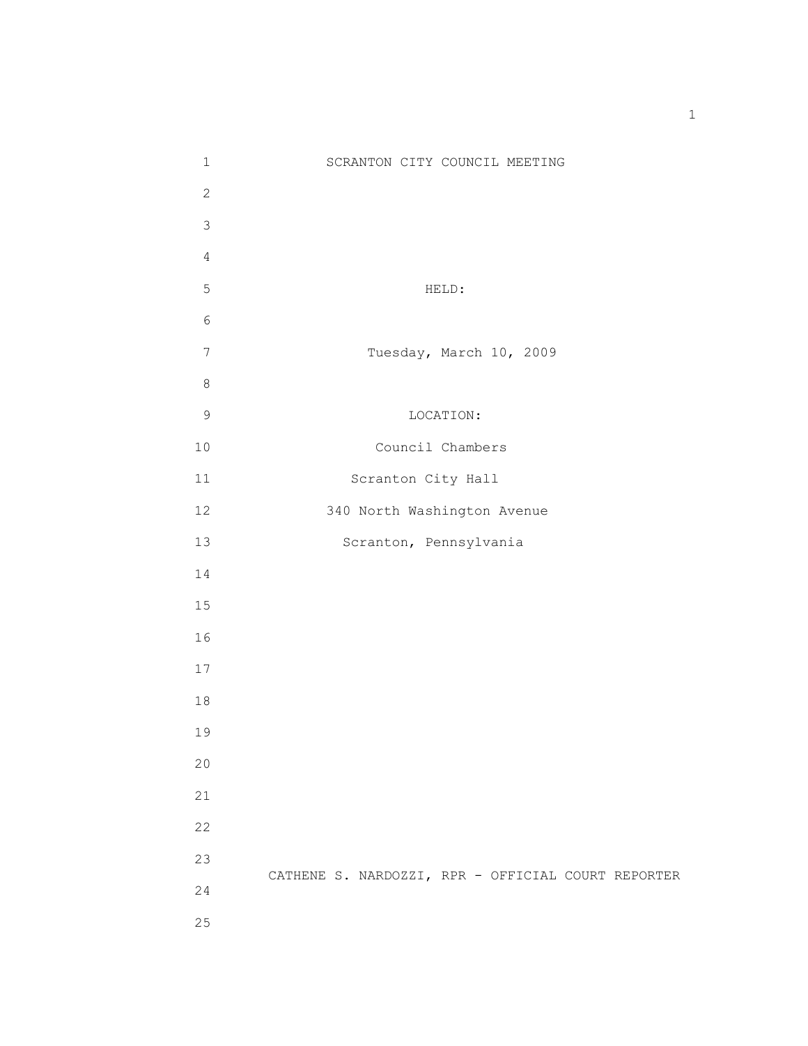# SCRANTON CITY COUNCIL MEETING

HELD:

Tuesday, March 10, 2009

LOCATION:

Council Chambers

Scranton City Hall

340 North Washington Avenue

Scranton, Pennsylvania

CATHENE S. NARDOZZI, RPR - OFFICIAL COURT REPORTER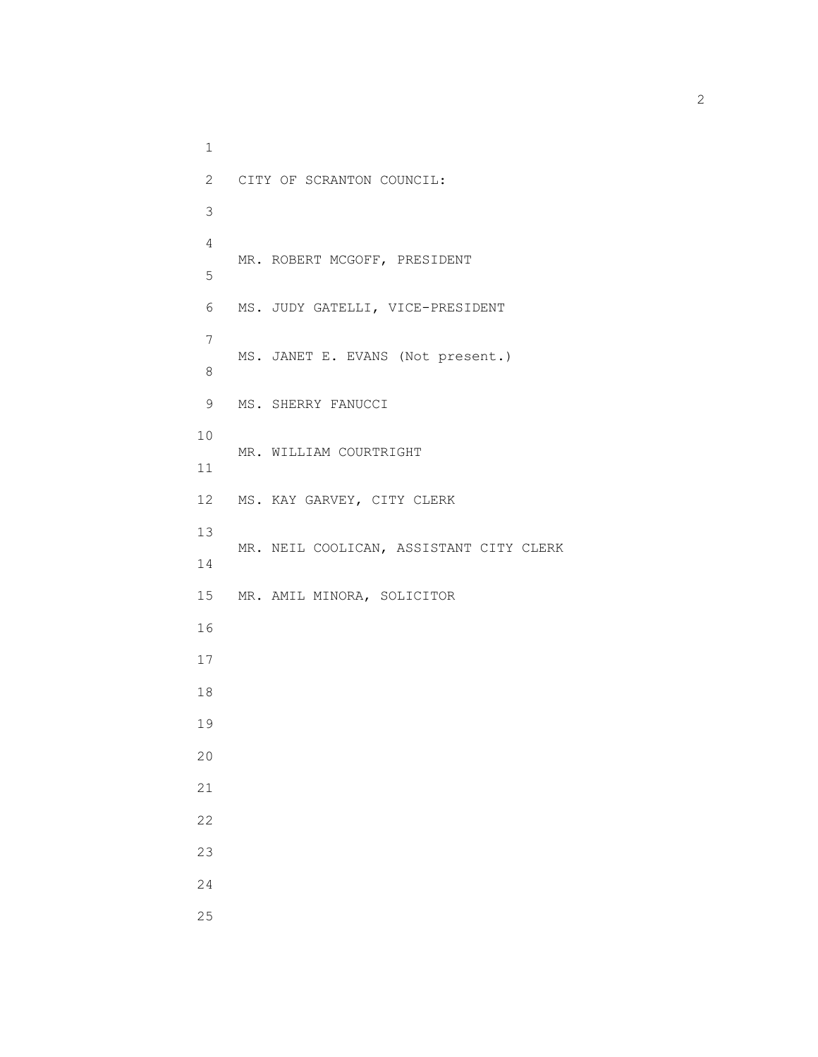CITY OF SCRANTON COUNCIL:

MR. ROBERT MCGOFF, PRESIDENT

MS. JUDY GATELLI, VICE-PRESIDENT

MS. JANET E. EVANS (Not present.)

MS. SHERRY FANUCCI

MR. WILLIAM COURTRIGHT

MS. KAY GARVEY, CITY CLERK

MR. NEIL COOLICAN, ASSISTANT CITY CLERK

MR. AMIL MINORA, SOLICITOR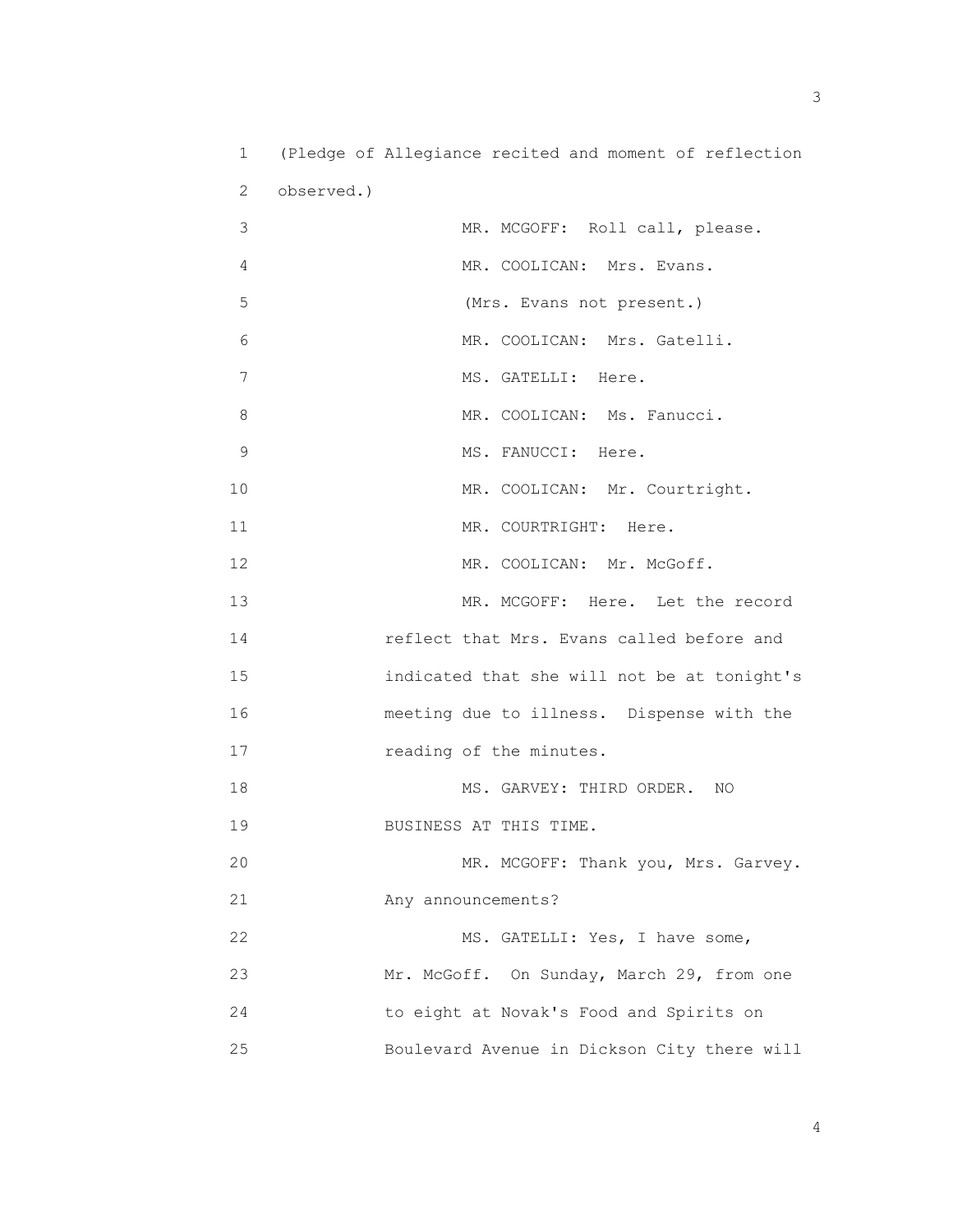1 (Pledge of Allegiance recited and moment of reflection
2 observed.)

3 MR. MCGOFF: Roll call, please.

4 MR. COOLICAN: Mrs. Evans.

5 (Mrs. Evans not present.)

6 MR. COOLICAN: Mrs. Gatelli.

7 MS. GATELLI: Here.

8 MR. COOLICAN: Ms. Fanucci.

9 MS. FANUCCI: Here.

10 MR. COOLICAN: Mr. Courtright.

11 MR. COURTRIGHT: Here.

12 MR. COOLICAN: Mr. McGoff.

13 MR. MCGOFF: Here. Let the record
14 reflect that Mrs. Evans called before and
15 indicated that she will not be at tonight's
16 meeting due to illness. Dispense with the
17 reading of the minutes.

18 MS. GARVEY: THIRD ORDER. NO
19 BUSINESS AT THIS TIME.

20 MR. MCGOFF: Thank you, Mrs. Garvey.
21 Any announcements?

22 MS. GATELLI: Yes, I have some,
23 Mr. McGoff. On Sunday, March 29, from one
24 to eight at Novak's Food and Spirits on
25 Boulevard Avenue in Dickson City there will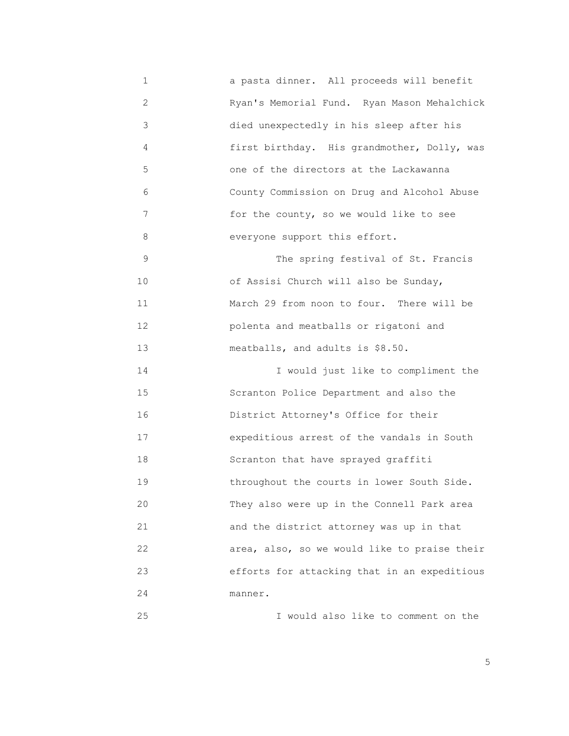a pasta dinner. All proceeds will benefit Ryan's Memorial Fund. Ryan Mason Mehalchick died unexpectedly in his sleep after his first birthday. His grandmother, Dolly, was one of the directors at the Lackawanna County Commission on Drug and Alcohol Abuse for the county, so we would like to see everyone support this effort.

The spring festival of St. Francis of Assisi Church will also be Sunday, March 29 from noon to four. There will be polenta and meatballs or rigatoni and meatballs, and adults is $8.50.

I would just like to compliment the Scranton Police Department and also the District Attorney's Office for their expeditious arrest of the vandals in South Scranton that have sprayed graffiti throughout the courts in lower South Side. They also were up in the Connell Park area and the district attorney was up in that area, also, so we would like to praise their efforts for attacking that in an expeditious manner.

I would also like to comment on the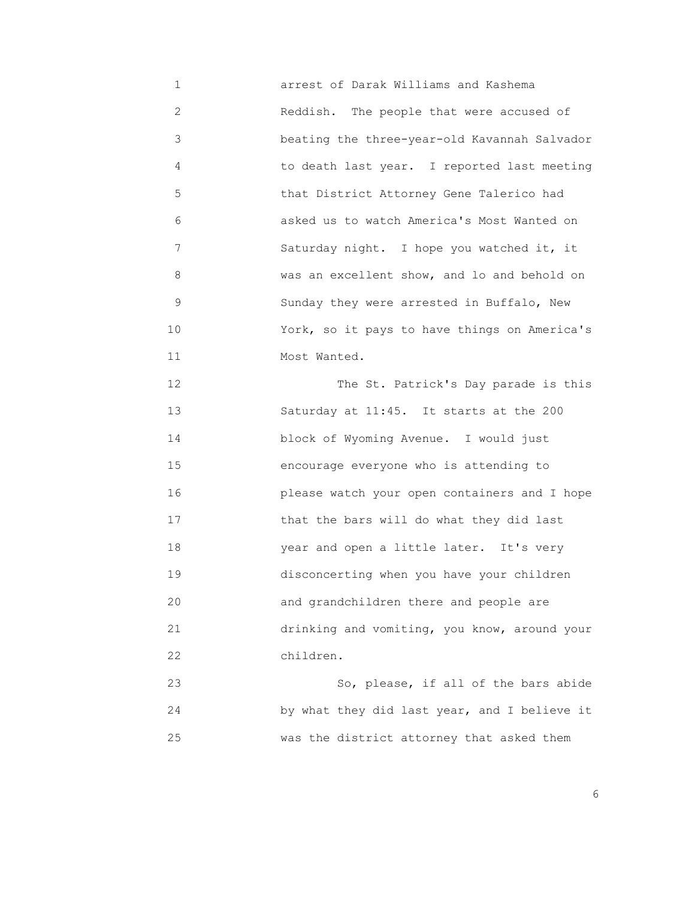1 arrest of Darak Williams and Kashema
2 Reddish. The people that were accused of
3 beating the three-year-old Kavannah Salvador
4 to death last year. I reported last meeting
5 that District Attorney Gene Talerico had
6 asked us to watch America's Most Wanted on
7 Saturday night. I hope you watched it, it
8 was an excellent show, and lo and behold on
9 Sunday they were arrested in Buffalo, New
10 York, so it pays to have things on America's
11 Most Wanted.

12 The St. Patrick's Day parade is this
13 Saturday at 11:45. It starts at the 200
14 block of Wyoming Avenue. I would just
15 encourage everyone who is attending to
16 please watch your open containers and I hope
17 that the bars will do what they did last
18 year and open a little later. It's very
19 disconcerting when you have your children
20 and grandchildren there and people are
21 drinking and vomiting, you know, around your
22 children.

23 So, please, if all of the bars abide
24 by what they did last year, and I believe it
25 was the district attorney that asked them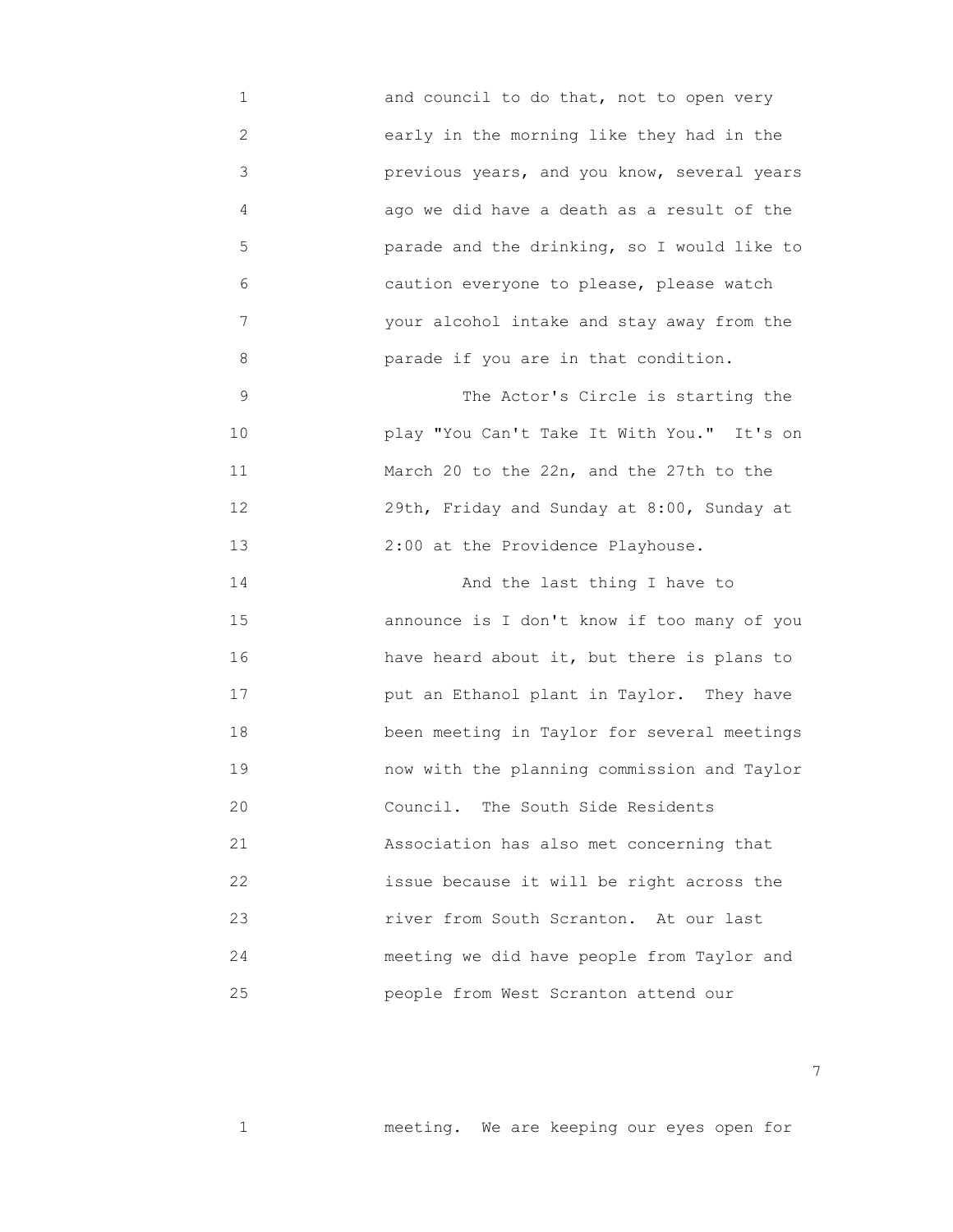and council to do that, not to open very early in the morning like they had in the previous years, and you know, several years ago we did have a death as a result of the parade and the drinking, so I would like to caution everyone to please, please watch your alcohol intake and stay away from the parade if you are in that condition.

The Actor's Circle is starting the play "You Can't Take It With You." It's on March 20 to the 22n, and the 27th to the 29th, Friday and Sunday at 8:00, Sunday at 2:00 at the Providence Playhouse.

And the last thing I have to announce is I don't know if too many of you have heard about it, but there is plans to put an Ethanol plant in Taylor. They have been meeting in Taylor for several meetings now with the planning commission and Taylor Council. The South Side Residents Association has also met concerning that issue because it will be right across the river from South Scranton. At our last meeting we did have people from Taylor and people from West Scranton attend our

meeting. We are keeping our eyes open for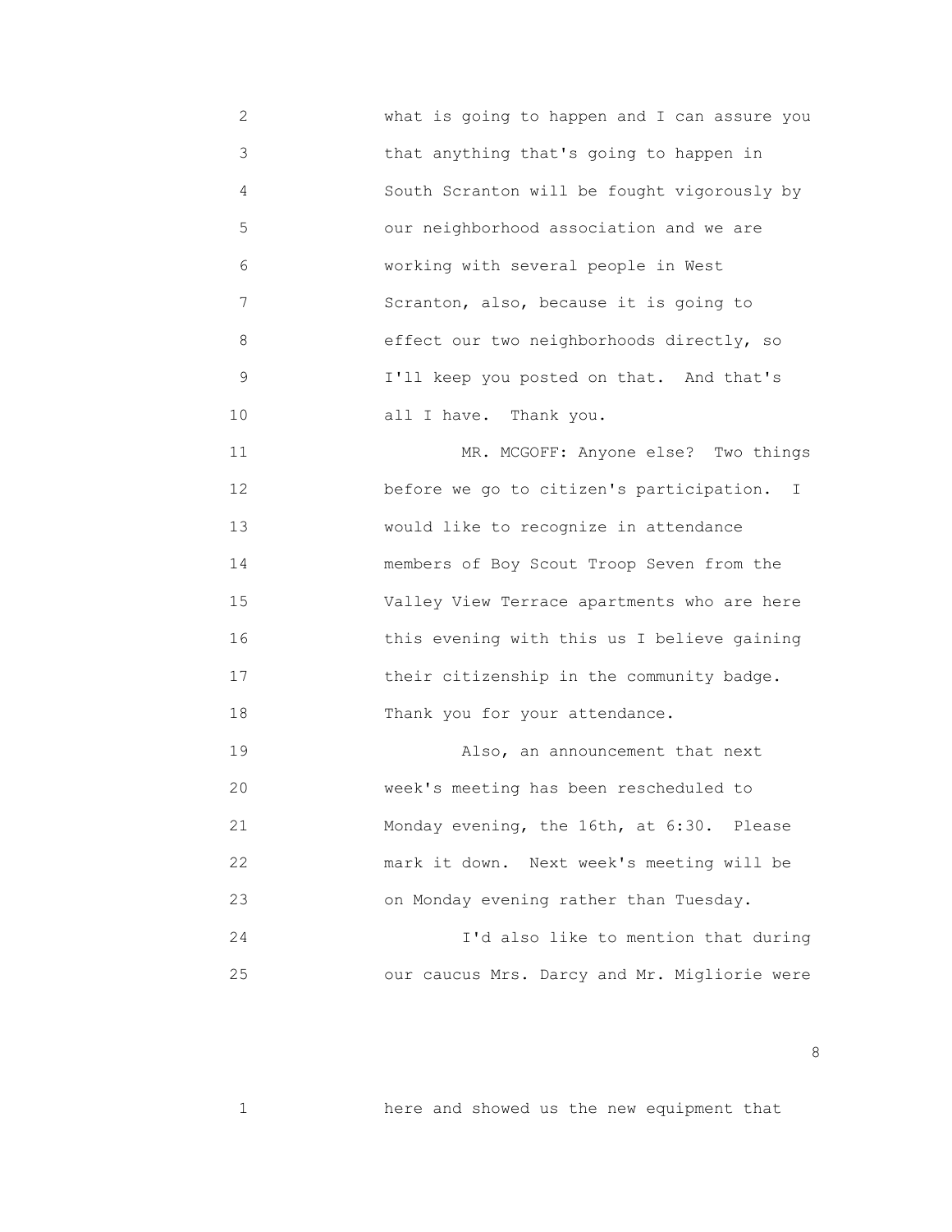what is going to happen and I can assure you that anything that's going to happen in South Scranton will be fought vigorously by our neighborhood association and we are working with several people in West Scranton, also, because it is going to effect our two neighborhoods directly, so I'll keep you posted on that. And that's all I have. Thank you.

MR. MCGOFF: Anyone else? Two things before we go to citizen's participation. I would like to recognize in attendance members of Boy Scout Troop Seven from the Valley View Terrace apartments who are here this evening with this us I believe gaining their citizenship in the community badge. Thank you for your attendance.

Also, an announcement that next week's meeting has been rescheduled to Monday evening, the 16th, at 6:30. Please mark it down. Next week's meeting will be on Monday evening rather than Tuesday.

I'd also like to mention that during our caucus Mrs. Darcy and Mr. Migliorie were

here and showed us the new equipment that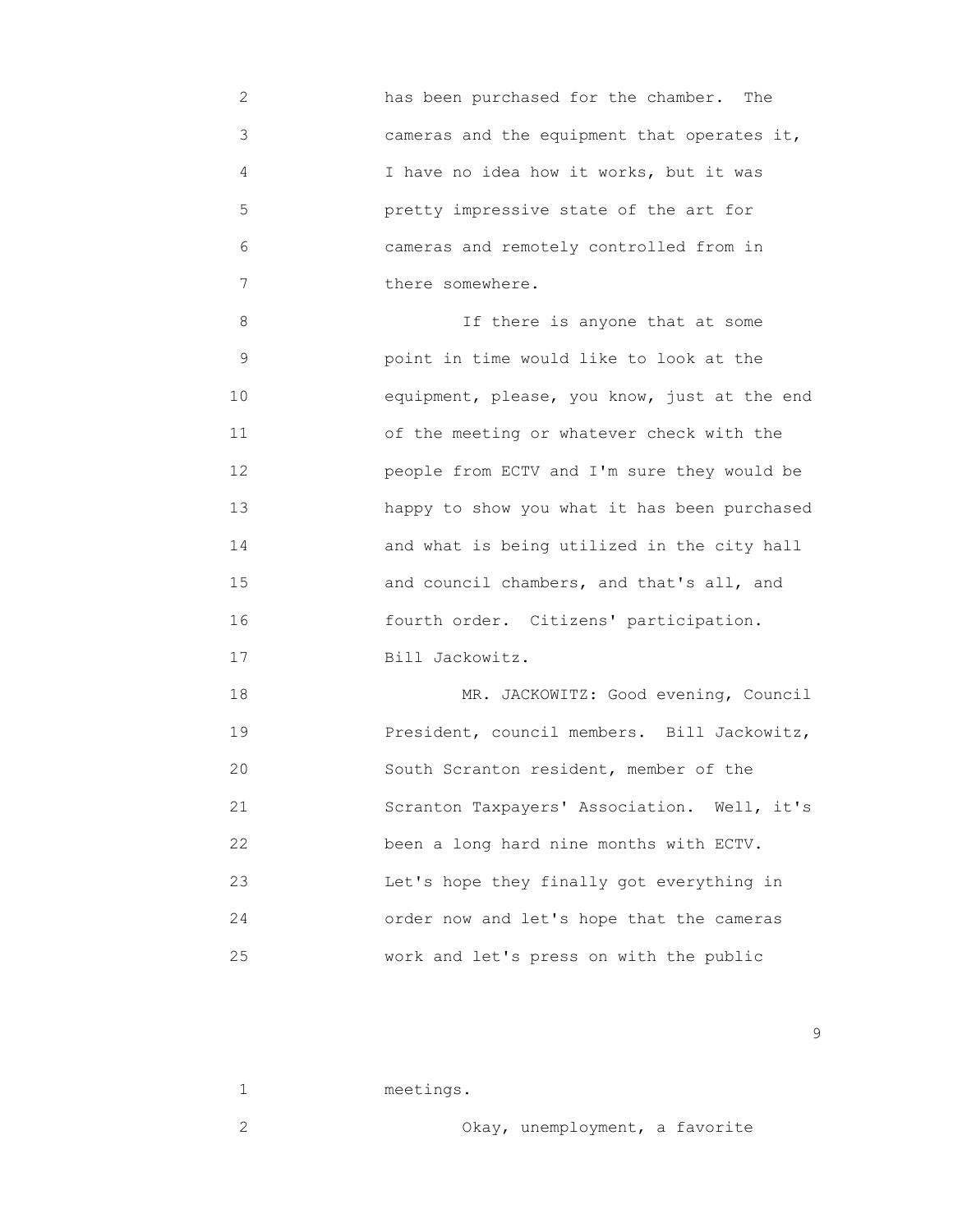has been purchased for the chamber. The cameras and the equipment that operates it, I have no idea how it works, but it was pretty impressive state of the art for cameras and remotely controlled from in there somewhere.

If there is anyone that at some point in time would like to look at the equipment, please, you know, just at the end of the meeting or whatever check with the people from ECTV and I'm sure they would be happy to show you what it has been purchased and what is being utilized in the city hall and council chambers, and that's all, and fourth order. Citizens' participation. Bill Jackowitz.

MR. JACKOWITZ: Good evening, Council President, council members. Bill Jackowitz, South Scranton resident, member of the Scranton Taxpayers' Association. Well, it's been a long hard nine months with ECTV. Let's hope they finally got everything in order now and let's hope that the cameras work and let's press on with the public meetings.

Okay, unemployment, a favorite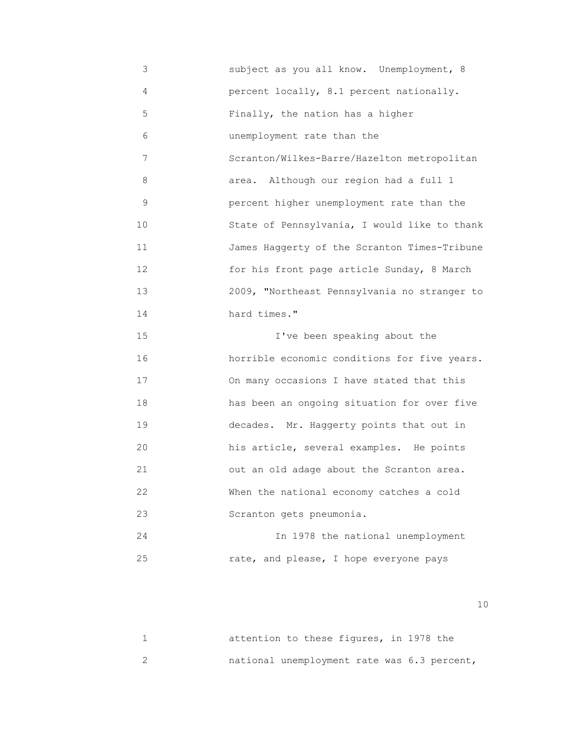subject as you all know. Unemployment, 8 percent locally, 8.1 percent nationally. Finally, the nation has a higher unemployment rate than the Scranton/Wilkes-Barre/Hazelton metropolitan area. Although our region had a full 1 percent higher unemployment rate than the State of Pennsylvania, I would like to thank James Haggerty of the Scranton Times-Tribune for his front page article Sunday, 8 March 2009, "Northeast Pennsylvania no stranger to hard times."

I've been speaking about the horrible economic conditions for five years. On many occasions I have stated that this has been an ongoing situation for over five decades. Mr. Haggerty points that out in his article, several examples. He points out an old adage about the Scranton area. When the national economy catches a cold Scranton gets pneumonia.

In 1978 the national unemployment rate, and please, I hope everyone pays attention to these figures, in 1978 the national unemployment rate was 6.3 percent,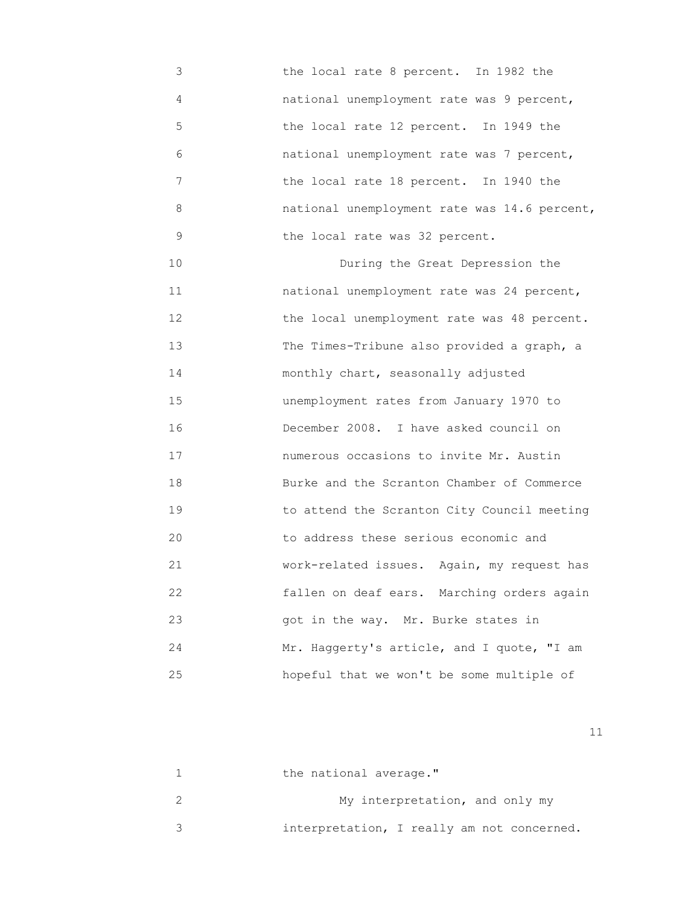the local rate 8 percent. In 1982 the national unemployment rate was 9 percent, the local rate 12 percent. In 1949 the national unemployment rate was 7 percent, the local rate 18 percent. In 1940 the national unemployment rate was 14.6 percent, the local rate was 32 percent.

During the Great Depression the national unemployment rate was 24 percent, the local unemployment rate was 48 percent. The Times-Tribune also provided a graph, a monthly chart, seasonally adjusted unemployment rates from January 1970 to December 2008. I have asked council on numerous occasions to invite Mr. Austin Burke and the Scranton Chamber of Commerce to attend the Scranton City Council meeting to address these serious economic and work-related issues. Again, my request has fallen on deaf ears. Marching orders again got in the way. Mr. Burke states in Mr. Haggerty's article, and I quote, "I am hopeful that we won't be some multiple of the national average."

My interpretation, and only my interpretation, I really am not concerned.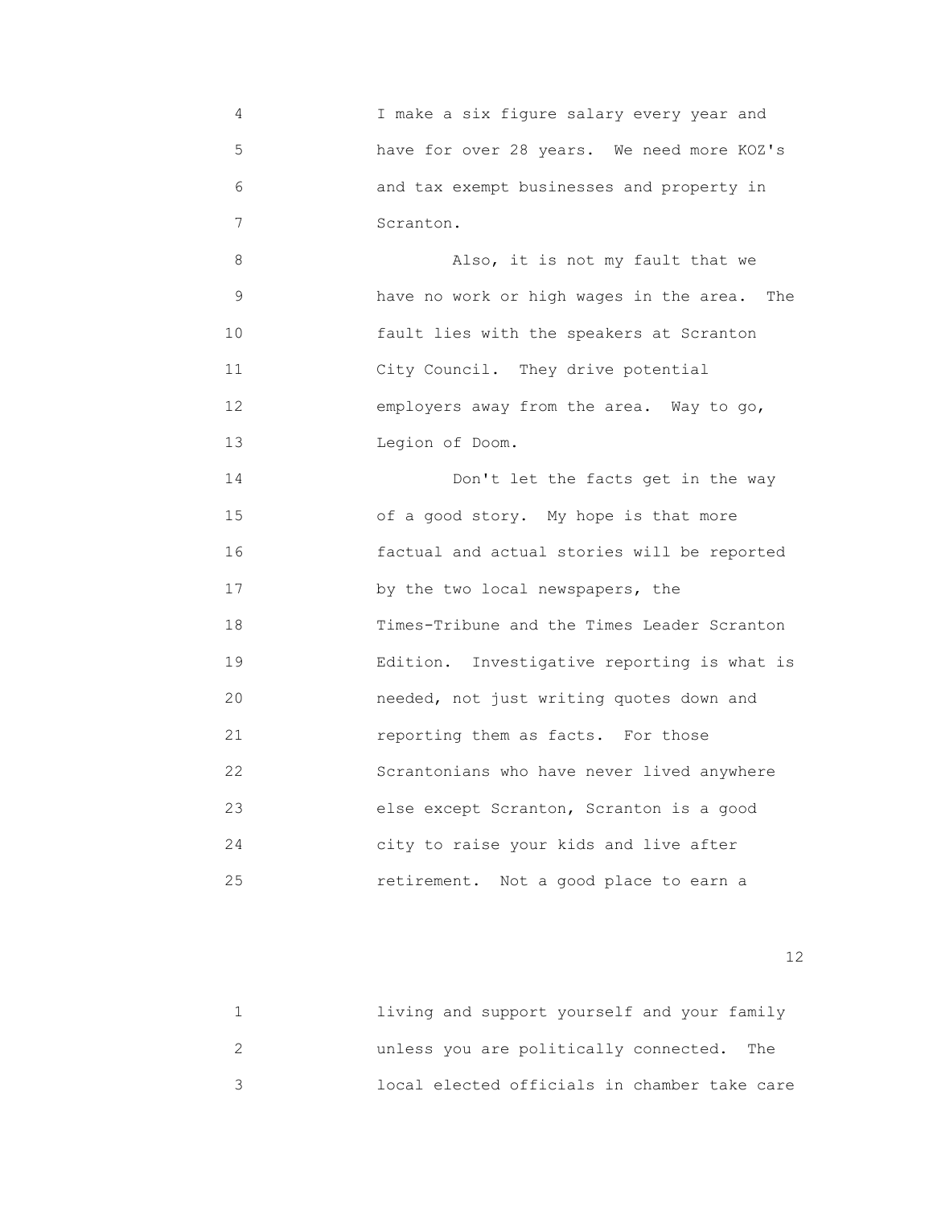I make a six figure salary every year and have for over 28 years. We need more KOZ's and tax exempt businesses and property in Scranton.

Also, it is not my fault that we have no work or high wages in the area. The fault lies with the speakers at Scranton City Council. They drive potential employers away from the area. Way to go, Legion of Doom.

Don't let the facts get in the way of a good story. My hope is that more factual and actual stories will be reported by the two local newspapers, the Times-Tribune and the Times Leader Scranton Edition. Investigative reporting is what is needed, not just writing quotes down and reporting them as facts. For those Scrantonians who have never lived anywhere else except Scranton, Scranton is a good city to raise your kids and live after retirement. Not a good place to earn a living and support yourself and your family unless you are politically connected. The local elected officials in chamber take care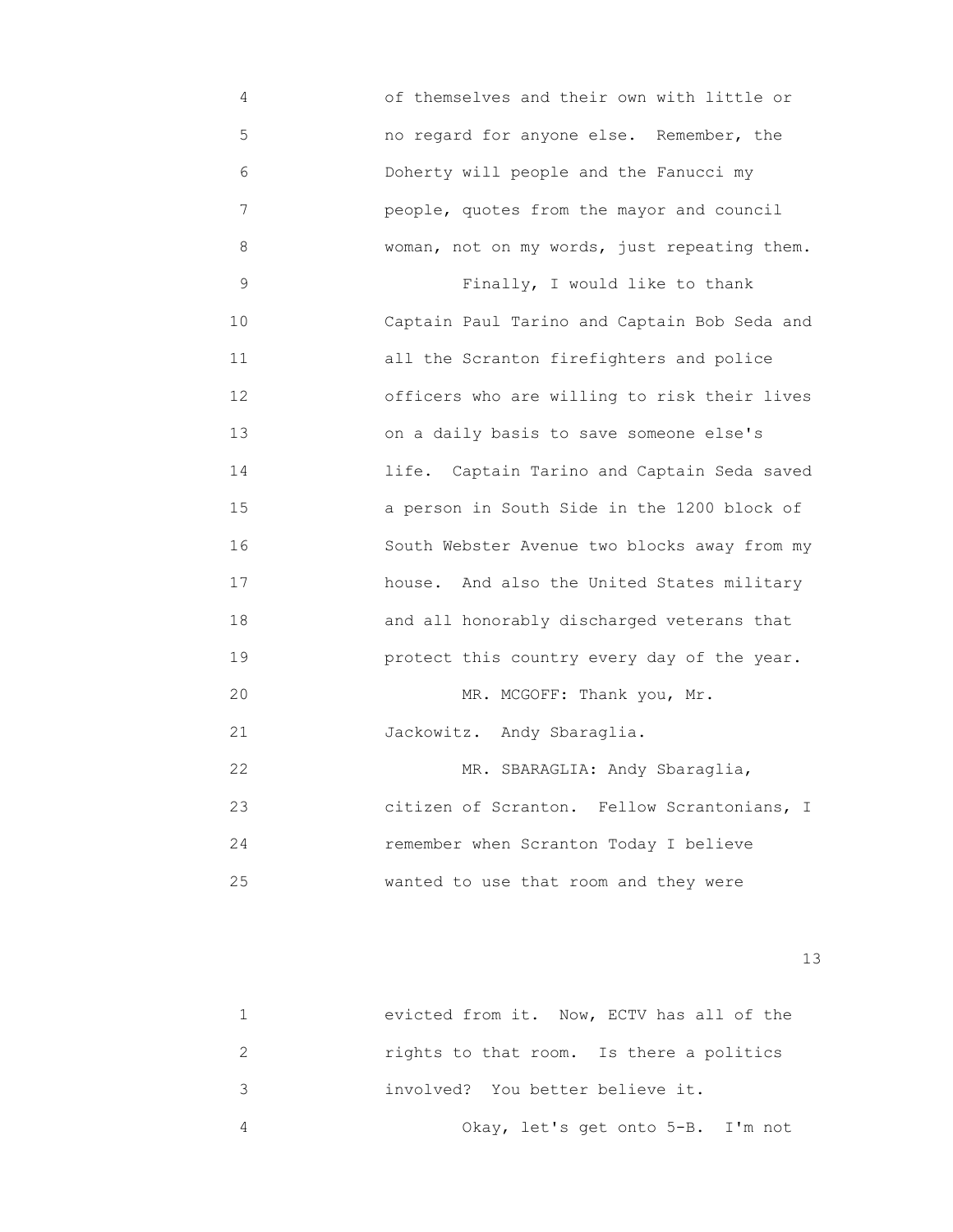of themselves and their own with little or no regard for anyone else. Remember, the Doherty will people and the Fanucci my people, quotes from the mayor and council woman, not on my words, just repeating them.

Finally, I would like to thank Captain Paul Tarino and Captain Bob Seda and all the Scranton firefighters and police officers who are willing to risk their lives on a daily basis to save someone else's life. Captain Tarino and Captain Seda saved a person in South Side in the 1200 block of South Webster Avenue two blocks away from my house. And also the United States military and all honorably discharged veterans that protect this country every day of the year.

MR. MCGOFF: Thank you, Mr. Jackowitz. Andy Sbaraglia.

MR. SBARAGLIA: Andy Sbaraglia, citizen of Scranton. Fellow Scrantonians, I remember when Scranton Today I believe wanted to use that room and they were evicted from it. Now, ECTV has all of the rights to that room. Is there a politics involved? You better believe it.

Okay, let's get onto 5-B. I'm not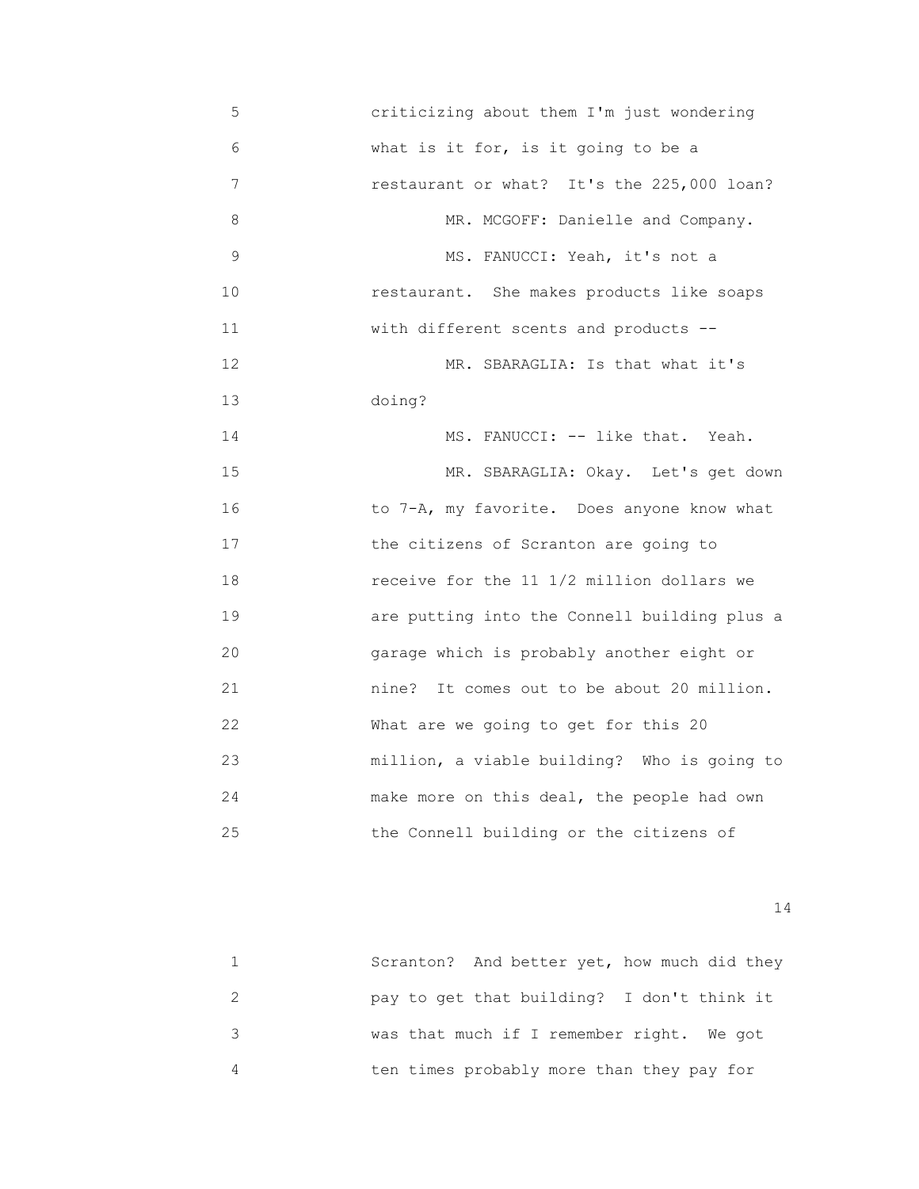criticizing about them I'm just wondering what is it for, is it going to be a restaurant or what? It's the 225,000 loan?

MR. MCGOFF: Danielle and Company.

MS. FANUCCI: Yeah, it's not a restaurant. She makes products like soaps with different scents and products --

MR. SBARAGLIA: Is that what it's doing?

MS. FANUCCI: -- like that. Yeah.

MR. SBARAGLIA: Okay. Let's get down to 7-A, my favorite. Does anyone know what the citizens of Scranton are going to receive for the 11 1/2 million dollars we are putting into the Connell building plus a garage which is probably another eight or nine? It comes out to be about 20 million. What are we going to get for this 20 million, a viable building? Who is going to make more on this deal, the people had own the Connell building or the citizens of Scranton? And better yet, how much did they pay to get that building? I don't think it was that much if I remember right. We got ten times probably more than they pay for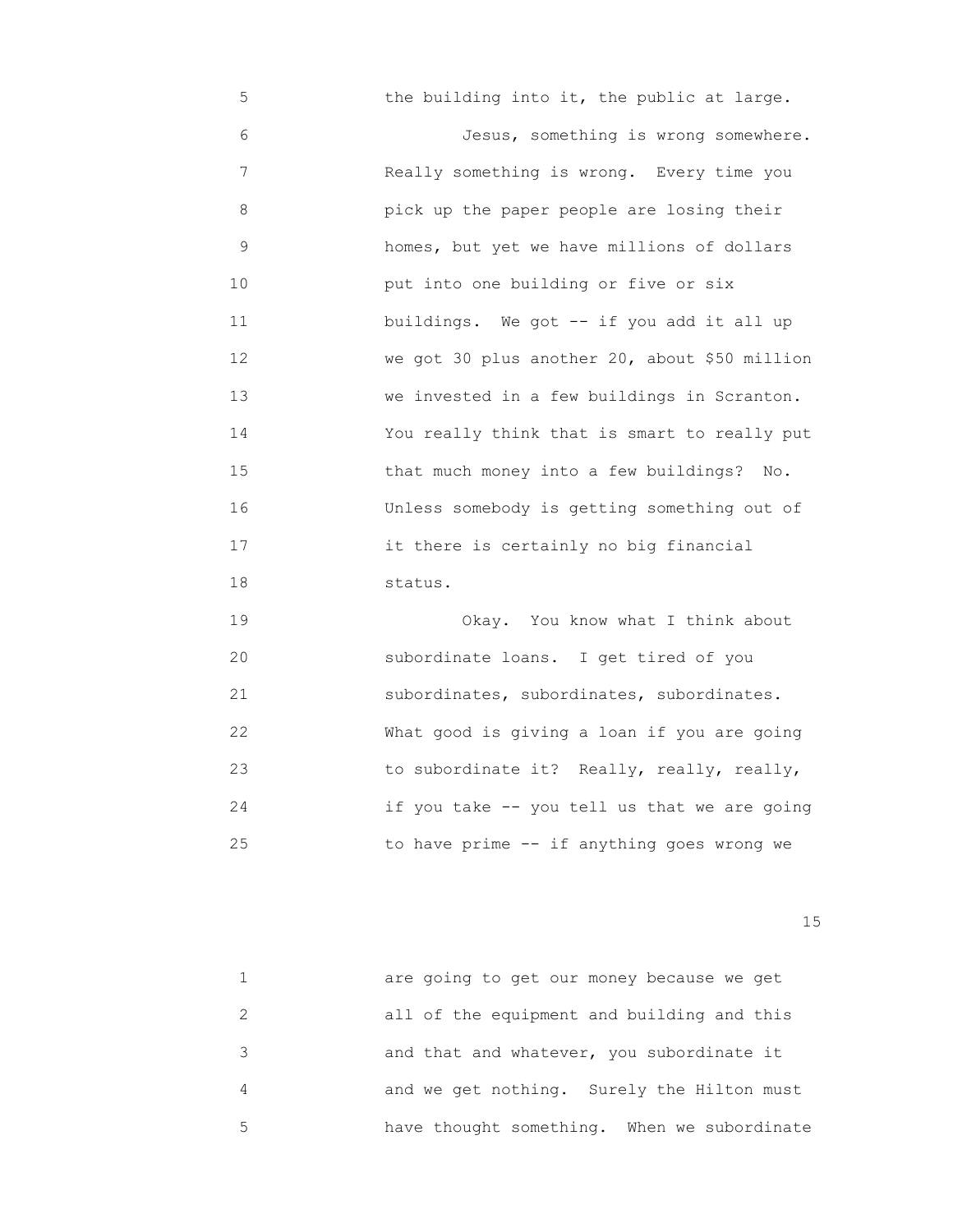the building into it, the public at large.

Jesus, something is wrong somewhere. Really something is wrong. Every time you pick up the paper people are losing their homes, but yet we have millions of dollars put into one building or five or six buildings. We got -- if you add it all up we got 30 plus another 20, about $50 million we invested in a few buildings in Scranton. You really think that is smart to really put that much money into a few buildings? No. Unless somebody is getting something out of it there is certainly no big financial status.

Okay. You know what I think about subordinate loans. I get tired of you subordinates, subordinates, subordinates. What good is giving a loan if you are going to subordinate it? Really, really, really, if you take -- you tell us that we are going to have prime -- if anything goes wrong we are going to get our money because we get all of the equipment and building and this and that and whatever, you subordinate it and we get nothing. Surely the Hilton must have thought something. When we subordinate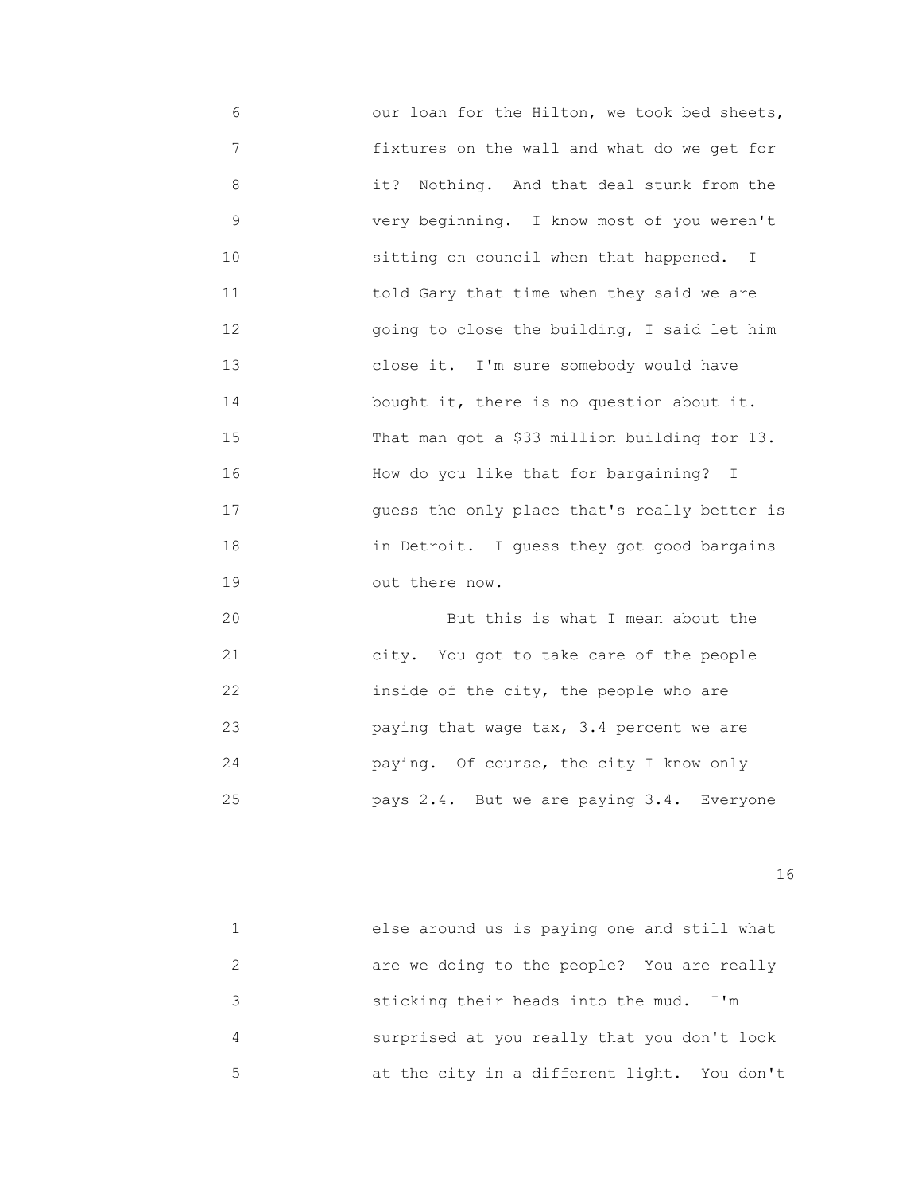our loan for the Hilton, we took bed sheets, fixtures on the wall and what do we get for it? Nothing. And that deal stunk from the very beginning. I know most of you weren't sitting on council when that happened. I told Gary that time when they said we are going to close the building, I said let him close it. I'm sure somebody would have bought it, there is no question about it. That man got a $33 million building for 13. How do you like that for bargaining? I guess the only place that's really better is in Detroit. I guess they got good bargains out there now.

But this is what I mean about the city. You got to take care of the people inside of the city, the people who are paying that wage tax, 3.4 percent we are paying. Of course, the city I know only pays 2.4. But we are paying 3.4. Everyone else around us is paying one and still what are we doing to the people? You are really sticking their heads into the mud. I'm surprised at you really that you don't look at the city in a different light. You don't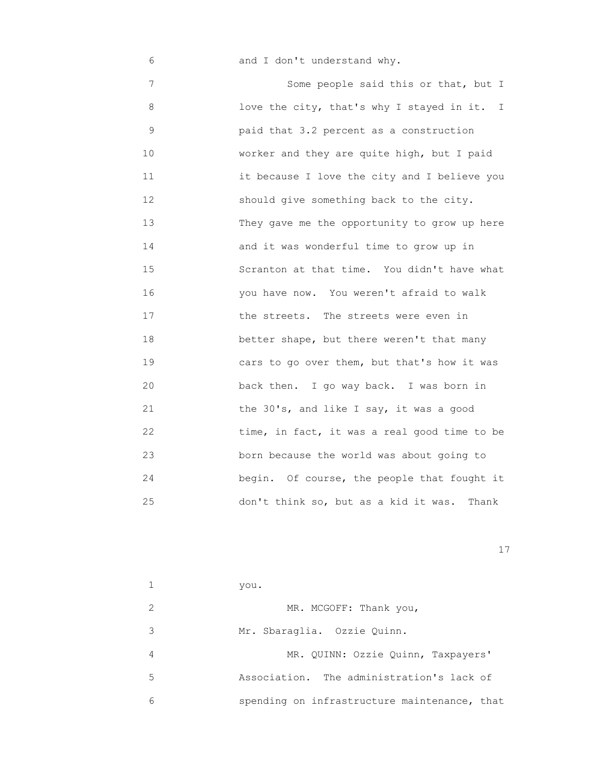and I don't understand why.

Some people said this or that, but I love the city, that's why I stayed in it. I paid that 3.2 percent as a construction worker and they are quite high, but I paid it because I love the city and I believe you should give something back to the city. They gave me the opportunity to grow up here and it was wonderful time to grow up in Scranton at that time. You didn't have what you have now. You weren't afraid to walk the streets. The streets were even in better shape, but there weren't that many cars to go over them, but that's how it was back then. I go way back. I was born in the 30's, and like I say, it was a good time, in fact, it was a real good time to be born because the world was about going to begin. Of course, the people that fought it don't think so, but as a kid it was. Thank you.

MR. MCGOFF: Thank you, Mr. Sbaraglia. Ozzie Quinn.

MR. QUINN: Ozzie Quinn, Taxpayers' Association. The administration's lack of spending on infrastructure maintenance, that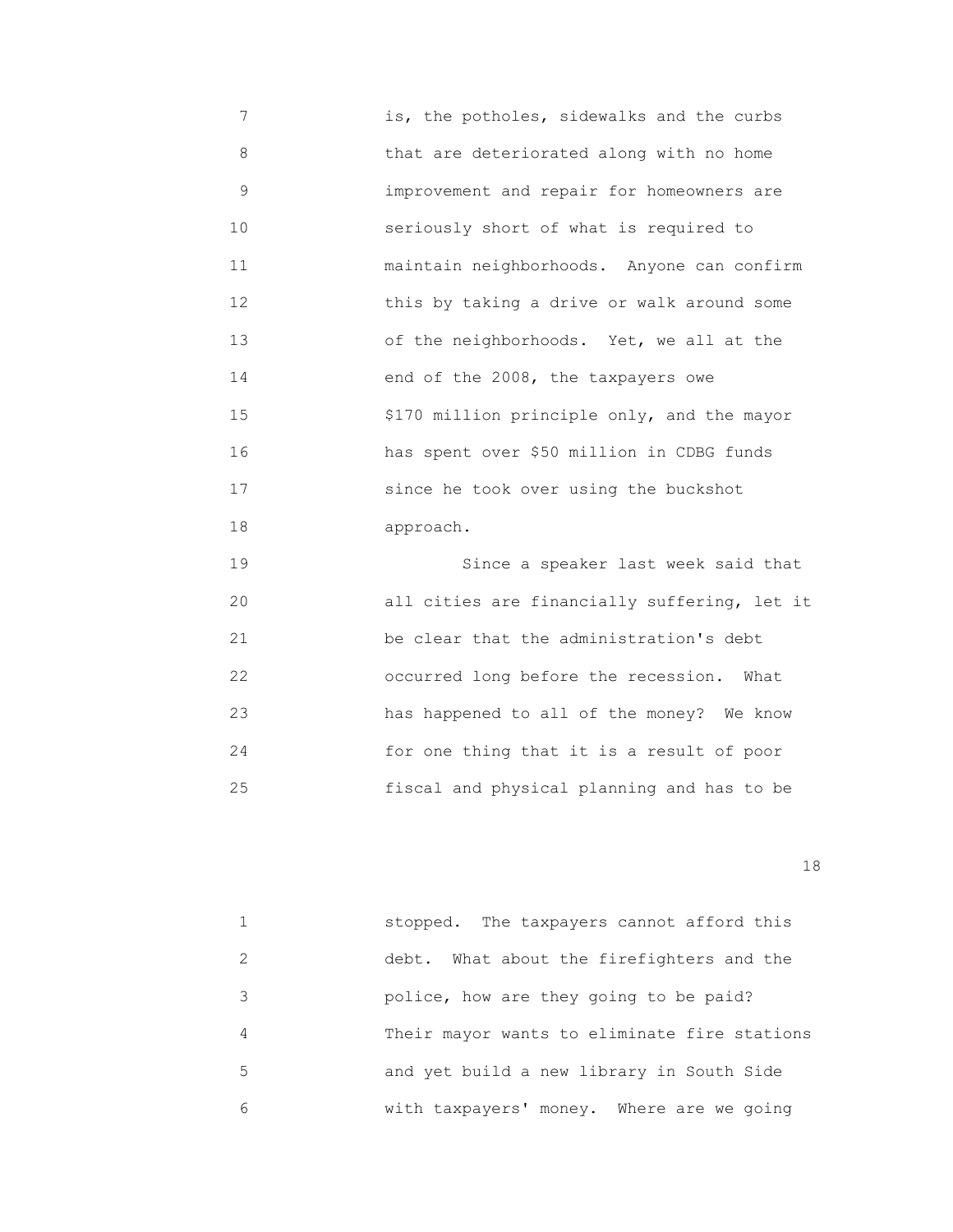is, the potholes, sidewalks and the curbs that are deteriorated along with no home improvement and repair for homeowners are seriously short of what is required to maintain neighborhoods. Anyone can confirm this by taking a drive or walk around some of the neighborhoods. Yet, we all at the end of the 2008, the taxpayers owe $170 million principle only, and the mayor has spent over $50 million in CDBG funds since he took over using the buckshot approach.

Since a speaker last week said that all cities are financially suffering, let it be clear that the administration's debt occurred long before the recession. What has happened to all of the money? We know for one thing that it is a result of poor fiscal and physical planning and has to be stopped. The taxpayers cannot afford this debt. What about the firefighters and the police, how are they going to be paid? Their mayor wants to eliminate fire stations and yet build a new library in South Side with taxpayers' money. Where are we going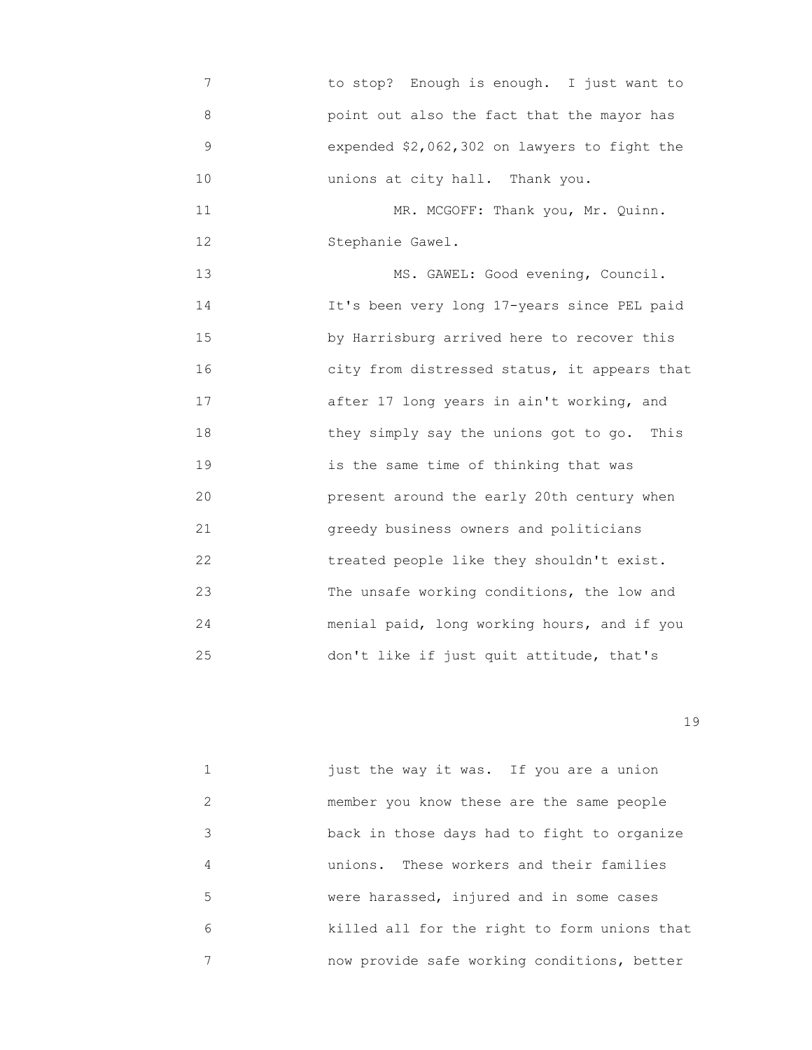to stop? Enough is enough. I just want to point out also the fact that the mayor has expended $2,062,302 on lawyers to fight the unions at city hall. Thank you.

MR. MCGOFF: Thank you, Mr. Quinn. Stephanie Gawel.

MS. GAWEL: Good evening, Council. It's been very long 17-years since PEL paid by Harrisburg arrived here to recover this city from distressed status, it appears that after 17 long years in ain't working, and they simply say the unions got to go. This is the same time of thinking that was present around the early 20th century when greedy business owners and politicians treated people like they shouldn't exist. The unsafe working conditions, the low and menial paid, long working hours, and if you don't like if just quit attitude, that's

just the way it was. If you are a union member you know these are the same people back in those days had to fight to organize unions. These workers and their families were harassed, injured and in some cases killed all for the right to form unions that now provide safe working conditions, better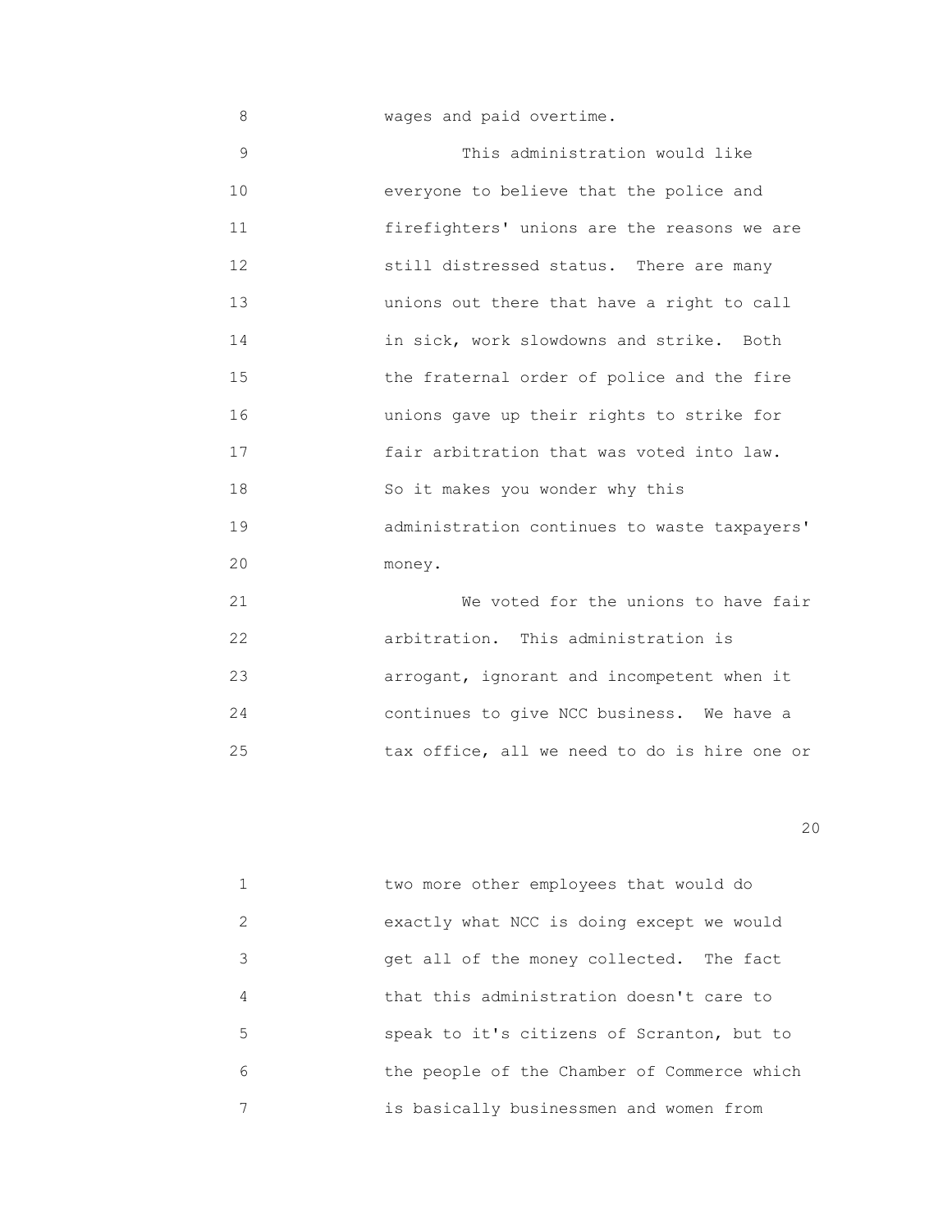wages and paid overtime.

This administration would like everyone to believe that the police and firefighters' unions are the reasons we are still distressed status. There are many unions out there that have a right to call in sick, work slowdowns and strike. Both the fraternal order of police and the fire unions gave up their rights to strike for fair arbitration that was voted into law. So it makes you wonder why this administration continues to waste taxpayers' money.

We voted for the unions to have fair arbitration. This administration is arrogant, ignorant and incompetent when it continues to give NCC business. We have a tax office, all we need to do is hire one or two more other employees that would do exactly what NCC is doing except we would get all of the money collected. The fact that this administration doesn't care to speak to it's citizens of Scranton, but to the people of the Chamber of Commerce which is basically businessmen and women from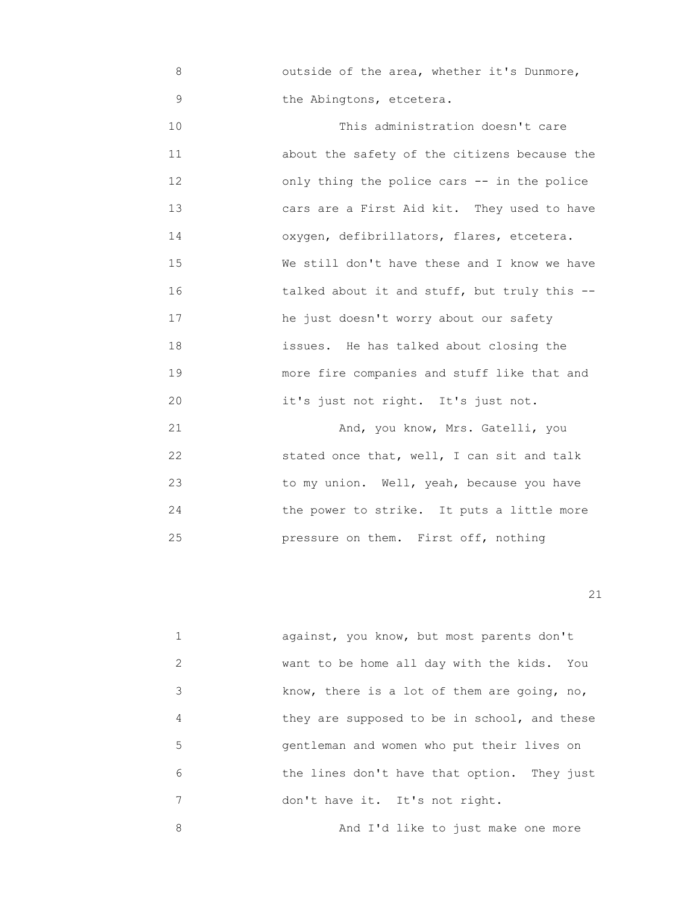8 outside of the area, whether it's Dunmore,
9 the Abingtons, etcetera.

10 This administration doesn't care
11 about the safety of the citizens because the
12 only thing the police cars -- in the police
13 cars are a First Aid kit. They used to have
14 oxygen, defibrillators, flares, etcetera.
15 We still don't have these and I know we have
16 talked about it and stuff, but truly this --
17 he just doesn't worry about our safety
18 issues. He has talked about closing the
19 more fire companies and stuff like that and
20 it's just not right. It's just not.

21 And, you know, Mrs. Gatelli, you
22 stated once that, well, I can sit and talk
23 to my union. Well, yeah, because you have
24 the power to strike. It puts a little more
25 pressure on them. First off, nothing

1 against, you know, but most parents don't
2 want to be home all day with the kids. You
3 know, there is a lot of them are going, no,
4 they are supposed to be in school, and these
5 gentleman and women who put their lives on
6 the lines don't have that option. They just
7 don't have it. It's not right.

8 And I'd like to just make one more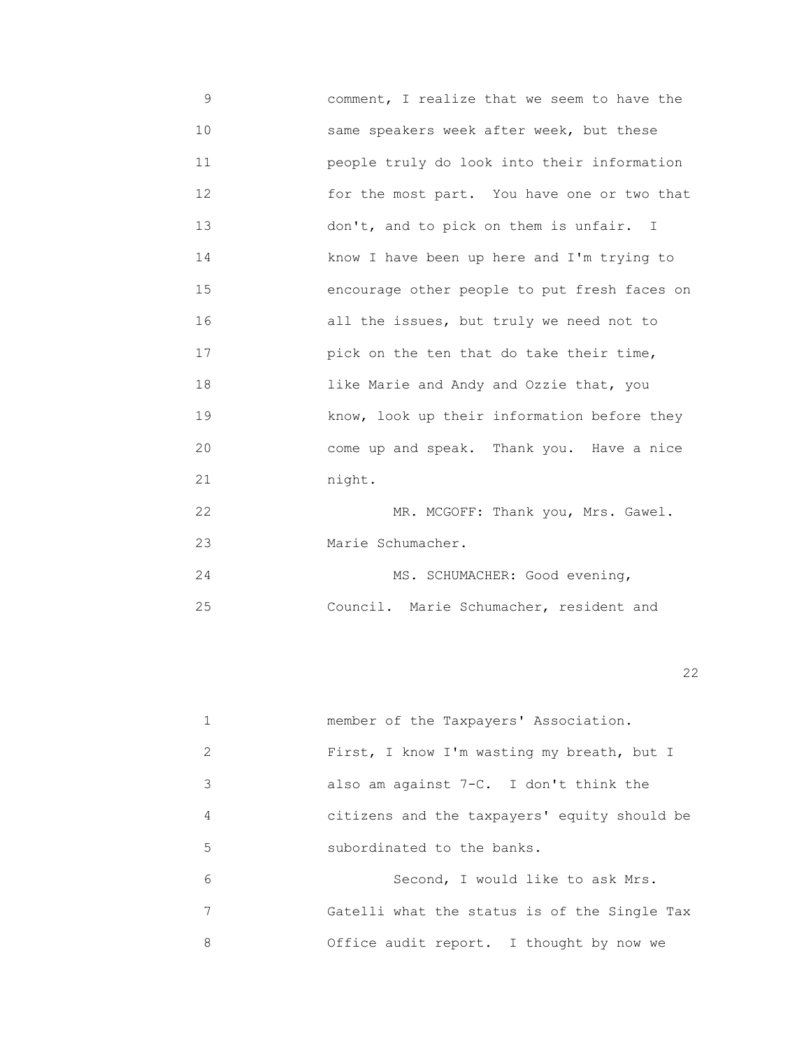comment, I realize that we seem to have the same speakers week after week, but these people truly do look into their information for the most part. You have one or two that don't, and to pick on them is unfair. I know I have been up here and I'm trying to encourage other people to put fresh faces on all the issues, but truly we need not to pick on the ten that do take their time, like Marie and Andy and Ozzie that, you know, look up their information before they come up and speak. Thank you. Have a nice night.

MR. MCGOFF: Thank you, Mrs. Gawel. Marie Schumacher.

MS. SCHUMACHER: Good evening, Council. Marie Schumacher, resident and member of the Taxpayers' Association.

First, I know I'm wasting my breath, but I also am against 7-C. I don't think the citizens and the taxpayers' equity should be subordinated to the banks.

Second, I would like to ask Mrs. Gatelli what the status is of the Single Tax Office audit report. I thought by now we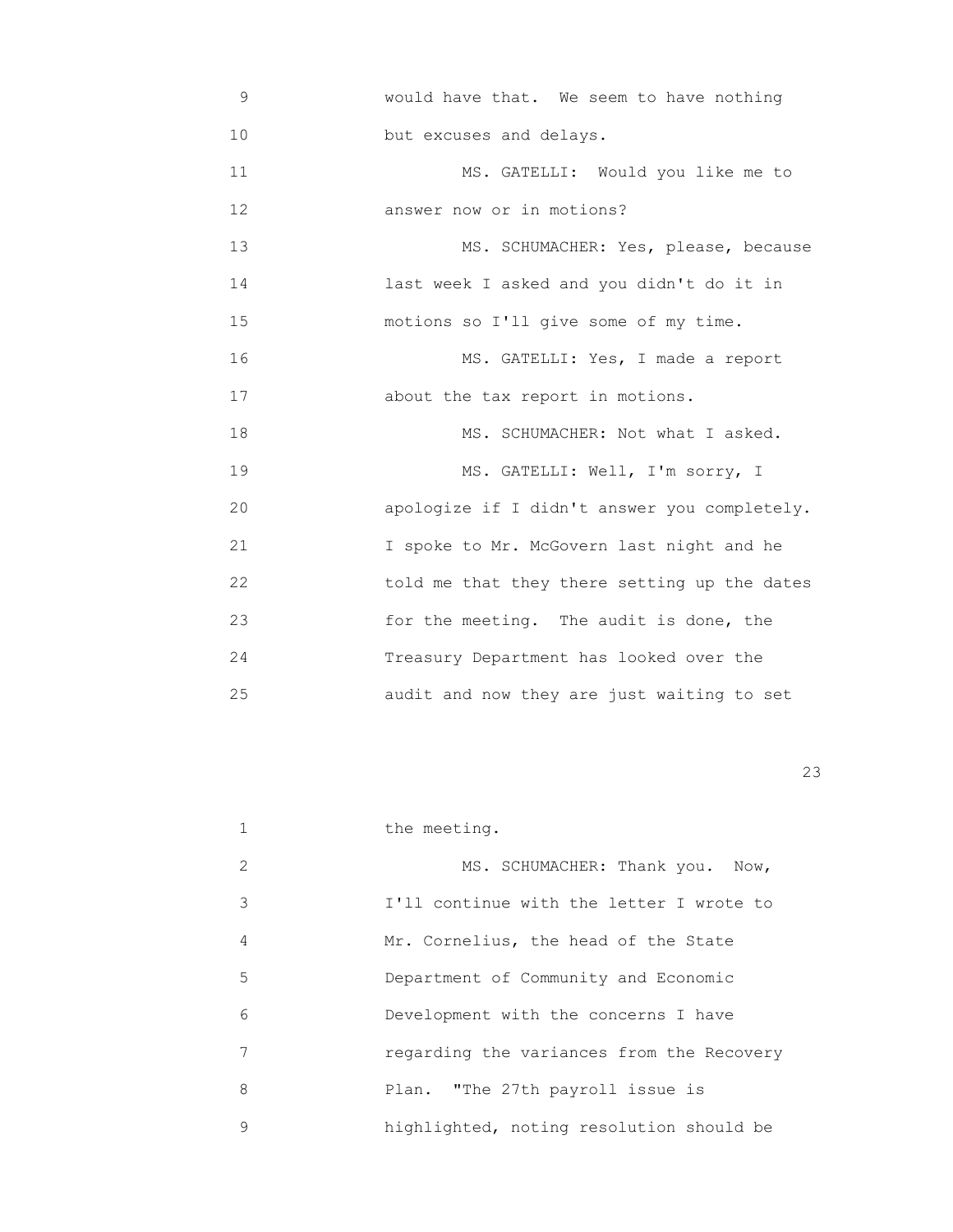9 would have that. We seem to have nothing
10 but excuses and delays.
11 MS. GATELLI: Would you like me to
12 answer now or in motions?
13 MS. SCHUMACHER: Yes, please, because
14 last week I asked and you didn't do it in
15 motions so I'll give some of my time.
16 MS. GATELLI: Yes, I made a report
17 about the tax report in motions.
18 MS. SCHUMACHER: Not what I asked.
19 MS. GATELLI: Well, I'm sorry, I
20 apologize if I didn't answer you completely.
21 I spoke to Mr. McGovern last night and he
22 told me that they there setting up the dates
23 for the meeting. The audit is done, the
24 Treasury Department has looked over the
25 audit and now they are just waiting to set

1 the meeting.
2 MS. SCHUMACHER: Thank you. Now,
3 I'll continue with the letter I wrote to
4 Mr. Cornelius, the head of the State
5 Department of Community and Economic
6 Development with the concerns I have
7 regarding the variances from the Recovery
8 Plan. "The 27th payroll issue is
9 highlighted, noting resolution should be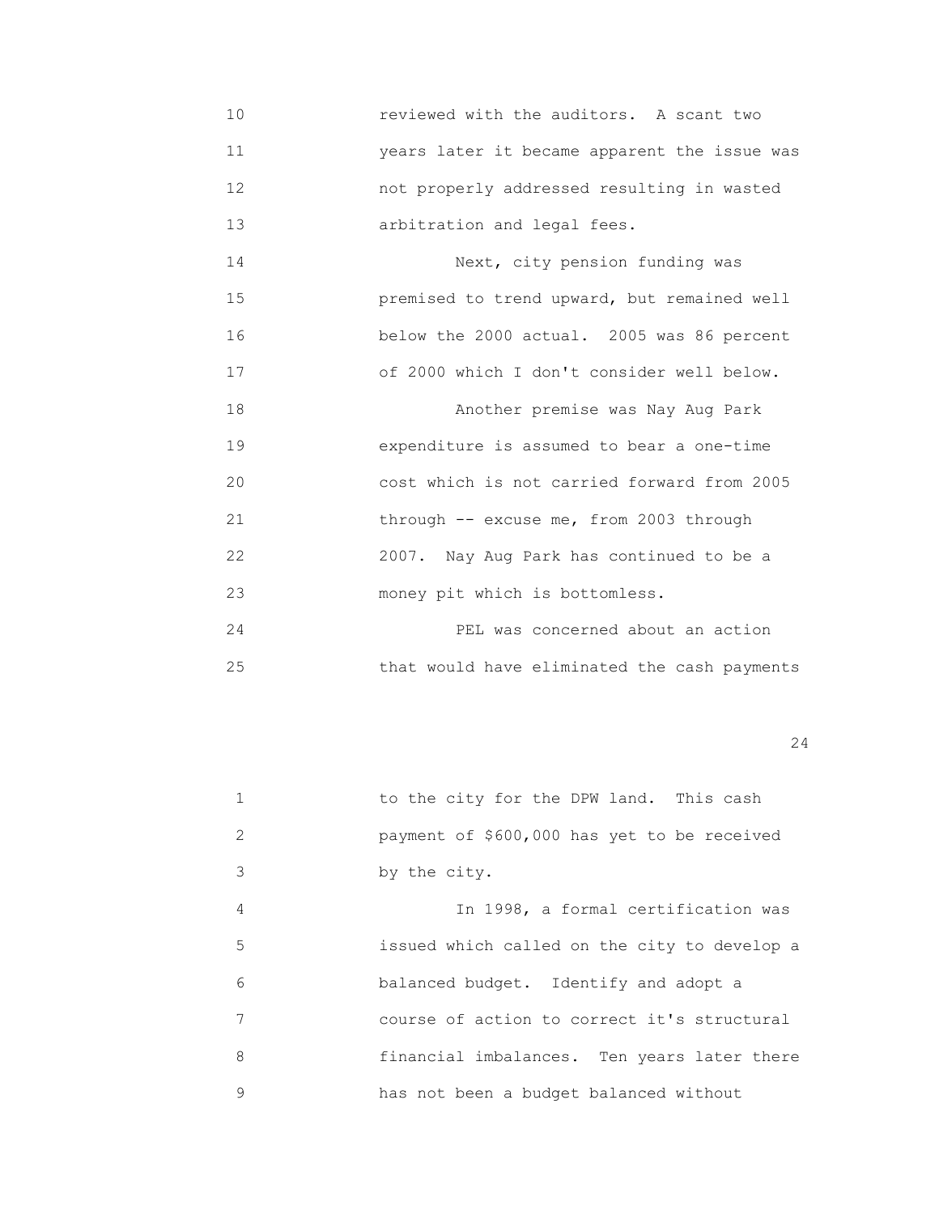reviewed with the auditors. A scant two years later it became apparent the issue was not properly addressed resulting in wasted arbitration and legal fees.

Next, city pension funding was premised to trend upward, but remained well below the 2000 actual. 2005 was 86 percent of 2000 which I don't consider well below.

Another premise was Nay Aug Park expenditure is assumed to bear a one-time cost which is not carried forward from 2005 through -- excuse me, from 2003 through 2007. Nay Aug Park has continued to be a money pit which is bottomless.

PEL was concerned about an action that would have eliminated the cash payments to the city for the DPW land. This cash payment of $600,000 has yet to be received by the city.

In 1998, a formal certification was issued which called on the city to develop a balanced budget. Identify and adopt a course of action to correct it's structural financial imbalances. Ten years later there has not been a budget balanced without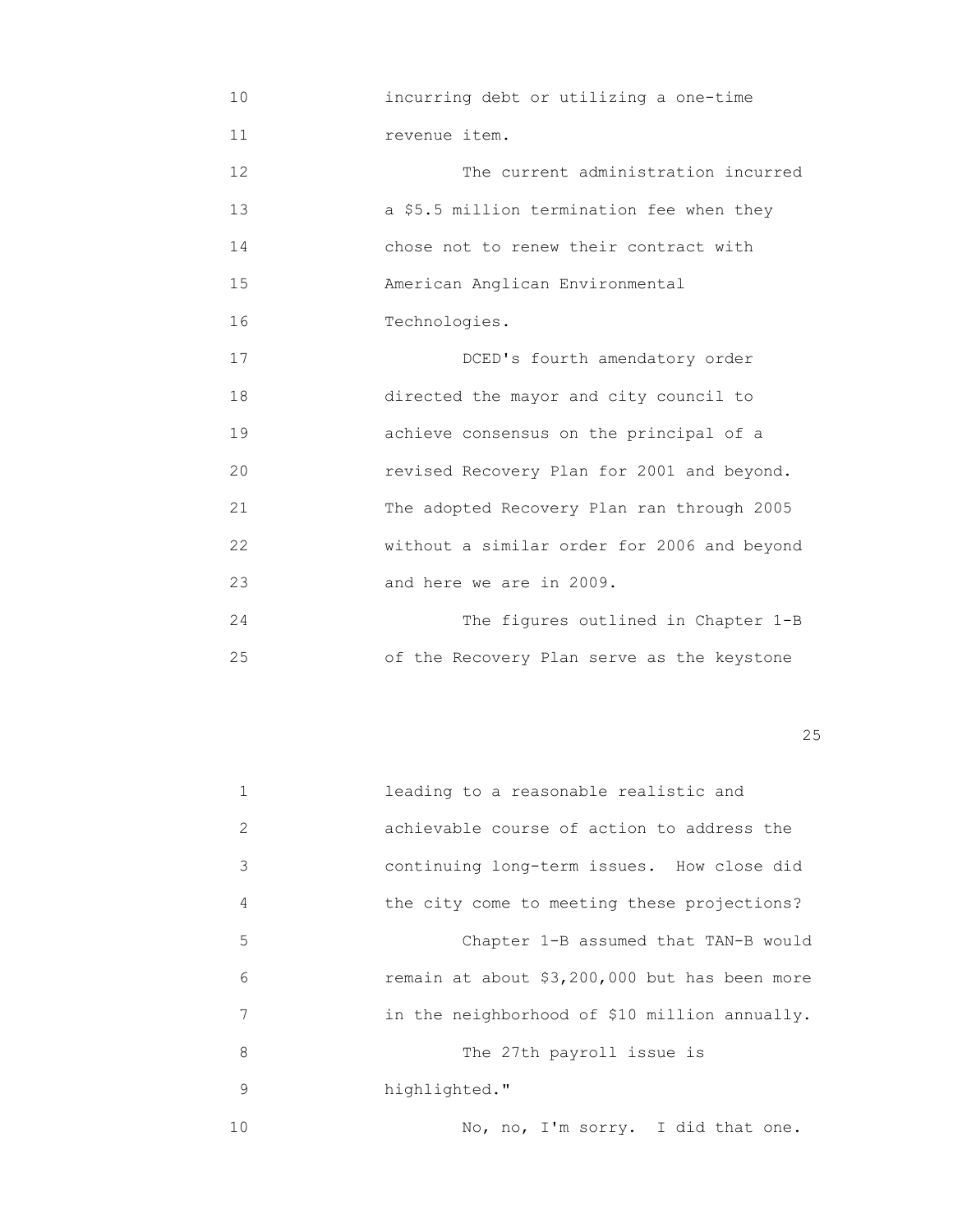incurring debt or utilizing a one-time revenue item.

The current administration incurred a $5.5 million termination fee when they chose not to renew their contract with American Anglican Environmental Technologies.

DCED's fourth amendatory order directed the mayor and city council to achieve consensus on the principal of a revised Recovery Plan for 2001 and beyond. The adopted Recovery Plan ran through 2005 without a similar order for 2006 and beyond and here we are in 2009.

The figures outlined in Chapter 1-B of the Recovery Plan serve as the keystone leading to a reasonable realistic and achievable course of action to address the continuing long-term issues. How close did the city come to meeting these projections?

Chapter 1-B assumed that TAN-B would remain at about $3,200,000 but has been more in the neighborhood of $10 million annually.

The 27th payroll issue is highlighted."

No, no, I'm sorry. I did that one.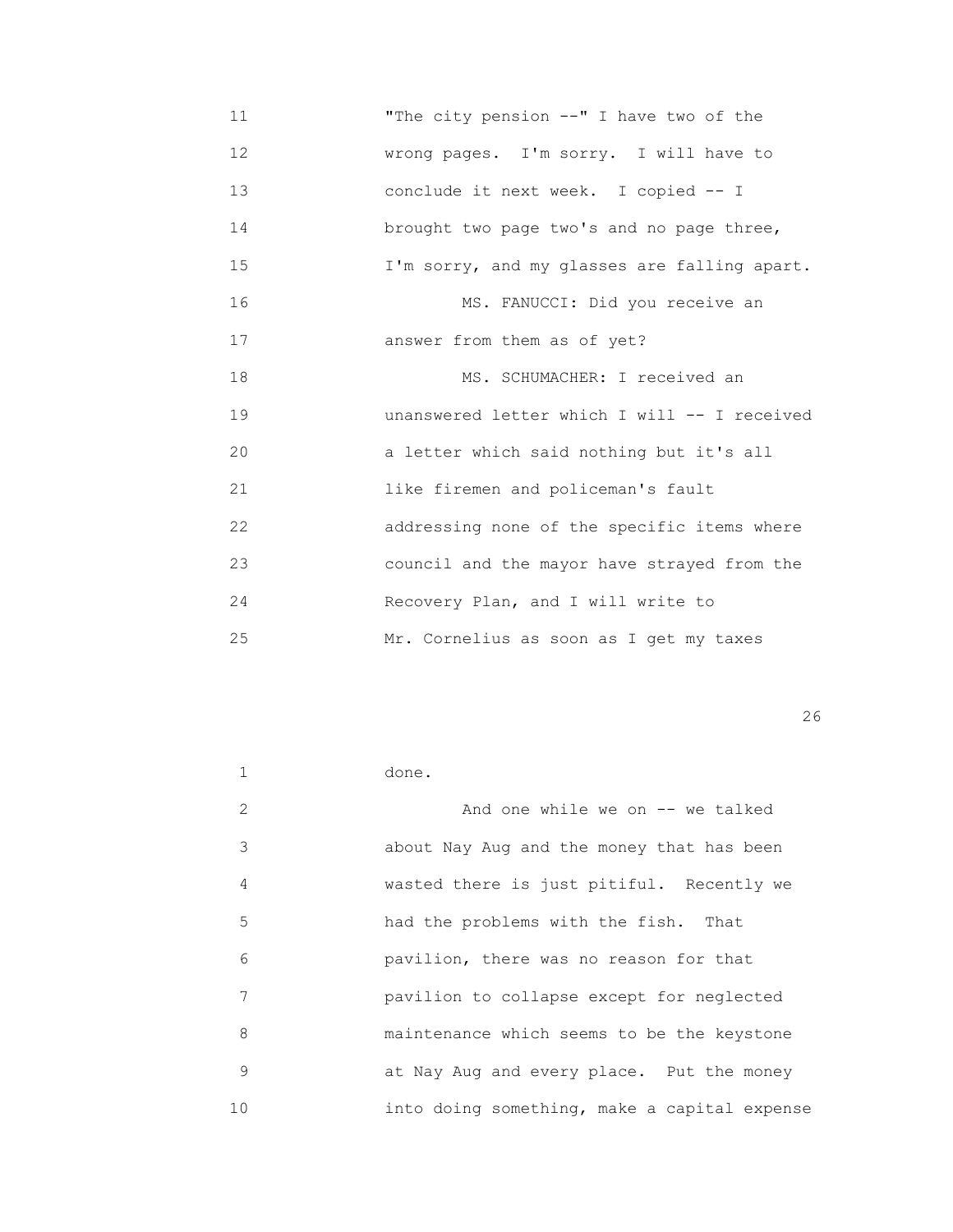11 "The city pension --" I have two of the
12 wrong pages. I'm sorry. I will have to
13 conclude it next week. I copied -- I
14 brought two page two's and no page three,
15 I'm sorry, and my glasses are falling apart.
16 MS. FANUCCI: Did you receive an
17 answer from them as of yet?
18 MS. SCHUMACHER: I received an
19 unanswered letter which I will -- I received
20 a letter which said nothing but it's all
21 like firemen and policeman's fault
22 addressing none of the specific items where
23 council and the mayor have strayed from the
24 Recovery Plan, and I will write to
25 Mr. Cornelius as soon as I get my taxes

1 done.
2 And one while we on -- we talked
3 about Nay Aug and the money that has been
4 wasted there is just pitiful. Recently we
5 had the problems with the fish. That
6 pavilion, there was no reason for that
7 pavilion to collapse except for neglected
8 maintenance which seems to be the keystone
9 at Nay Aug and every place. Put the money
10 into doing something, make a capital expense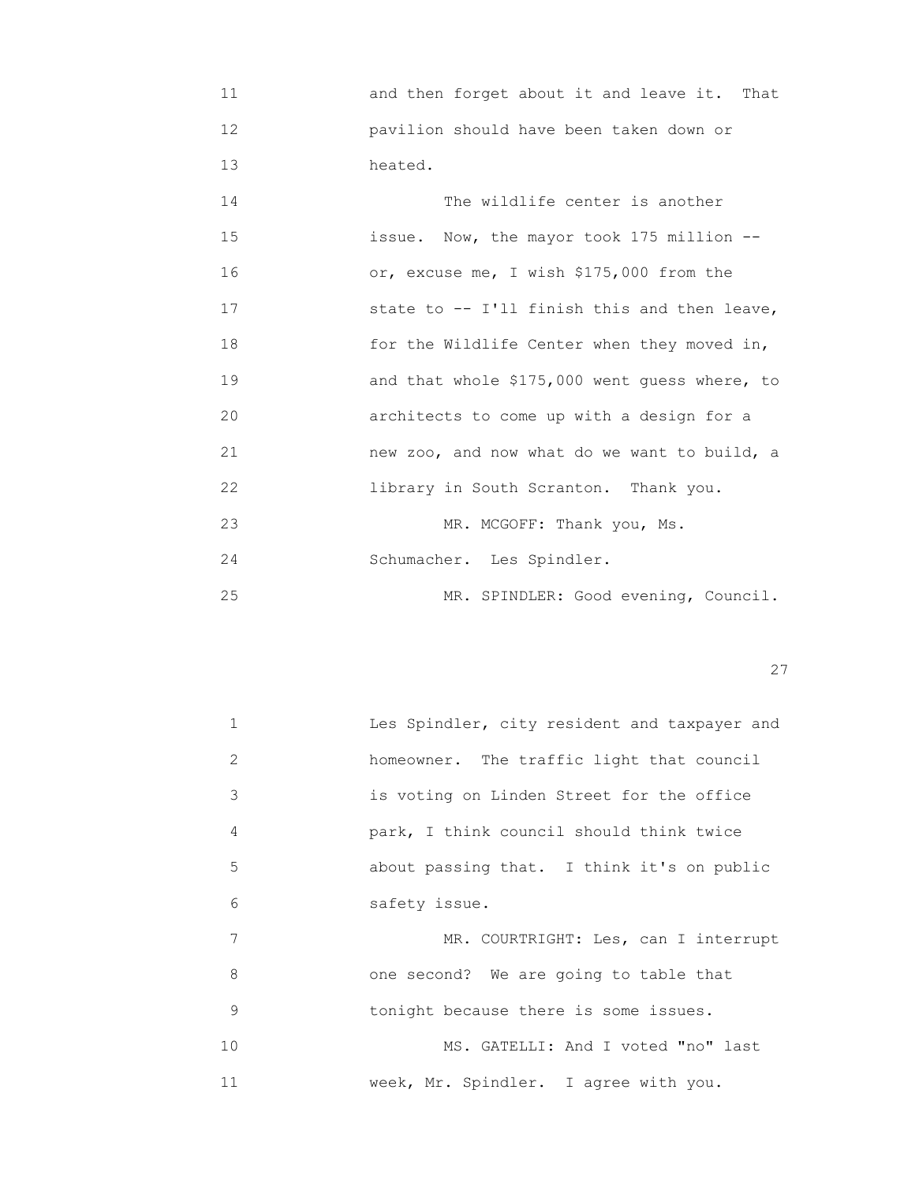and then forget about it and leave it. That pavilion should have been taken down or heated.

The wildlife center is another issue. Now, the mayor took 175 million -- or, excuse me, I wish $175,000 from the state to -- I'll finish this and then leave, for the Wildlife Center when they moved in, and that whole $175,000 went guess where, to architects to come up with a design for a new zoo, and now what do we want to build, a library in South Scranton. Thank you.

MR. MCGOFF: Thank you, Ms. Schumacher. Les Spindler.

MR. SPINDLER: Good evening, Council. Les Spindler, city resident and taxpayer and homeowner. The traffic light that council is voting on Linden Street for the office park, I think council should think twice about passing that. I think it's on public safety issue.

MR. COURTRIGHT: Les, can I interrupt one second? We are going to table that tonight because there is some issues.

MS. GATELLI: And I voted "no" last week, Mr. Spindler. I agree with you.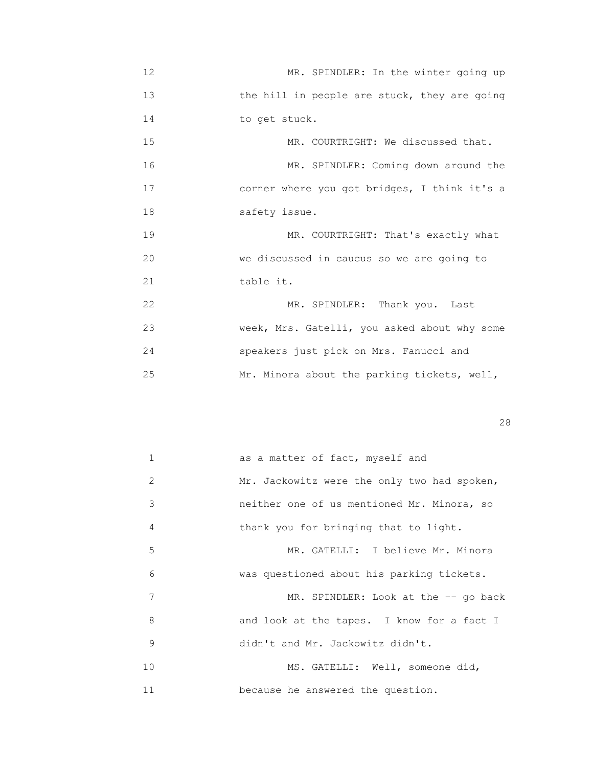12 MR. SPINDLER: In the winter going up
13 the hill in people are stuck, they are going
14 to get stuck.
15 MR. COURTRIGHT: We discussed that.
16 MR. SPINDLER: Coming down around the
17 corner where you got bridges, I think it's a
18 safety issue.
19 MR. COURTRIGHT: That's exactly what
20 we discussed in caucus so we are going to
21 table it.
22 MR. SPINDLER: Thank you. Last
23 week, Mrs. Gatelli, you asked about why some
24 speakers just pick on Mrs. Fanucci and
25 Mr. Minora about the parking tickets, well,

1 as a matter of fact, myself and
2 Mr. Jackowitz were the only two had spoken,
3 neither one of us mentioned Mr. Minora, so
4 thank you for bringing that to light.
5 MR. GATELLI: I believe Mr. Minora
6 was questioned about his parking tickets.
7 MR. SPINDLER: Look at the -- go back
8 and look at the tapes. I know for a fact I
9 didn't and Mr. Jackowitz didn't.
10 MS. GATELLI: Well, someone did,
11 because he answered the question.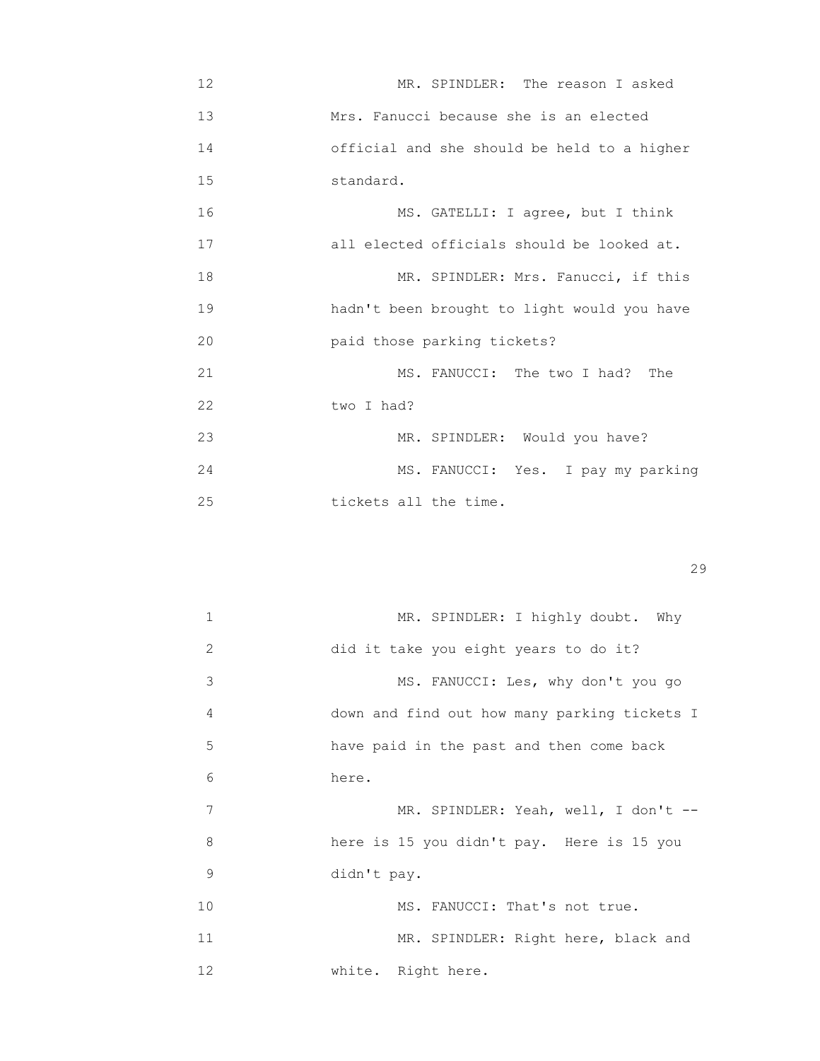MR. SPINDLER: The reason I asked Mrs. Fanucci because she is an elected official and she should be held to a higher standard.

MS. GATELLI: I agree, but I think all elected officials should be looked at.

MR. SPINDLER: Mrs. Fanucci, if this hadn't been brought to light would you have paid those parking tickets?

MS. FANUCCI: The two I had? The two I had?

MR. SPINDLER: Would you have?

MS. FANUCCI: Yes. I pay my parking tickets all the time.

MR. SPINDLER: I highly doubt. Why did it take you eight years to do it?

MS. FANUCCI: Les, why don't you go down and find out how many parking tickets I have paid in the past and then come back here.

MR. SPINDLER: Yeah, well, I don't -- here is 15 you didn't pay. Here is 15 you didn't pay.

MS. FANUCCI: That's not true.

MR. SPINDLER: Right here, black and white. Right here.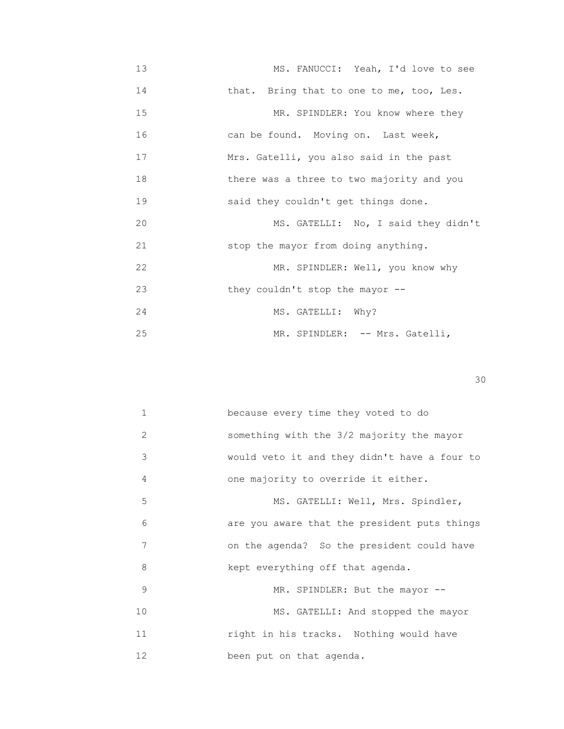13 MS. FANUCCI: Yeah, I'd love to see
14 that. Bring that to one to me, too, Les.
15 MR. SPINDLER: You know where they
16 can be found. Moving on. Last week,
17 Mrs. Gatelli, you also said in the past
18 there was a three to two majority and you
19 said they couldn't get things done.
20 MS. GATELLI: No, I said they didn't
21 stop the mayor from doing anything.
22 MR. SPINDLER: Well, you know why
23 they couldn't stop the mayor --
24 MS. GATELLI: Why?
25 MR. SPINDLER: -- Mrs. Gatelli,

1 because every time they voted to do
2 something with the 3/2 majority the mayor
3 would veto it and they didn't have a four to
4 one majority to override it either.
5 MS. GATELLI: Well, Mrs. Spindler,
6 are you aware that the president puts things
7 on the agenda? So the president could have
8 kept everything off that agenda.
9 MR. SPINDLER: But the mayor --
10 MS. GATELLI: And stopped the mayor
11 right in his tracks. Nothing would have
12 been put on that agenda.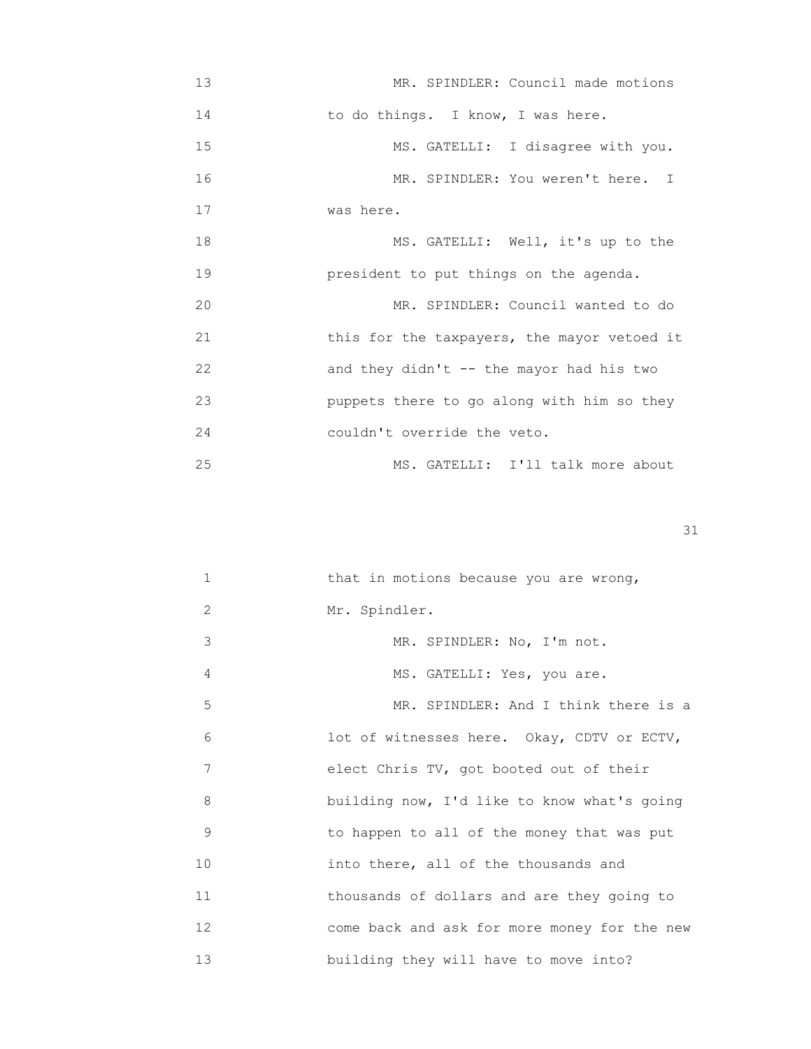13 MR. SPINDLER: Council made motions
14 to do things. I know, I was here.
15 MS. GATELLI: I disagree with you.
16 MR. SPINDLER: You weren't here. I
17 was here.
18 MS. GATELLI: Well, it's up to the
19 president to put things on the agenda.
20 MR. SPINDLER: Council wanted to do
21 this for the taxpayers, the mayor vetoed it
22 and they didn't -- the mayor had his two
23 puppets there to go along with him so they
24 couldn't override the veto.
25 MS. GATELLI: I'll talk more about

1 that in motions because you are wrong,
2 Mr. Spindler.
3 MR. SPINDLER: No, I'm not.
4 MS. GATELLI: Yes, you are.
5 MR. SPINDLER: And I think there is a
6 lot of witnesses here. Okay, CDTV or ECTV,
7 elect Chris TV, got booted out of their
8 building now, I'd like to know what's going
9 to happen to all of the money that was put
10 into there, all of the thousands and
11 thousands of dollars and are they going to
12 come back and ask for more money for the new
13 building they will have to move into?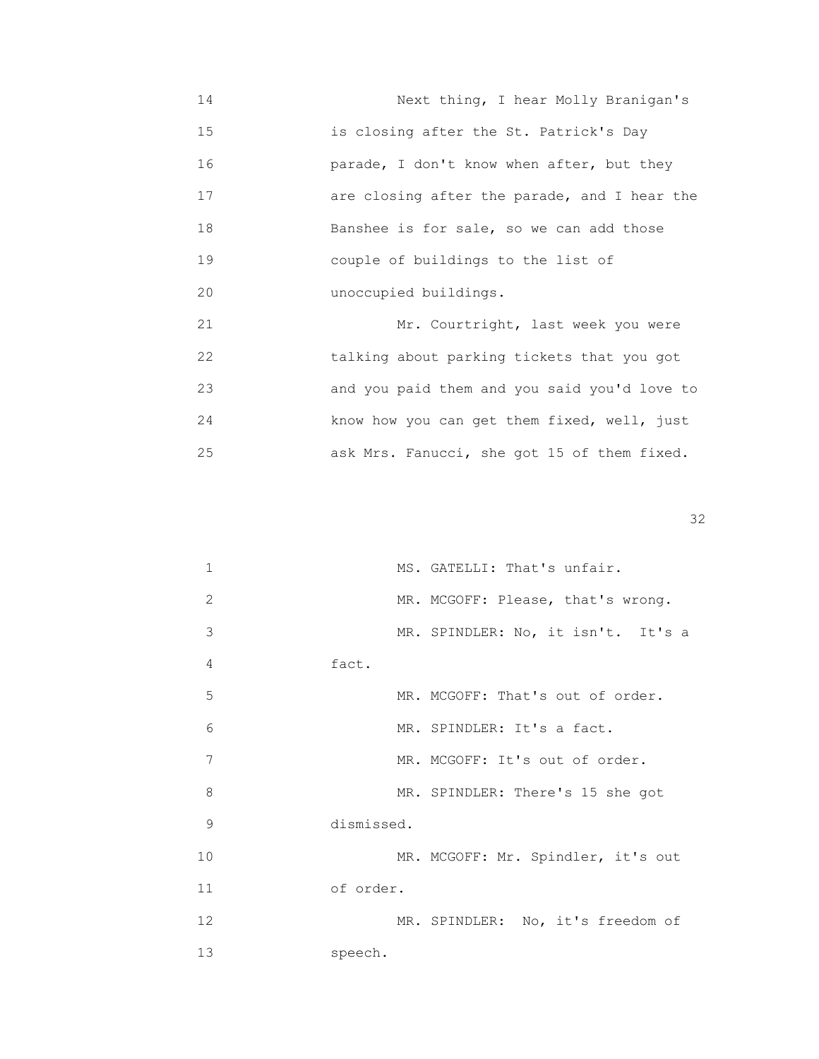14 Next thing, I hear Molly Branigan's
15 is closing after the St. Patrick's Day
16 parade, I don't know when after, but they
17 are closing after the parade, and I hear the
18 Banshee is for sale, so we can add those
19 couple of buildings to the list of
20 unoccupied buildings.

21 Mr. Courtright, last week you were
22 talking about parking tickets that you got
23 and you paid them and you said you'd love to
24 know how you can get them fixed, well, just
25 ask Mrs. Fanucci, she got 15 of them fixed.

1 MS. GATELLI: That's unfair.
2 MR. MCGOFF: Please, that's wrong.
3 MR. SPINDLER: No, it isn't. It's a
4 fact.
5 MR. MCGOFF: That's out of order.
6 MR. SPINDLER: It's a fact.
7 MR. MCGOFF: It's out of order.
8 MR. SPINDLER: There's 15 she got
9 dismissed.
10 MR. MCGOFF: Mr. Spindler, it's out
11 of order.
12 MR. SPINDLER: No, it's freedom of
13 speech.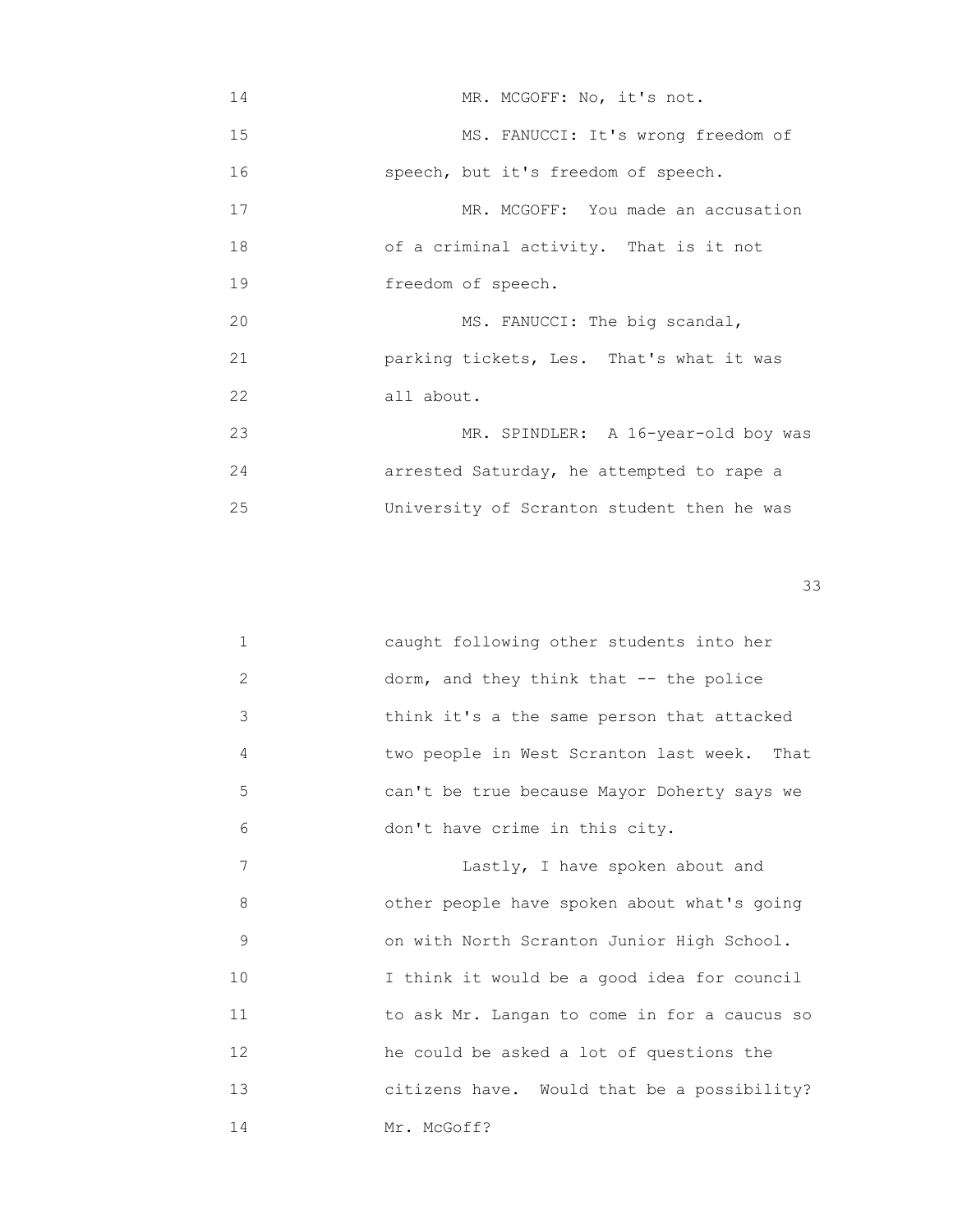14 MR. MCGOFF: No, it's not.

15 MS. FANUCCI: It's wrong freedom of

16 speech, but it's freedom of speech.

17 MR. MCGOFF: You made an accusation

18 of a criminal activity. That is it not

19 freedom of speech.

20 MS. FANUCCI: The big scandal,

21 parking tickets, Les. That's what it was

22 all about.

23 MR. SPINDLER: A 16-year-old boy was

24 arrested Saturday, he attempted to rape a

25 University of Scranton student then he was

1 caught following other students into her

2 dorm, and they think that -- the police

3 think it's a the same person that attacked

4 two people in West Scranton last week. That

5 can't be true because Mayor Doherty says we

6 don't have crime in this city.

7 Lastly, I have spoken about and

8 other people have spoken about what's going

9 on with North Scranton Junior High School.

10 I think it would be a good idea for council

11 to ask Mr. Langan to come in for a caucus so

12 he could be asked a lot of questions the

13 citizens have. Would that be a possibility?

14 Mr. McGoff?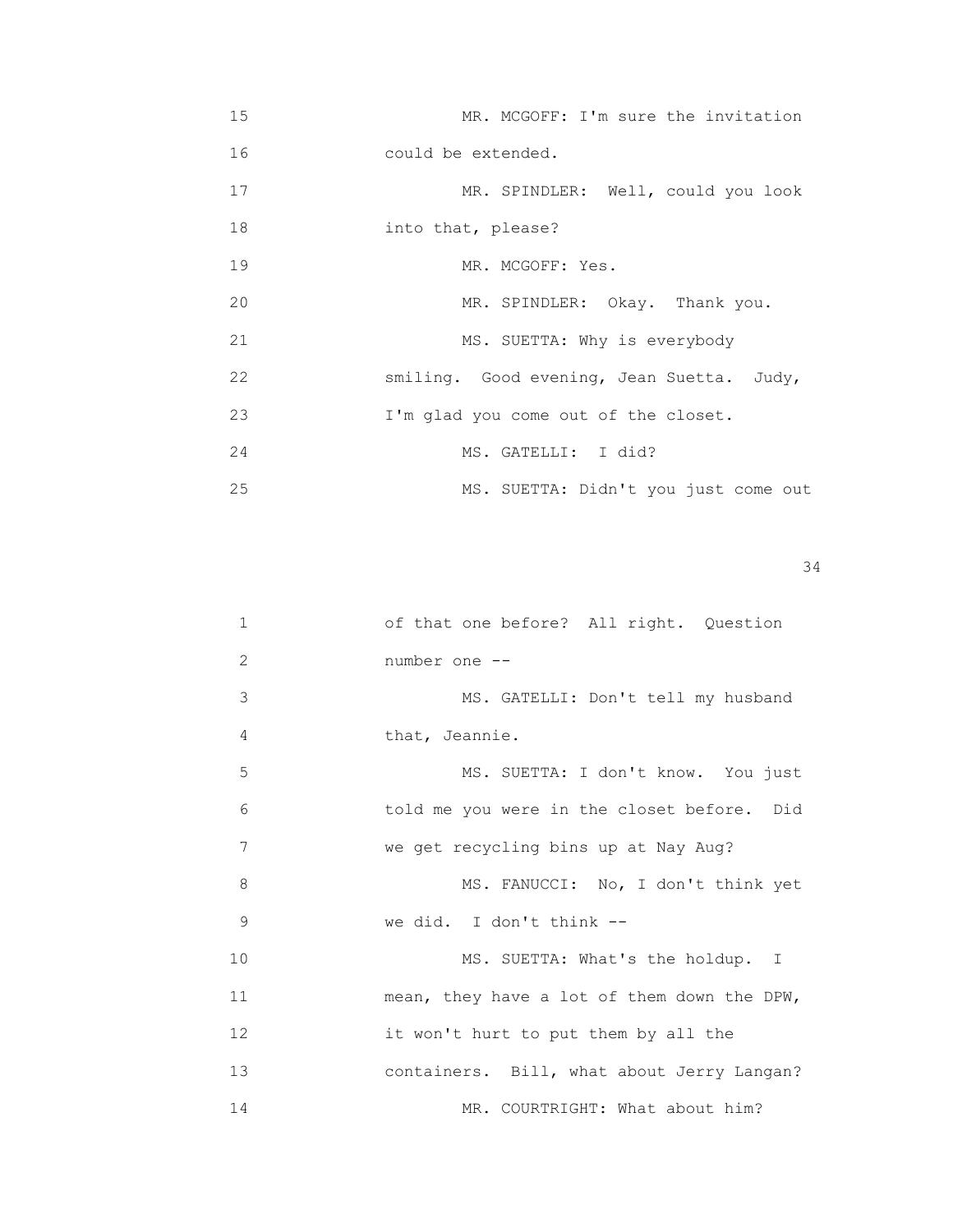15 MR. MCGOFF: I'm sure the invitation
16 could be extended.
17 MR. SPINDLER: Well, could you look
18 into that, please?
19 MR. MCGOFF: Yes.
20 MR. SPINDLER: Okay. Thank you.
21 MS. SUETTA: Why is everybody
22 smiling. Good evening, Jean Suetta. Judy,
23 I'm glad you come out of the closet.
24 MS. GATELLI: I did?
25 MS. SUETTA: Didn't you just come out

1 of that one before? All right. Question
2 number one --
3 MS. GATELLI: Don't tell my husband
4 that, Jeannie.
5 MS. SUETTA: I don't know. You just
6 told me you were in the closet before. Did
7 we get recycling bins up at Nay Aug?
8 MS. FANUCCI: No, I don't think yet
9 we did. I don't think --
10 MS. SUETTA: What's the holdup. I
11 mean, they have a lot of them down the DPW,
12 it won't hurt to put them by all the
13 containers. Bill, what about Jerry Langan?
14 MR. COURTRIGHT: What about him?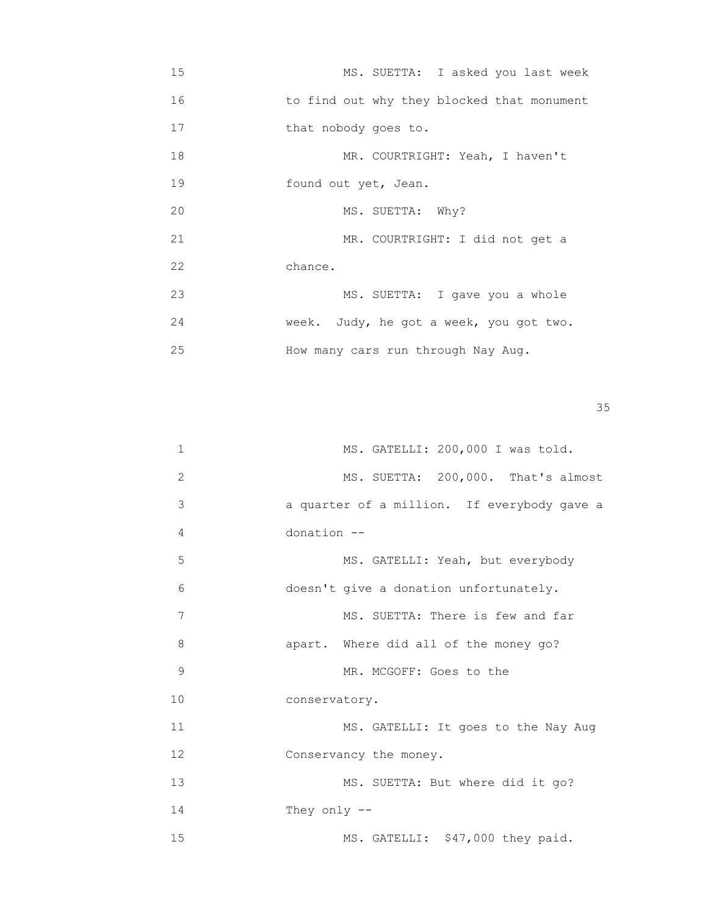15 MS. SUETTA: I asked you last week
16 to find out why they blocked that monument
17 that nobody goes to.
18 MR. COURTRIGHT: Yeah, I haven't
19 found out yet, Jean.
20 MS. SUETTA: Why?
21 MR. COURTRIGHT: I did not get a
22 chance.
23 MS. SUETTA: I gave you a whole
24 week. Judy, he got a week, you got two.
25 How many cars run through Nay Aug.

1 MS. GATELLI: 200,000 I was told.
2 MS. SUETTA: 200,000. That's almost
3 a quarter of a million. If everybody gave a
4 donation --
5 MS. GATELLI: Yeah, but everybody
6 doesn't give a donation unfortunately.
7 MS. SUETTA: There is few and far
8 apart. Where did all of the money go?
9 MR. MCGOFF: Goes to the
10 conservatory.
11 MS. GATELLI: It goes to the Nay Aug
12 Conservancy the money.
13 MS. SUETTA: But where did it go?
14 They only --
15 MS. GATELLI: $47,000 they paid.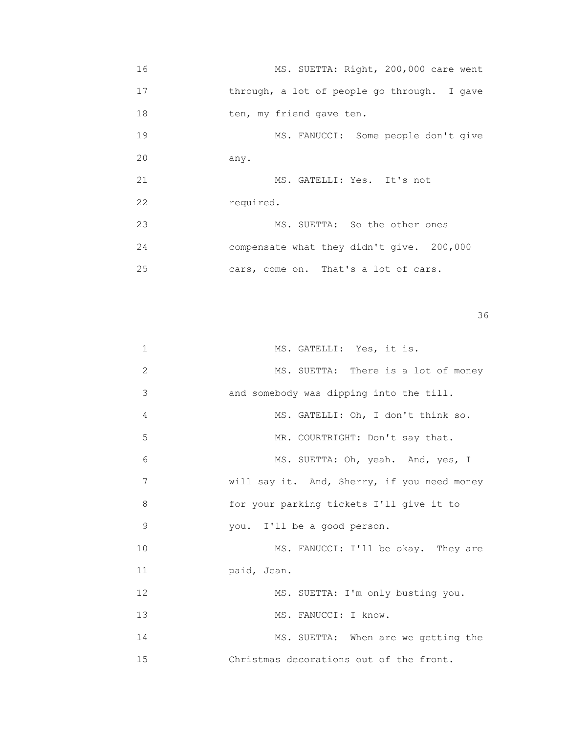16 MS. SUETTA: Right, 200,000 care went
17 through, a lot of people go through. I gave
18 ten, my friend gave ten.
19 MS. FANUCCI: Some people don't give
20 any.
21 MS. GATELLI: Yes. It's not
22 required.
23 MS. SUETTA: So the other ones
24 compensate what they didn't give. 200,000
25 cars, come on. That's a lot of cars.

1 MS. GATELLI: Yes, it is.
2 MS. SUETTA: There is a lot of money
3 and somebody was dipping into the till.
4 MS. GATELLI: Oh, I don't think so.
5 MR. COURTRIGHT: Don't say that.
6 MS. SUETTA: Oh, yeah. And, yes, I
7 will say it. And, Sherry, if you need money
8 for your parking tickets I'll give it to
9 you. I'll be a good person.
10 MS. FANUCCI: I'll be okay. They are
11 paid, Jean.
12 MS. SUETTA: I'm only busting you.
13 MS. FANUCCI: I know.
14 MS. SUETTA: When are we getting the
15 Christmas decorations out of the front.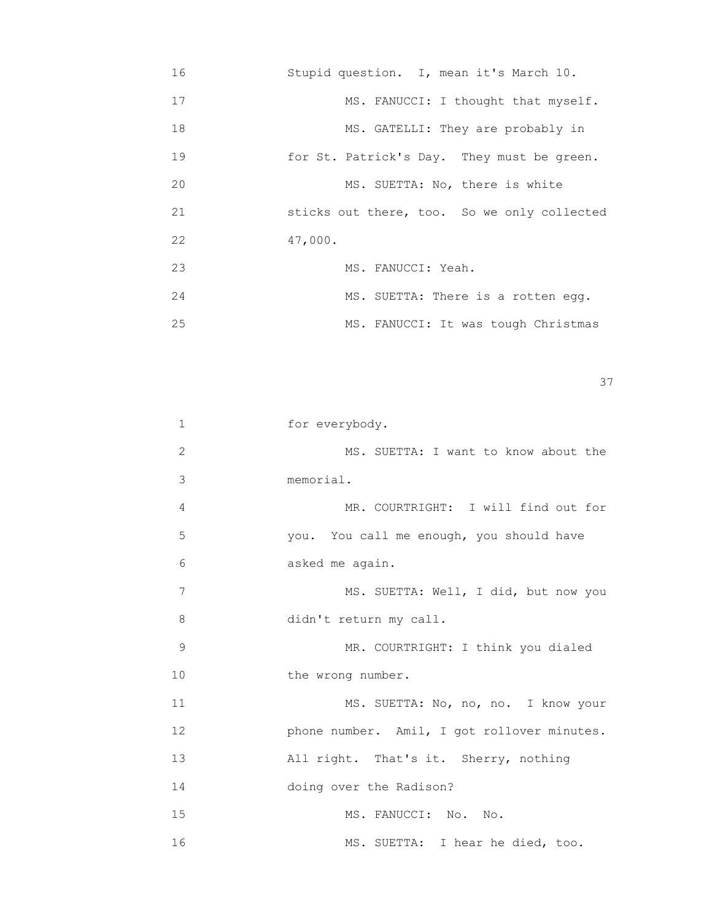16 Stupid question. I, mean it's March 10.

17 MS. FANUCCI: I thought that myself.

18 MS. GATELLI: They are probably in

19 for St. Patrick's Day. They must be green.

20 MS. SUETTA: No, there is white

21 sticks out there, too. So we only collected

22 47,000.

23 MS. FANUCCI: Yeah.

24 MS. SUETTA: There is a rotten egg.

25 MS. FANUCCI: It was tough Christmas

1 for everybody.

2 MS. SUETTA: I want to know about the

3 memorial.

4 MR. COURTRIGHT: I will find out for

5 you. You call me enough, you should have

6 asked me again.

7 MS. SUETTA: Well, I did, but now you

8 didn't return my call.

9 MR. COURTRIGHT: I think you dialed

10 the wrong number.

11 MS. SUETTA: No, no, no. I know your

12 phone number. Amil, I got rollover minutes.

13 All right. That's it. Sherry, nothing

14 doing over the Radison?

15 MS. FANUCCI: No. No.

16 MS. SUETTA: I hear he died, too.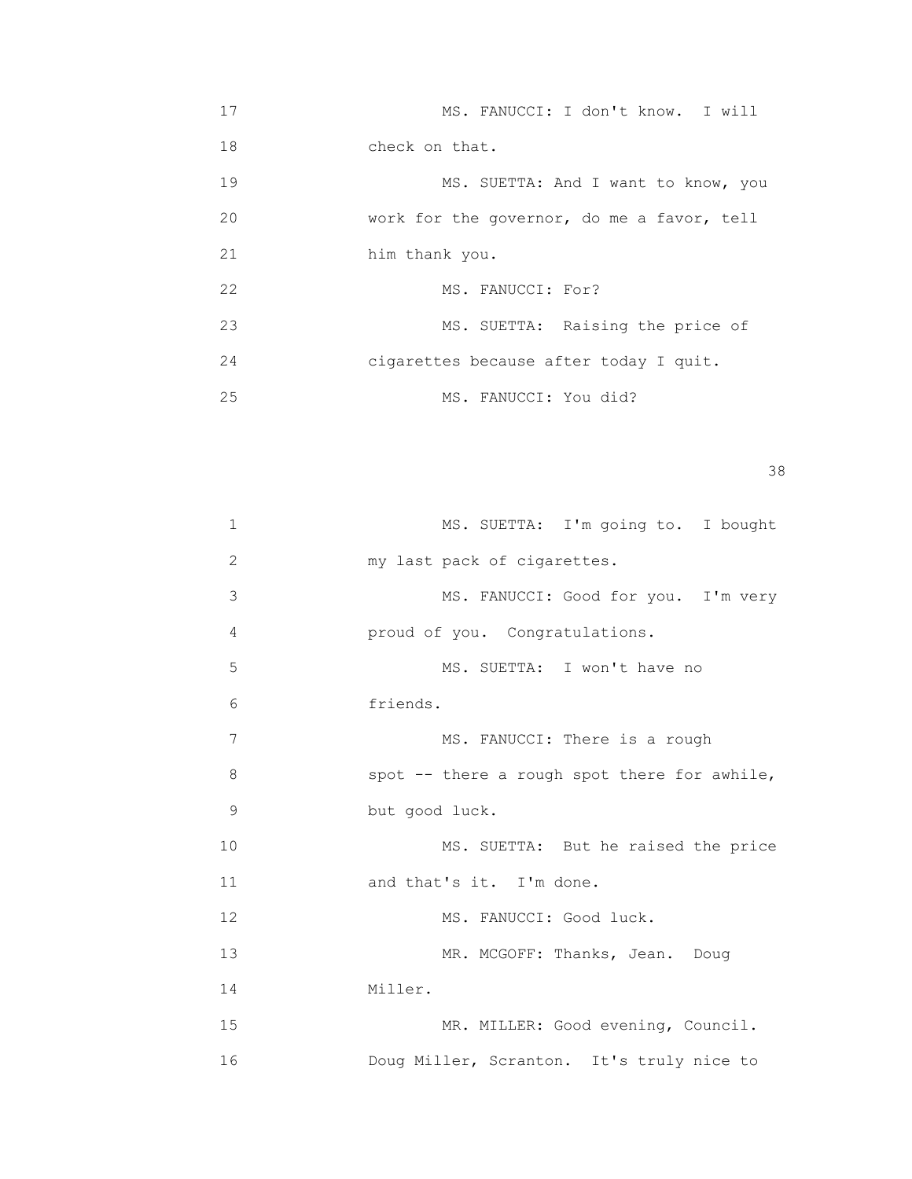MS. FANUCCI: I don't know. I will check on that.

MS. SUETTA: And I want to know, you work for the governor, do me a favor, tell him thank you.

MS. FANUCCI: For?

MS. SUETTA: Raising the price of cigarettes because after today I quit.

MS. FANUCCI: You did?

MS. SUETTA: I'm going to. I bought my last pack of cigarettes.

MS. FANUCCI: Good for you. I'm very proud of you. Congratulations.

MS. SUETTA: I won't have no friends.

MS. FANUCCI: There is a rough spot -- there a rough spot there for awhile, but good luck.

MS. SUETTA: But he raised the price and that's it. I'm done.

MS. FANUCCI: Good luck.

MR. MCGOFF: Thanks, Jean. Doug Miller.

MR. MILLER: Good evening, Council. Doug Miller, Scranton. It's truly nice to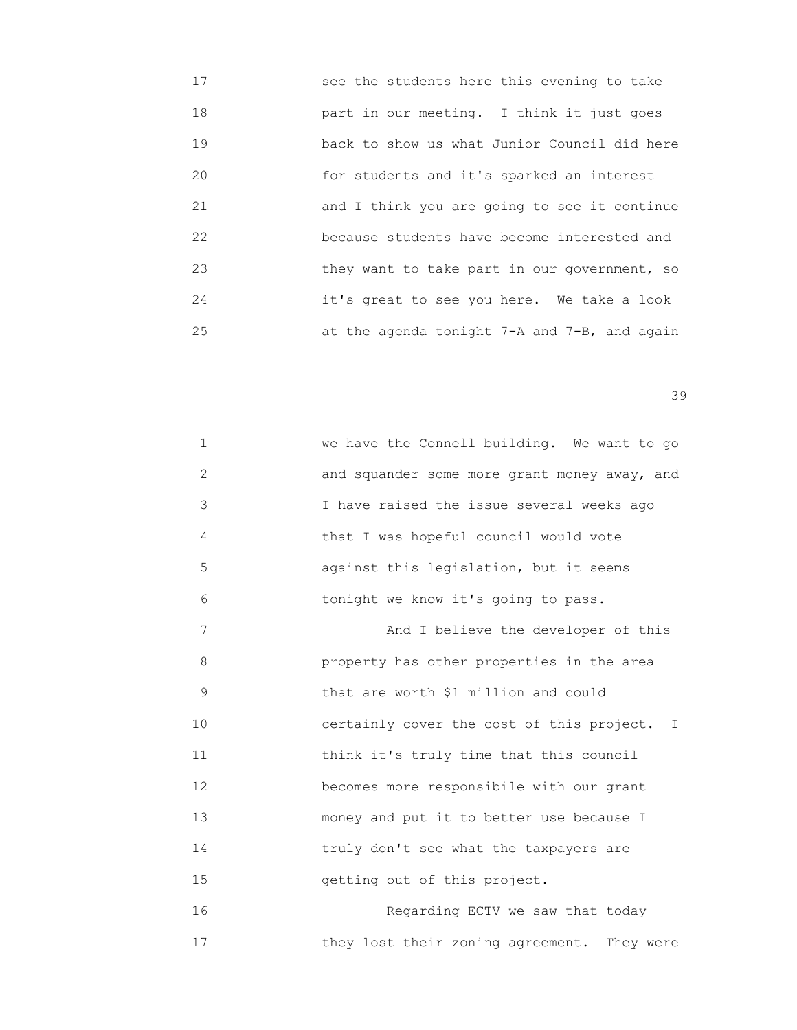17 see the students here this evening to take
18 part in our meeting. I think it just goes
19 back to show us what Junior Council did here
20 for students and it's sparked an interest
21 and I think you are going to see it continue
22 because students have become interested and
23 they want to take part in our government, so
24 it's great to see you here. We take a look
25 at the agenda tonight 7-A and 7-B, and again

1 we have the Connell building. We want to go
2 and squander some more grant money away, and
3 I have raised the issue several weeks ago
4 that I was hopeful council would vote
5 against this legislation, but it seems
6 tonight we know it's going to pass.
7 And I believe the developer of this
8 property has other properties in the area
9 that are worth $1 million and could
10 certainly cover the cost of this project. I
11 think it's truly time that this council
12 becomes more responsibile with our grant
13 money and put it to better use because I
14 truly don't see what the taxpayers are
15 getting out of this project.
16 Regarding ECTV we saw that today
17 they lost their zoning agreement. They were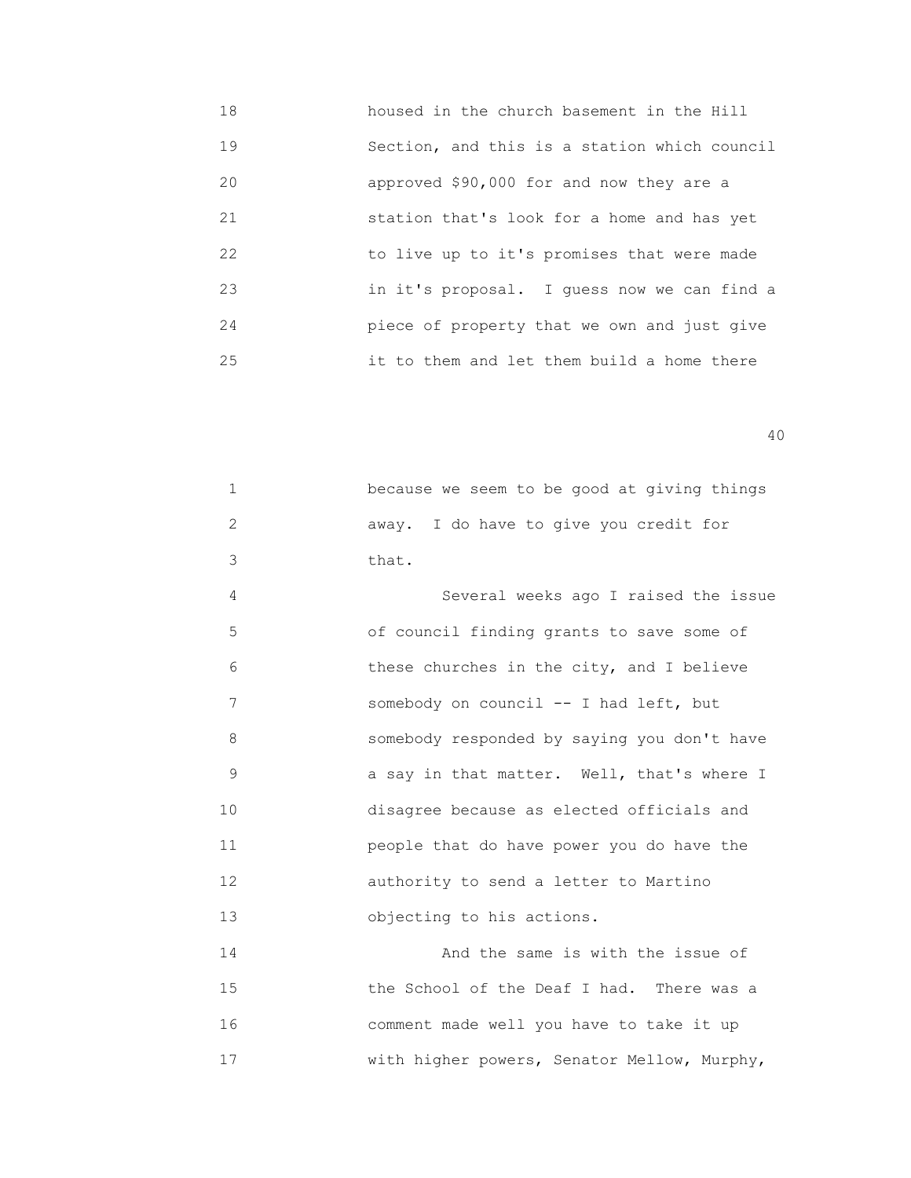housed in the church basement in the Hill Section, and this is a station which council approved $90,000 for and now they are a station that's look for a home and has yet to live up to it's promises that were made in it's proposal. I guess now we can find a piece of property that we own and just give it to them and let them build a home there

because we seem to be good at giving things away. I do have to give you credit for that.

Several weeks ago I raised the issue of council finding grants to save some of these churches in the city, and I believe somebody on council -- I had left, but somebody responded by saying you don't have a say in that matter. Well, that's where I disagree because as elected officials and people that do have power you do have the authority to send a letter to Martino objecting to his actions.

And the same is with the issue of the School of the Deaf I had. There was a comment made well you have to take it up with higher powers, Senator Mellow, Murphy,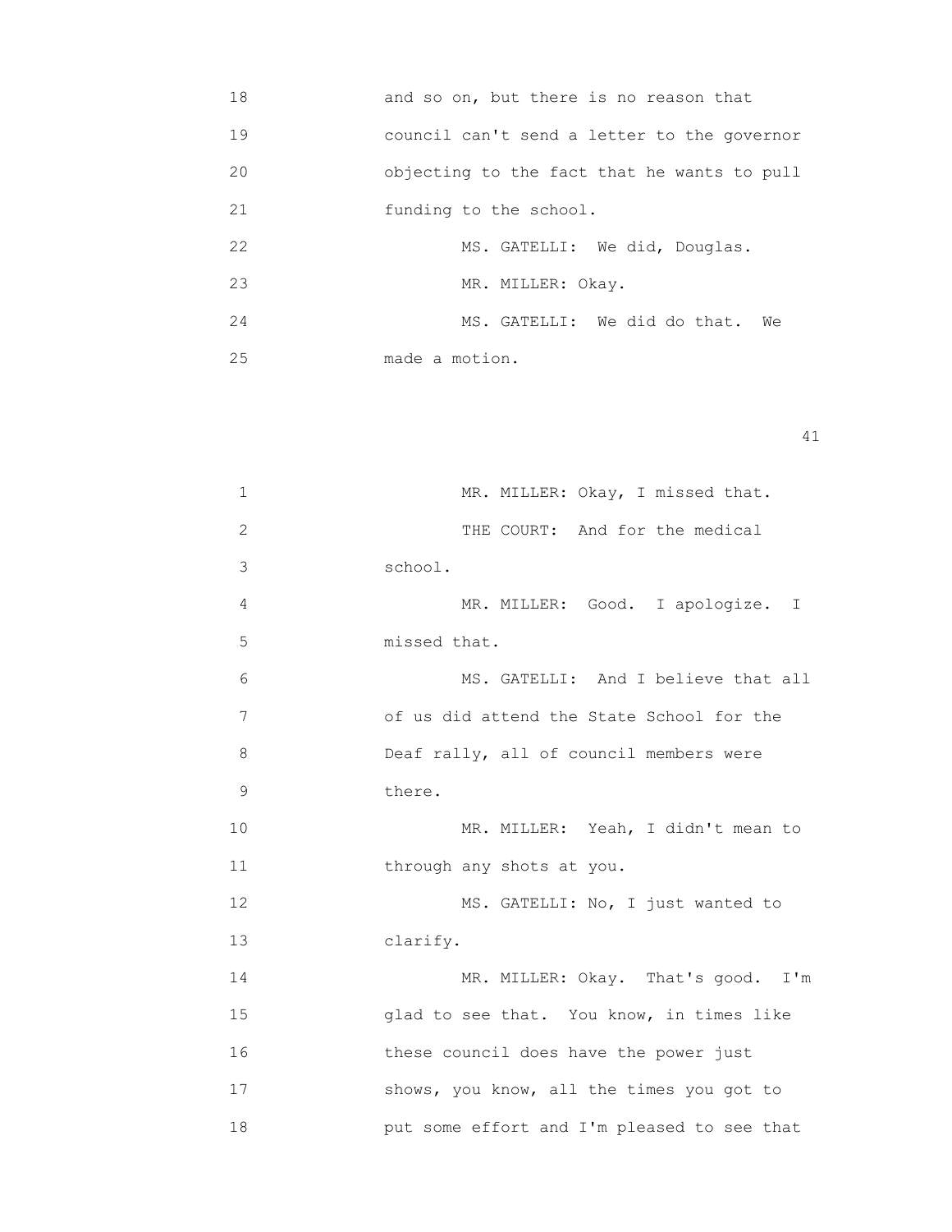18 and so on, but there is no reason that
19 council can't send a letter to the governor
20 objecting to the fact that he wants to pull
21 funding to the school.
22 MS. GATELLI: We did, Douglas.
23 MR. MILLER: Okay.
24 MS. GATELLI: We did do that. We
25 made a motion.

1 MR. MILLER: Okay, I missed that.
2 THE COURT: And for the medical
3 school.
4 MR. MILLER: Good. I apologize. I
5 missed that.
6 MS. GATELLI: And I believe that all
7 of us did attend the State School for the
8 Deaf rally, all of council members were
9 there.
10 MR. MILLER: Yeah, I didn't mean to
11 through any shots at you.
12 MS. GATELLI: No, I just wanted to
13 clarify.
14 MR. MILLER: Okay. That's good. I'm
15 glad to see that. You know, in times like
16 these council does have the power just
17 shows, you know, all the times you got to
18 put some effort and I'm pleased to see that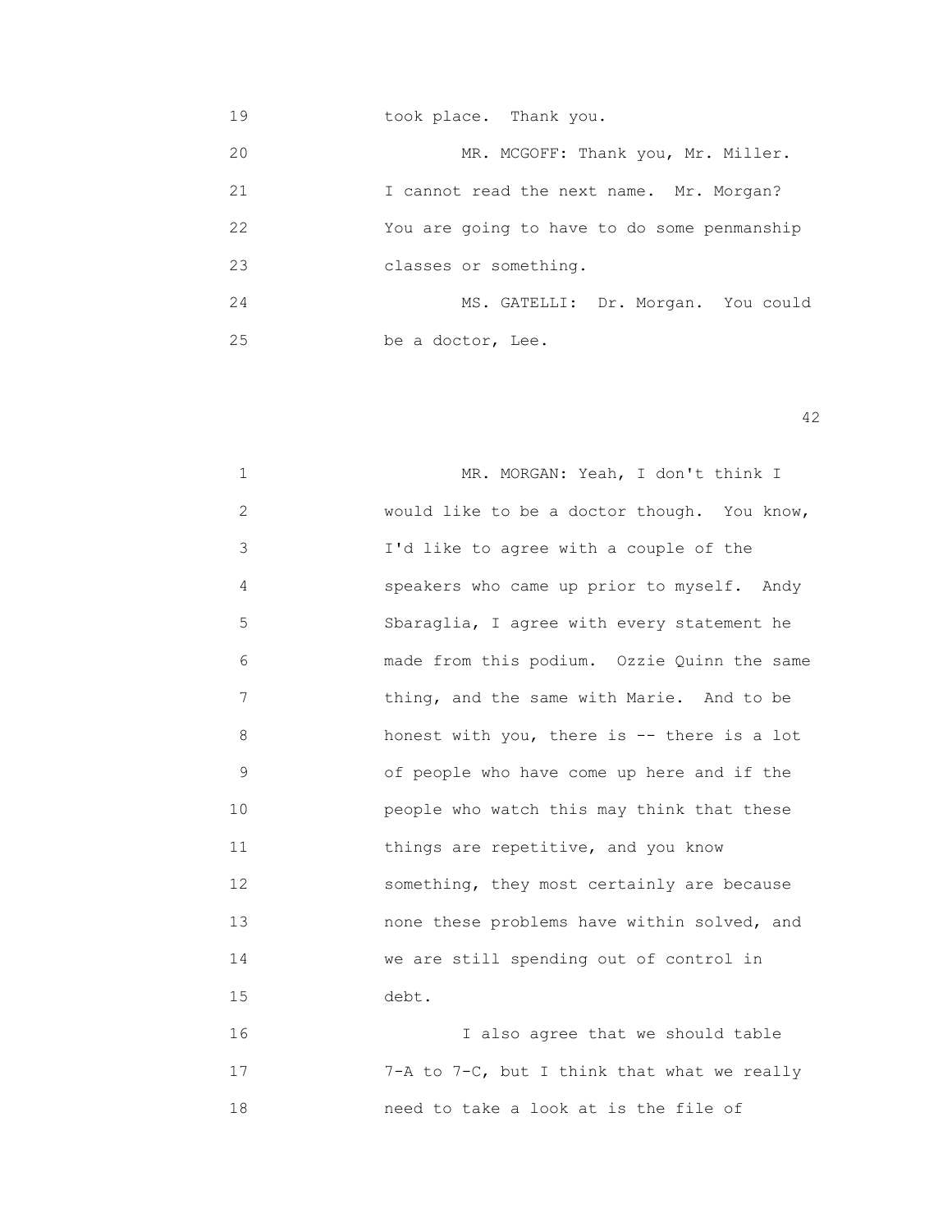took place. Thank you.

MR. MCGOFF: Thank you, Mr. Miller. I cannot read the next name. Mr. Morgan? You are going to have to do some penmanship classes or something.

MS. GATELLI: Dr. Morgan. You could be a doctor, Lee.

MR. MORGAN: Yeah, I don't think I would like to be a doctor though. You know, I'd like to agree with a couple of the speakers who came up prior to myself. Andy Sbaraglia, I agree with every statement he made from this podium. Ozzie Quinn the same thing, and the same with Marie. And to be honest with you, there is -- there is a lot of people who have come up here and if the people who watch this may think that these things are repetitive, and you know something, they most certainly are because none these problems have within solved, and we are still spending out of control in debt.

I also agree that we should table 7-A to 7-C, but I think that what we really need to take a look at is the file of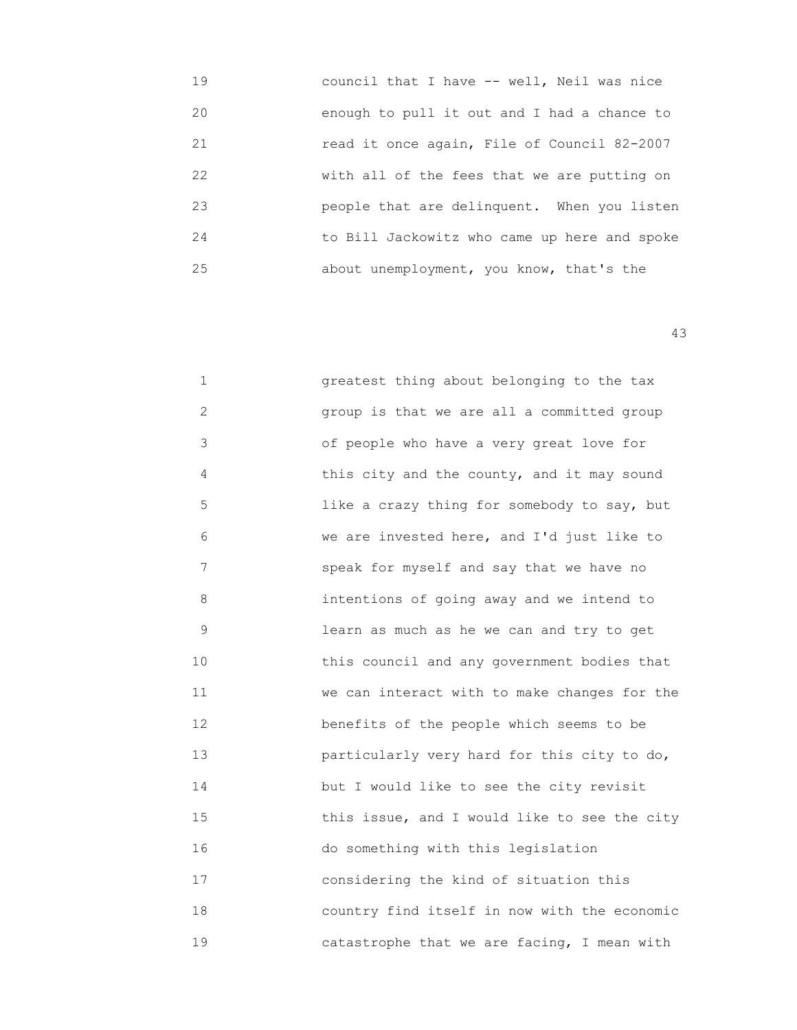19 council that I have -- well, Neil was nice
20 enough to pull it out and I had a chance to
21 read it once again, File of Council 82-2007
22 with all of the fees that we are putting on
23 people that are delinquent. When you listen
24 to Bill Jackowitz who came up here and spoke
25 about unemployment, you know, that's the

1 greatest thing about belonging to the tax
2 group is that we are all a committed group
3 of people who have a very great love for
4 this city and the county, and it may sound
5 like a crazy thing for somebody to say, but
6 we are invested here, and I'd just like to
7 speak for myself and say that we have no
8 intentions of going away and we intend to
9 learn as much as he we can and try to get
10 this council and any government bodies that
11 we can interact with to make changes for the
12 benefits of the people which seems to be
13 particularly very hard for this city to do,
14 but I would like to see the city revisit
15 this issue, and I would like to see the city
16 do something with this legislation
17 considering the kind of situation this
18 country find itself in now with the economic
19 catastrophe that we are facing, I mean with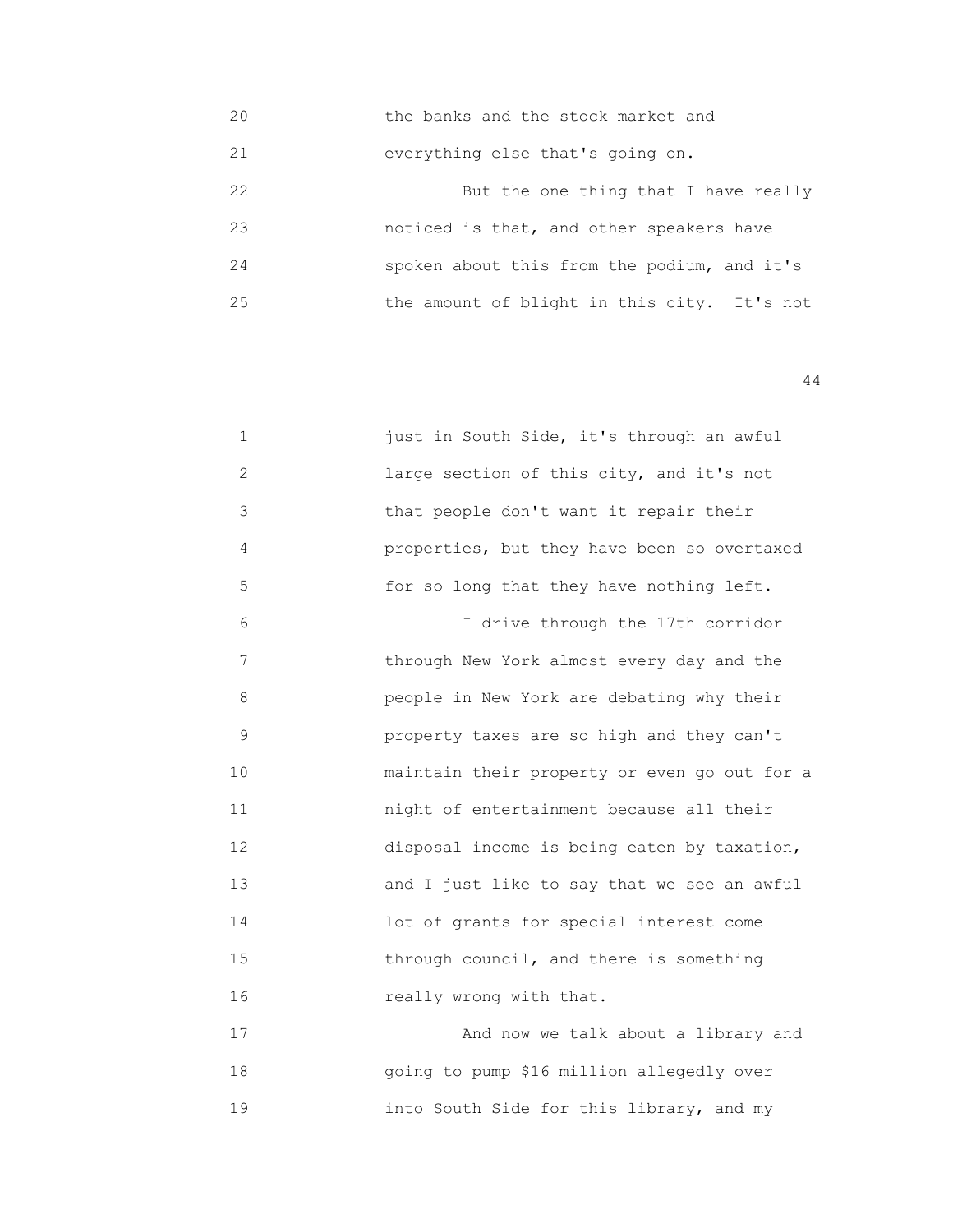20 the banks and the stock market and
21 everything else that's going on.
22 But the one thing that I have really
23 noticed is that, and other speakers have
24 spoken about this from the podium, and it's
25 the amount of blight in this city. It's not

1 just in South Side, it's through an awful
2 large section of this city, and it's not
3 that people don't want it repair their
4 properties, but they have been so overtaxed
5 for so long that they have nothing left.
6 I drive through the 17th corridor
7 through New York almost every day and the
8 people in New York are debating why their
9 property taxes are so high and they can't
10 maintain their property or even go out for a
11 night of entertainment because all their
12 disposal income is being eaten by taxation,
13 and I just like to say that we see an awful
14 lot of grants for special interest come
15 through council, and there is something
16 really wrong with that.
17 And now we talk about a library and
18 going to pump $16 million allegedly over
19 into South Side for this library, and my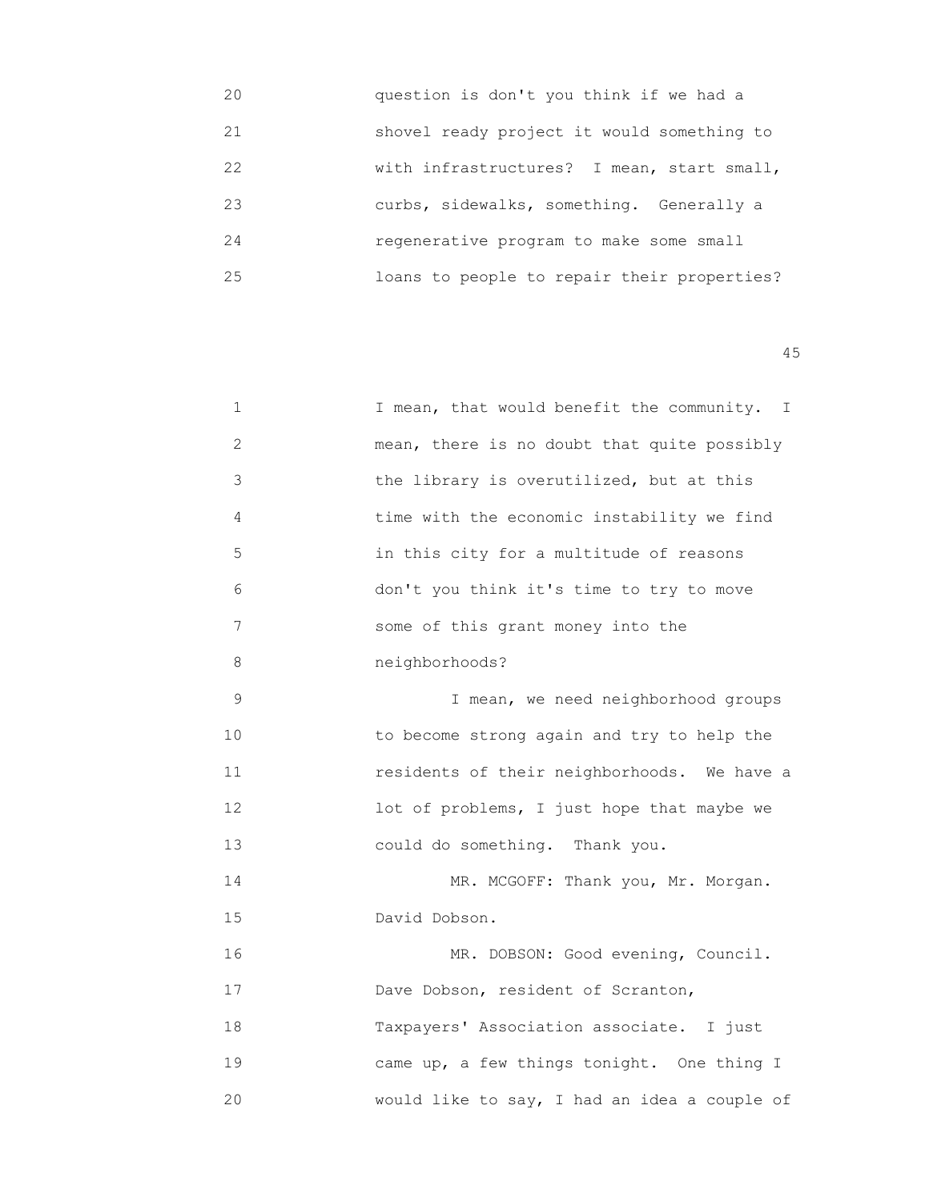question is don't you think if we had a shovel ready project it would something to with infrastructures? I mean, start small, curbs, sidewalks, something. Generally a regenerative program to make some small loans to people to repair their properties?

I mean, that would benefit the community. I mean, there is no doubt that quite possibly the library is overutilized, but at this time with the economic instability we find in this city for a multitude of reasons don't you think it's time to try to move some of this grant money into the neighborhoods?

I mean, we need neighborhood groups to become strong again and try to help the residents of their neighborhoods. We have a lot of problems, I just hope that maybe we could do something. Thank you.

MR. MCGOFF: Thank you, Mr. Morgan. David Dobson.

MR. DOBSON: Good evening, Council. Dave Dobson, resident of Scranton, Taxpayers' Association associate. I just came up, a few things tonight. One thing I would like to say, I had an idea a couple of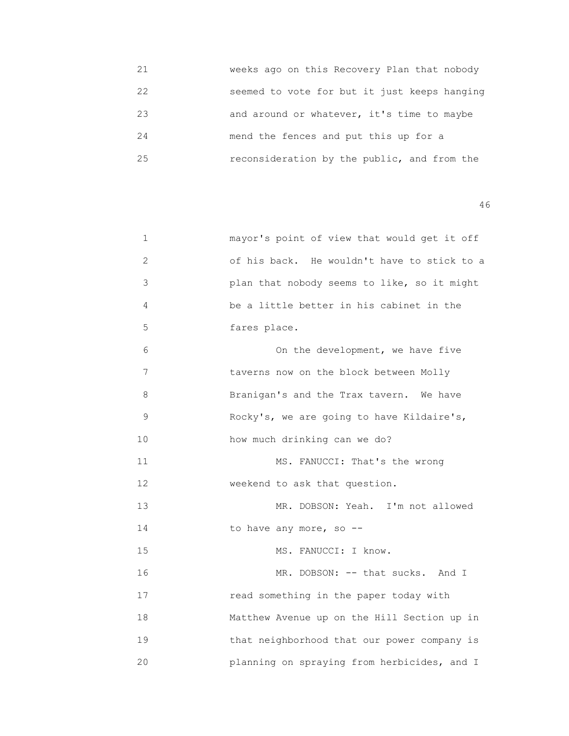21 weeks ago on this Recovery Plan that nobody
22 seemed to vote for but it just keeps hanging
23 and around or whatever, it's time to maybe
24 mend the fences and put this up for a
25 reconsideration by the public, and from the

1 mayor's point of view that would get it off
2 of his back. He wouldn't have to stick to a
3 plan that nobody seems to like, so it might
4 be a little better in his cabinet in the
5 fares place.
6 On the development, we have five
7 taverns now on the block between Molly
8 Branigan's and the Trax tavern. We have
9 Rocky's, we are going to have Kildaire's,
10 how much drinking can we do?
11 MS. FANUCCI: That's the wrong
12 weekend to ask that question.
13 MR. DOBSON: Yeah. I'm not allowed
14 to have any more, so --
15 MS. FANUCCI: I know.
16 MR. DOBSON: -- that sucks. And I
17 read something in the paper today with
18 Matthew Avenue up on the Hill Section up in
19 that neighborhood that our power company is
20 planning on spraying from herbicides, and I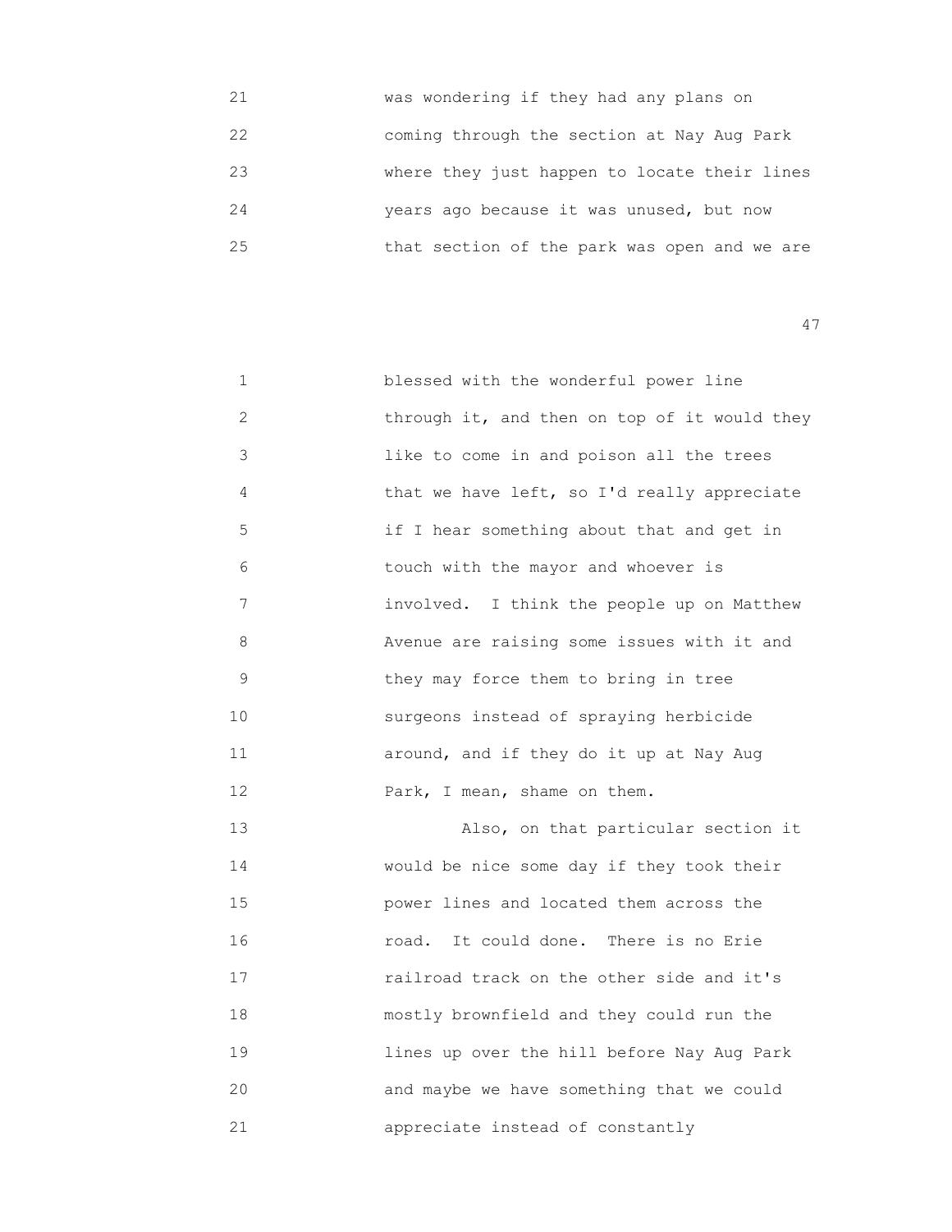21 was wondering if they had any plans on
22 coming through the section at Nay Aug Park
23 where they just happen to locate their lines
24 years ago because it was unused, but now
25 that section of the park was open and we are

1 blessed with the wonderful power line
2 through it, and then on top of it would they
3 like to come in and poison all the trees
4 that we have left, so I'd really appreciate
5 if I hear something about that and get in
6 touch with the mayor and whoever is
7 involved. I think the people up on Matthew
8 Avenue are raising some issues with it and
9 they may force them to bring in tree
10 surgeons instead of spraying herbicide
11 around, and if they do it up at Nay Aug
12 Park, I mean, shame on them.
13 Also, on that particular section it
14 would be nice some day if they took their
15 power lines and located them across the
16 road. It could done. There is no Erie
17 railroad track on the other side and it's
18 mostly brownfield and they could run the
19 lines up over the hill before Nay Aug Park
20 and maybe we have something that we could
21 appreciate instead of constantly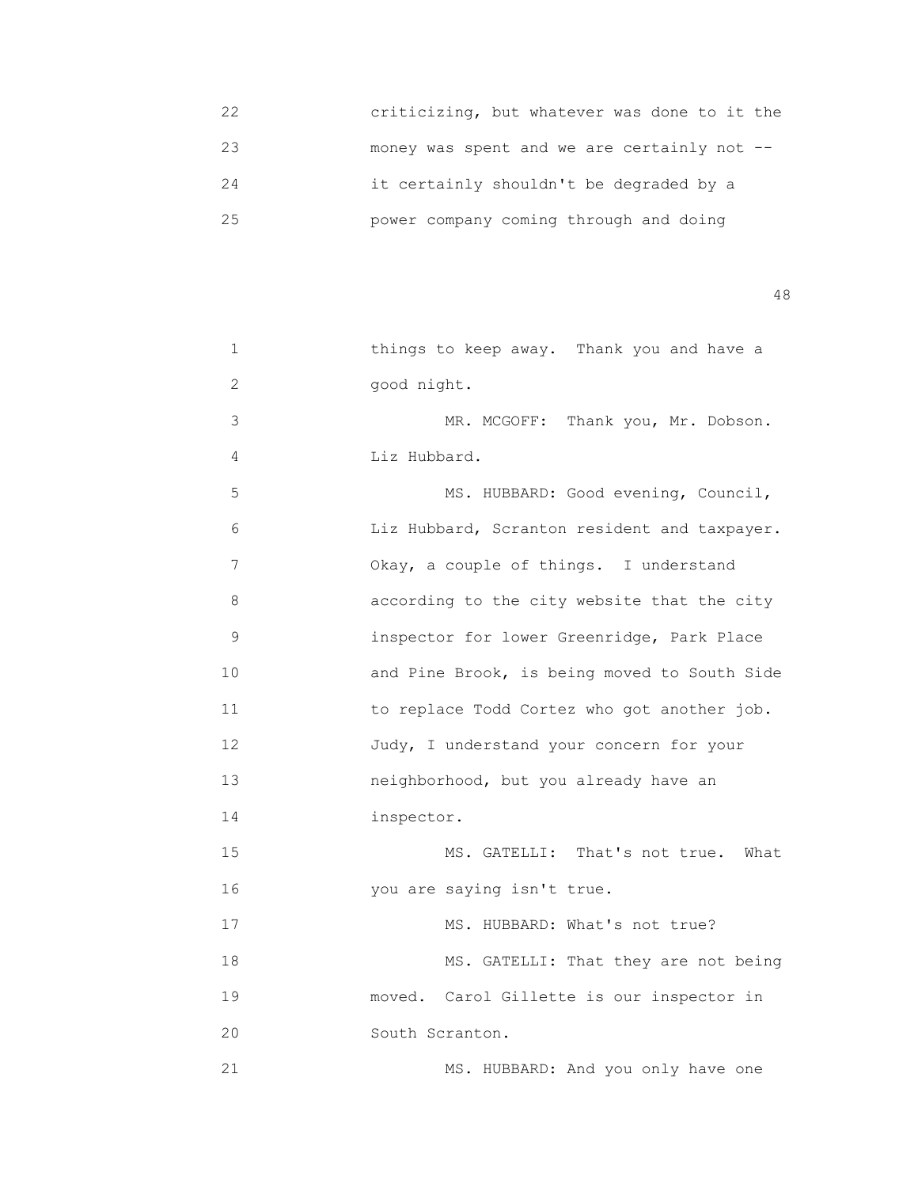22 criticizing, but whatever was done to it the

23 money was spent and we are certainly not --

24 it certainly shouldn't be degraded by a

25 power company coming through and doing

1 things to keep away. Thank you and have a

2 good night.

3 MR. MCGOFF: Thank you, Mr. Dobson.

4 Liz Hubbard.

5 MS. HUBBARD: Good evening, Council,

6 Liz Hubbard, Scranton resident and taxpayer.

7 Okay, a couple of things. I understand

8 according to the city website that the city

9 inspector for lower Greenridge, Park Place

10 and Pine Brook, is being moved to South Side

11 to replace Todd Cortez who got another job.

12 Judy, I understand your concern for your

13 neighborhood, but you already have an

14 inspector.

15 MS. GATELLI: That's not true. What

16 you are saying isn't true.

17 MS. HUBBARD: What's not true?

18 MS. GATELLI: That they are not being

19 moved. Carol Gillette is our inspector in

20 South Scranton.

21 MS. HUBBARD: And you only have one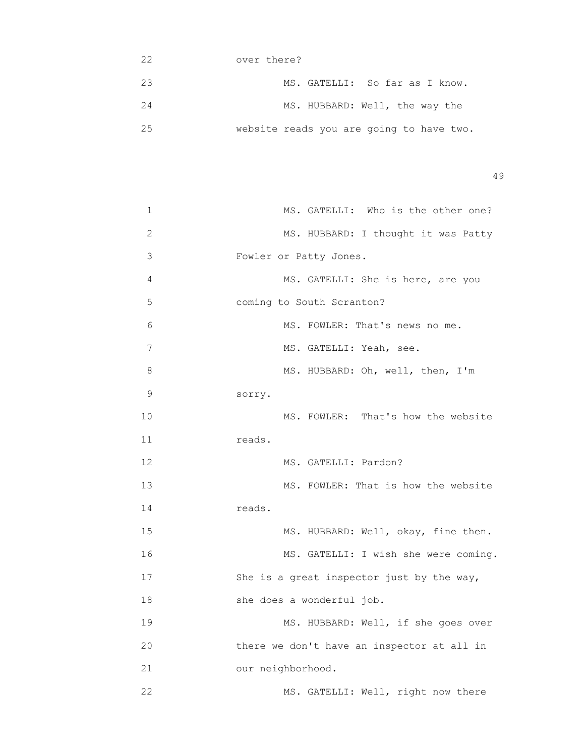22 over there?

23 MS. GATELLI: So far as I know.

24 MS. HUBBARD: Well, the way the

25 website reads you are going to have two.

1 MS. GATELLI: Who is the other one?

2 MS. HUBBARD: I thought it was Patty

3 Fowler or Patty Jones.

4 MS. GATELLI: She is here, are you

5 coming to South Scranton?

6 MS. FOWLER: That's news no me.

7 MS. GATELLI: Yeah, see.

8 MS. HUBBARD: Oh, well, then, I'm

9 sorry.

10 MS. FOWLER: That's how the website

11 reads.

12 MS. GATELLI: Pardon?

13 MS. FOWLER: That is how the website

14 reads.

15 MS. HUBBARD: Well, okay, fine then.

16 MS. GATELLI: I wish she were coming.

17 She is a great inspector just by the way,

18 she does a wonderful job.

19 MS. HUBBARD: Well, if she goes over

20 there we don't have an inspector at all in

21 our neighborhood.

22 MS. GATELLI: Well, right now there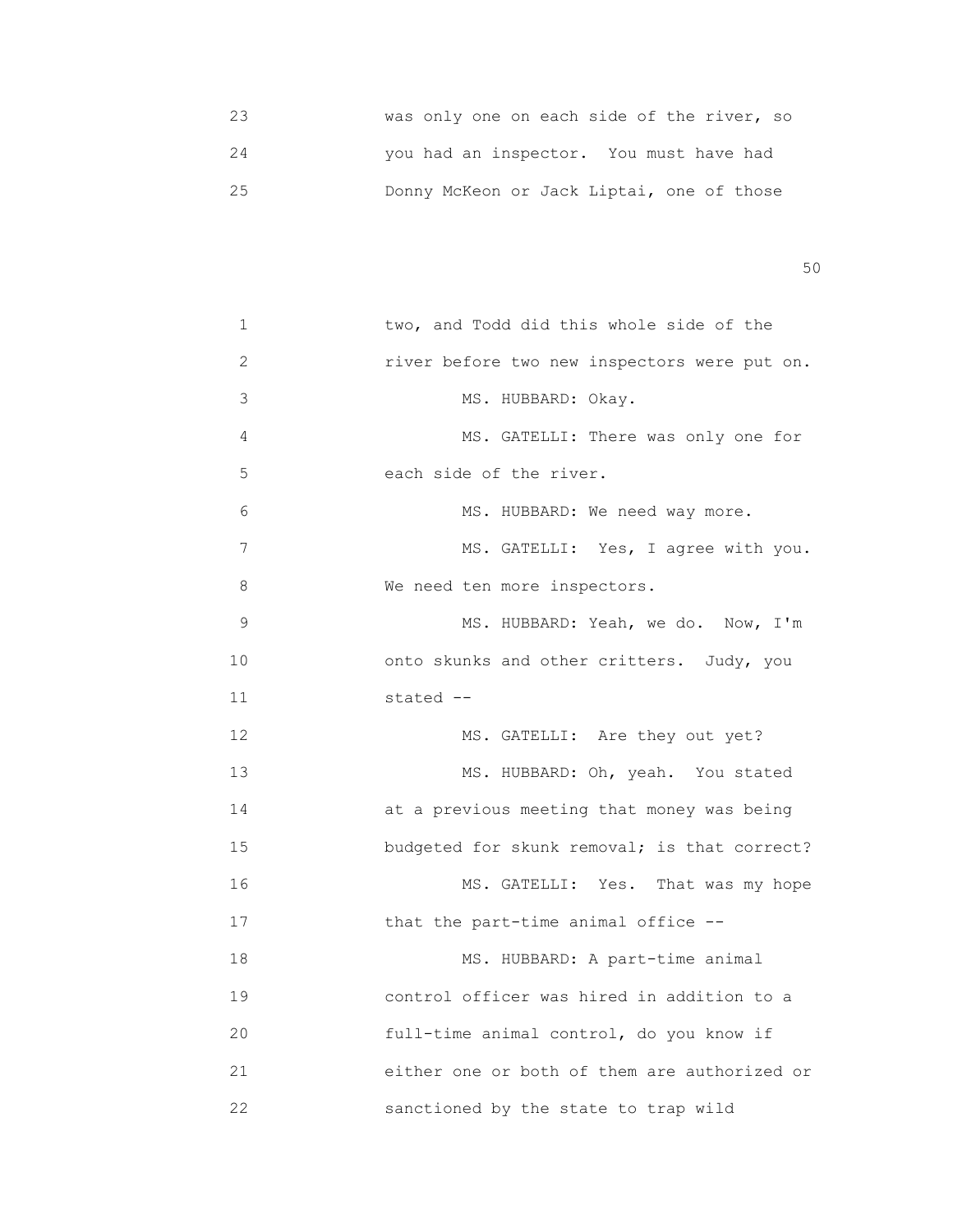23 was only one on each side of the river, so
24 you had an inspector. You must have had
25 Donny McKeon or Jack Liptai, one of those

1 two, and Todd did this whole side of the
2 river before two new inspectors were put on.
3 MS. HUBBARD: Okay.
4 MS. GATELLI: There was only one for
5 each side of the river.
6 MS. HUBBARD: We need way more.
7 MS. GATELLI: Yes, I agree with you.
8 We need ten more inspectors.
9 MS. HUBBARD: Yeah, we do. Now, I'm
10 onto skunks and other critters. Judy, you
11 stated --
12 MS. GATELLI: Are they out yet?
13 MS. HUBBARD: Oh, yeah. You stated
14 at a previous meeting that money was being
15 budgeted for skunk removal; is that correct?
16 MS. GATELLI: Yes. That was my hope
17 that the part-time animal office --
18 MS. HUBBARD: A part-time animal
19 control officer was hired in addition to a
20 full-time animal control, do you know if
21 either one or both of them are authorized or
22 sanctioned by the state to trap wild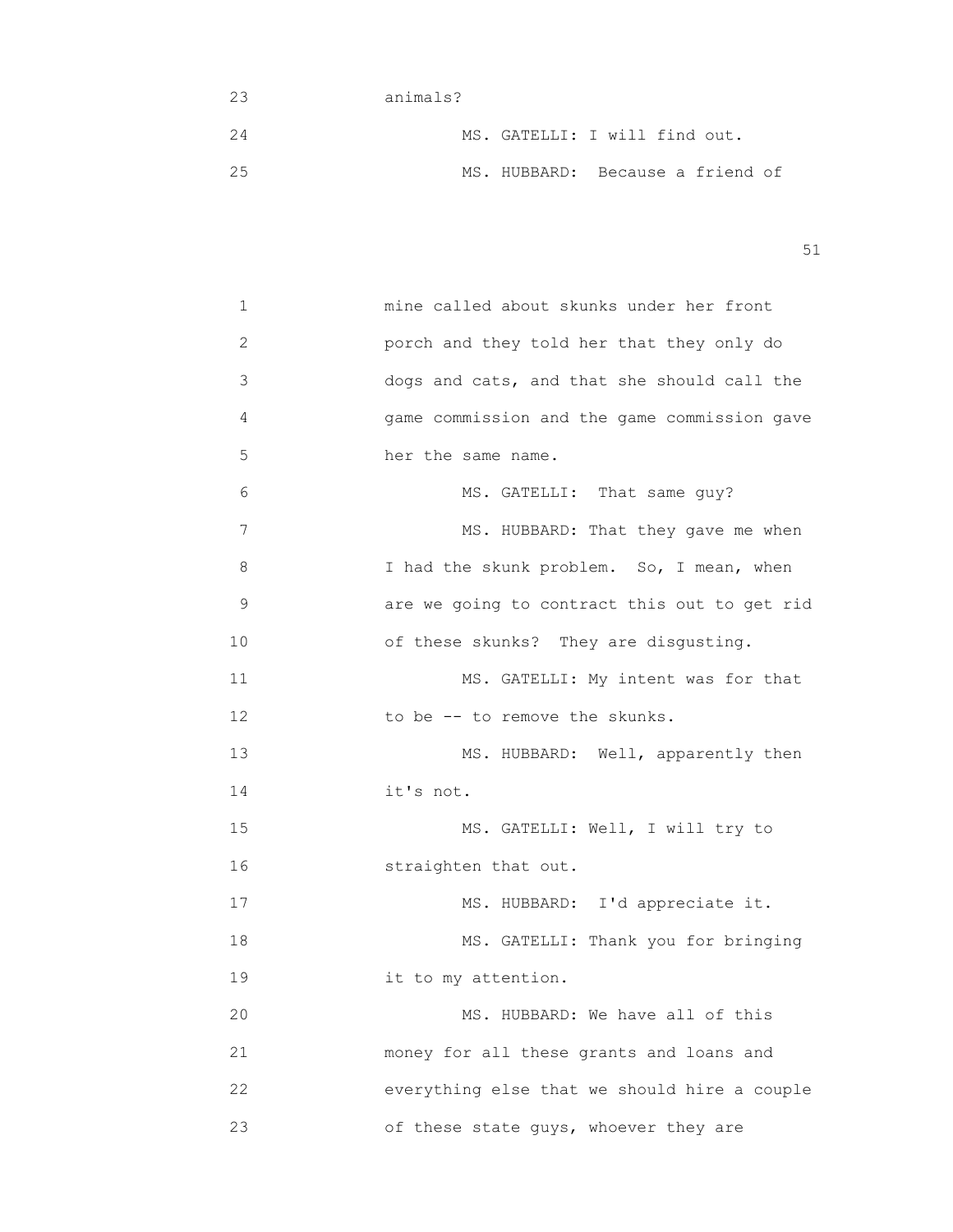23 animals?

24 MS. GATELLI: I will find out.

25 MS. HUBBARD: Because a friend of

1 mine called about skunks under her front
2 porch and they told her that they only do
3 dogs and cats, and that she should call the
4 game commission and the game commission gave
5 her the same name.

6 MS. GATELLI: That same guy?

7 MS. HUBBARD: That they gave me when
8 I had the skunk problem. So, I mean, when
9 are we going to contract this out to get rid
10 of these skunks? They are disgusting.

11 MS. GATELLI: My intent was for that
12 to be -- to remove the skunks.

13 MS. HUBBARD: Well, apparently then
14 it's not.

15 MS. GATELLI: Well, I will try to
16 straighten that out.

17 MS. HUBBARD: I'd appreciate it.

18 MS. GATELLI: Thank you for bringing
19 it to my attention.

20 MS. HUBBARD: We have all of this
21 money for all these grants and loans and
22 everything else that we should hire a couple
23 of these state guys, whoever they are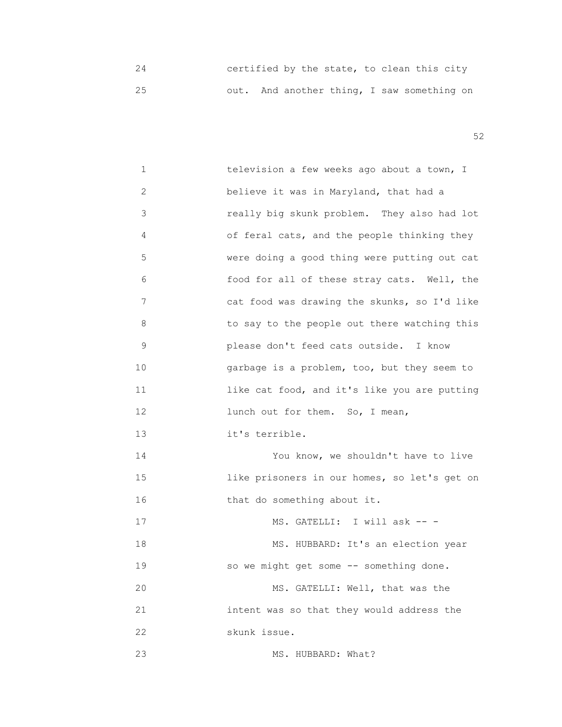24 certified by the state, to clean this city
25 out. And another thing, I saw something on

1 television a few weeks ago about a town, I
2 believe it was in Maryland, that had a
3 really big skunk problem. They also had lot
4 of feral cats, and the people thinking they
5 were doing a good thing were putting out cat
6 food for all of these stray cats. Well, the
7 cat food was drawing the skunks, so I'd like
8 to say to the people out there watching this
9 please don't feed cats outside. I know
10 garbage is a problem, too, but they seem to
11 like cat food, and it's like you are putting
12 lunch out for them. So, I mean,
13 it's terrible.
14 You know, we shouldn't have to live
15 like prisoners in our homes, so let's get on
16 that do something about it.
17 MS. GATELLI: I will ask -- -
18 MS. HUBBARD: It's an election year
19 so we might get some -- something done.
20 MS. GATELLI: Well, that was the
21 intent was so that they would address the
22 skunk issue.
23 MS. HUBBARD: What?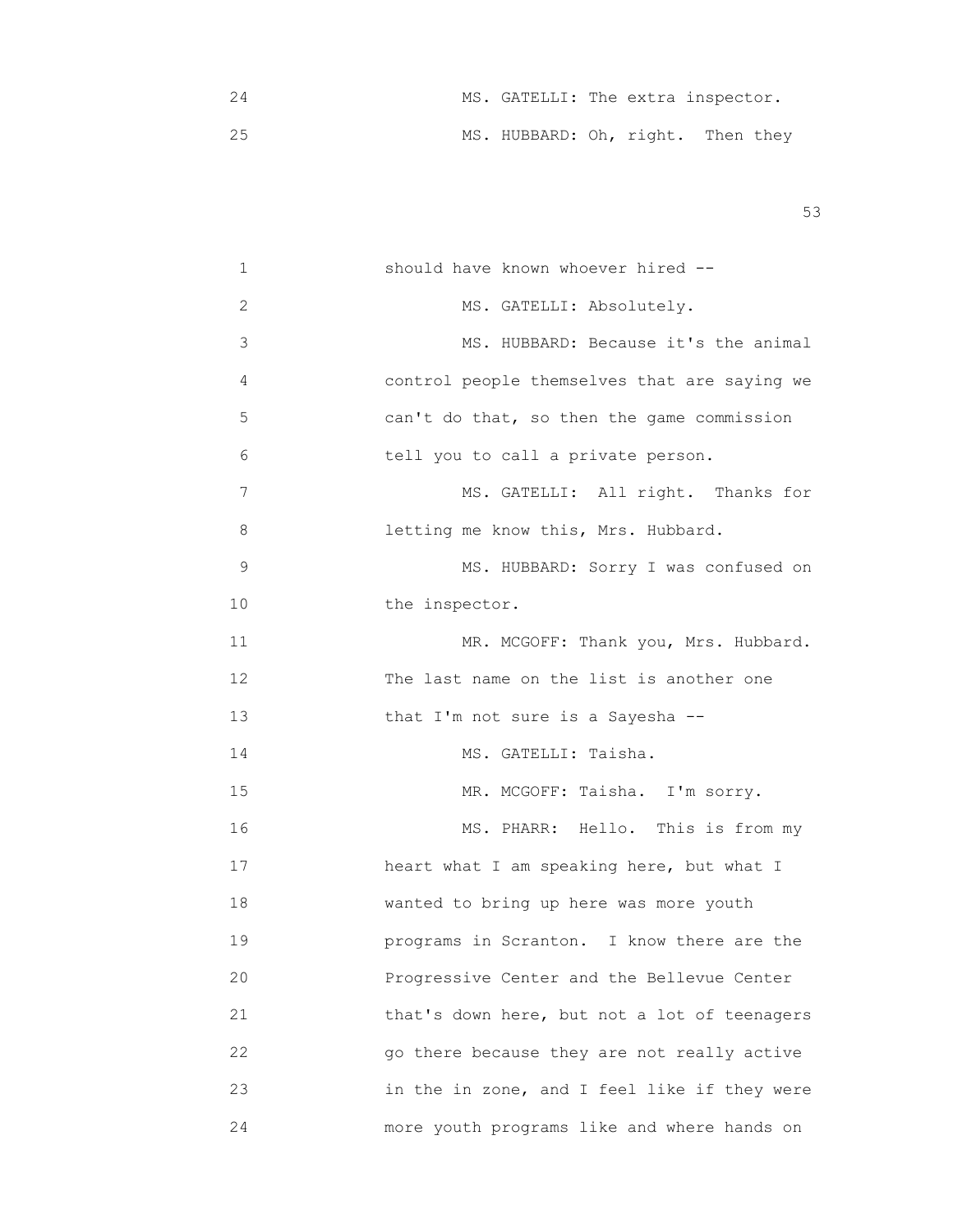24 MS. GATELLI: The extra inspector.

25 MS. HUBBARD: Oh, right. Then they

1 should have known whoever hired --

2 MS. GATELLI: Absolutely.

3 MS. HUBBARD: Because it's the animal

4 control people themselves that are saying we

5 can't do that, so then the game commission

6 tell you to call a private person.

7 MS. GATELLI: All right. Thanks for

8 letting me know this, Mrs. Hubbard.

9 MS. HUBBARD: Sorry I was confused on

10 the inspector.

11 MR. MCGOFF: Thank you, Mrs. Hubbard.

12 The last name on the list is another one

13 that I'm not sure is a Sayesha --

14 MS. GATELLI: Taisha.

15 MR. MCGOFF: Taisha. I'm sorry.

16 MS. PHARR: Hello. This is from my

17 heart what I am speaking here, but what I

18 wanted to bring up here was more youth

19 programs in Scranton. I know there are the

20 Progressive Center and the Bellevue Center

21 that's down here, but not a lot of teenagers

22 go there because they are not really active

23 in the in zone, and I feel like if they were

24 more youth programs like and where hands on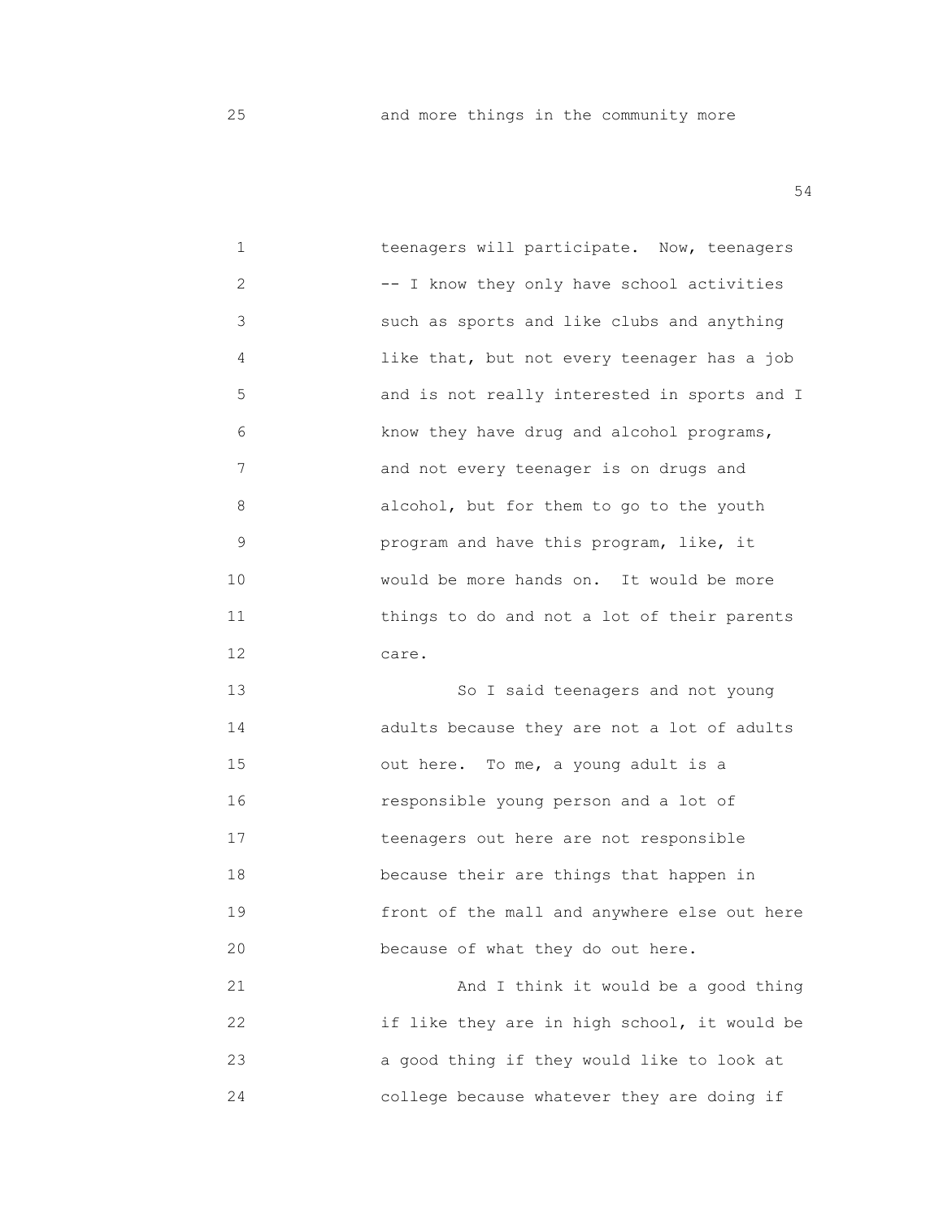25 and more things in the community more

1 teenagers will participate. Now, teenagers
2 -- I know they only have school activities
3 such as sports and like clubs and anything
4 like that, but not every teenager has a job
5 and is not really interested in sports and I
6 know they have drug and alcohol programs,
7 and not every teenager is on drugs and
8 alcohol, but for them to go to the youth
9 program and have this program, like, it
10 would be more hands on. It would be more
11 things to do and not a lot of their parents
12 care.
13 So I said teenagers and not young
14 adults because they are not a lot of adults
15 out here. To me, a young adult is a
16 responsible young person and a lot of
17 teenagers out here are not responsible
18 because their are things that happen in
19 front of the mall and anywhere else out here
20 because of what they do out here.
21 And I think it would be a good thing
22 if like they are in high school, it would be
23 a good thing if they would like to look at
24 college because whatever they are doing if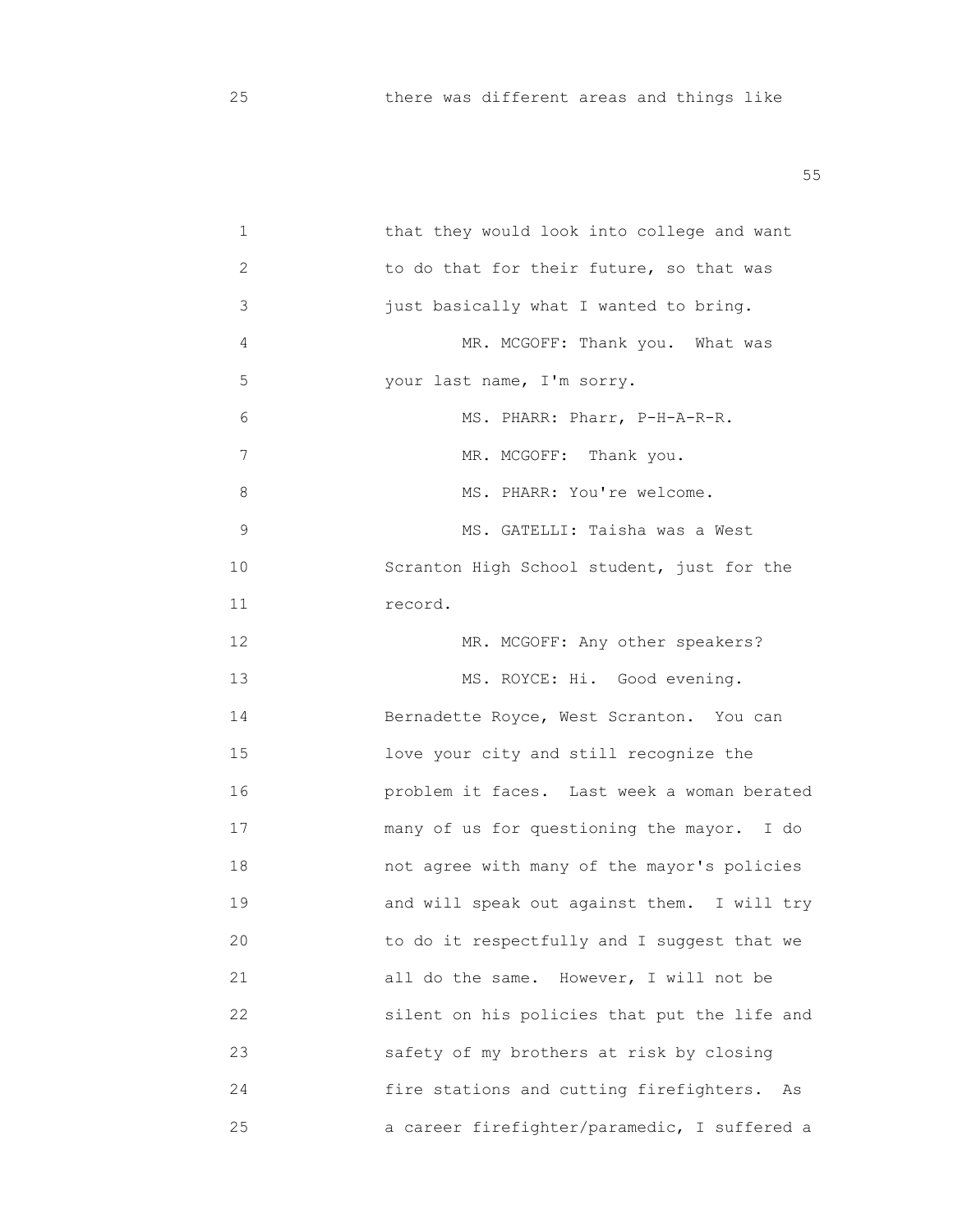there was different areas and things like

that they would look into college and want to do that for their future, so that was just basically what I wanted to bring.

MR. MCGOFF: Thank you. What was your last name, I'm sorry.

MS. PHARR: Pharr, P-H-A-R-R.

MR. MCGOFF: Thank you.

MS. PHARR: You're welcome.

MS. GATELLI: Taisha was a West Scranton High School student, just for the record.

MR. MCGOFF: Any other speakers?

MS. ROYCE: Hi. Good evening. Bernadette Royce, West Scranton. You can love your city and still recognize the problem it faces. Last week a woman berated many of us for questioning the mayor. I do not agree with many of the mayor's policies and will speak out against them. I will try to do it respectfully and I suggest that we all do the same. However, I will not be silent on his policies that put the life and safety of my brothers at risk by closing fire stations and cutting firefighters. As a career firefighter/paramedic, I suffered a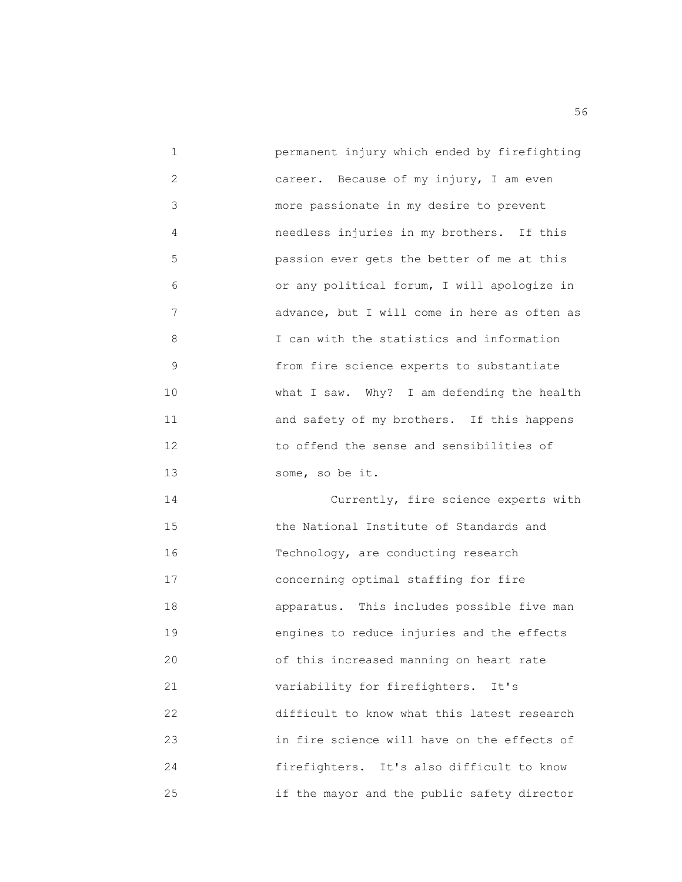permanent injury which ended by firefighting career. Because of my injury, I am even more passionate in my desire to prevent needless injuries in my brothers. If this passion ever gets the better of me at this or any political forum, I will apologize in advance, but I will come in here as often as I can with the statistics and information from fire science experts to substantiate what I saw. Why? I am defending the health and safety of my brothers. If this happens to offend the sense and sensibilities of some, so be it.

Currently, fire science experts with the National Institute of Standards and Technology, are conducting research concerning optimal staffing for fire apparatus. This includes possible five man engines to reduce injuries and the effects of this increased manning on heart rate variability for firefighters. It's difficult to know what this latest research in fire science will have on the effects of firefighters. It's also difficult to know if the mayor and the public safety director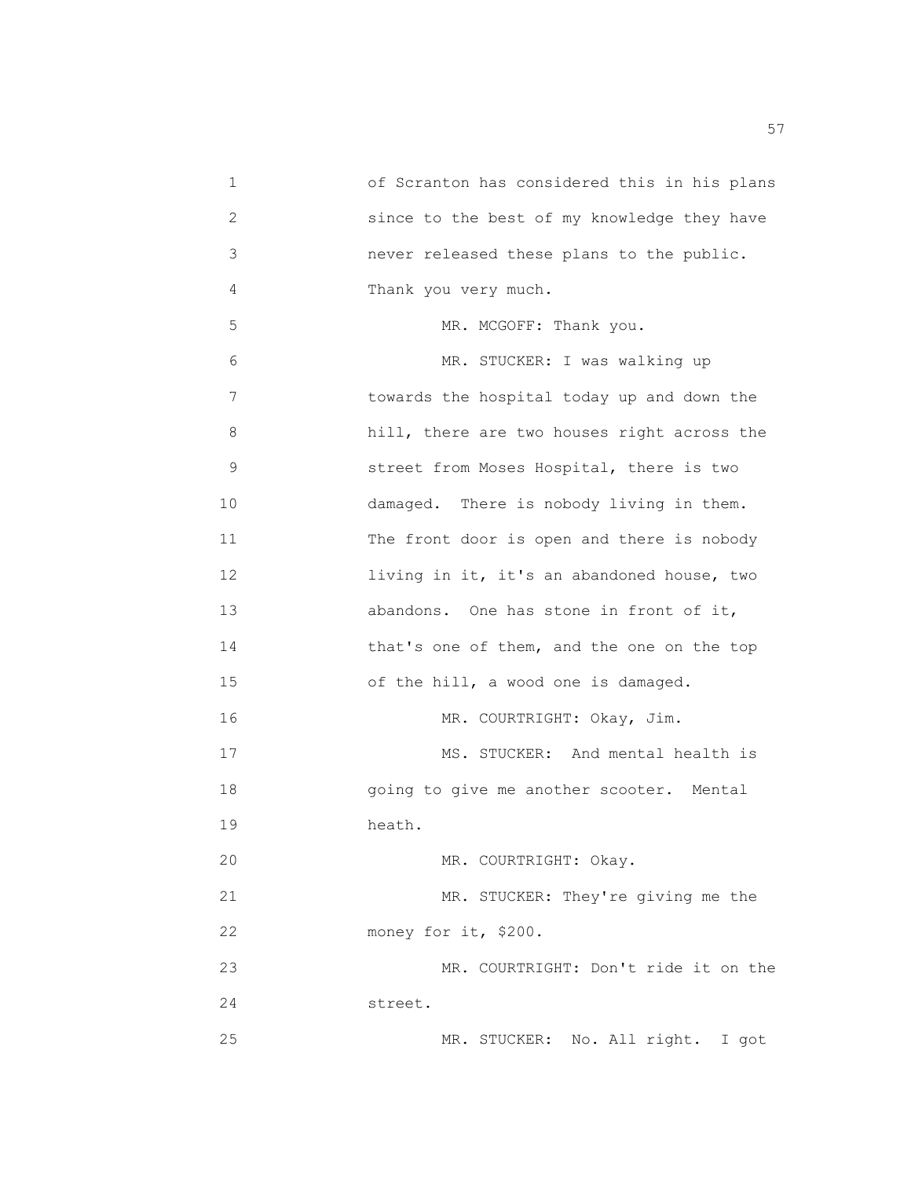of Scranton has considered this in his plans since to the best of my knowledge they have never released these plans to the public. Thank you very much.

MR. MCGOFF: Thank you.

MR. STUCKER: I was walking up towards the hospital today up and down the hill, there are two houses right across the street from Moses Hospital, there is two damaged. There is nobody living in them. The front door is open and there is nobody living in it, it's an abandoned house, two abandons. One has stone in front of it, that's one of them, and the one on the top of the hill, a wood one is damaged.

MR. COURTRIGHT: Okay, Jim.

MS. STUCKER: And mental health is going to give me another scooter. Mental heath.

MR. COURTRIGHT: Okay.

MR. STUCKER: They're giving me the money for it, $200.

MR. COURTRIGHT: Don't ride it on the street.

MR. STUCKER: No. All right. I got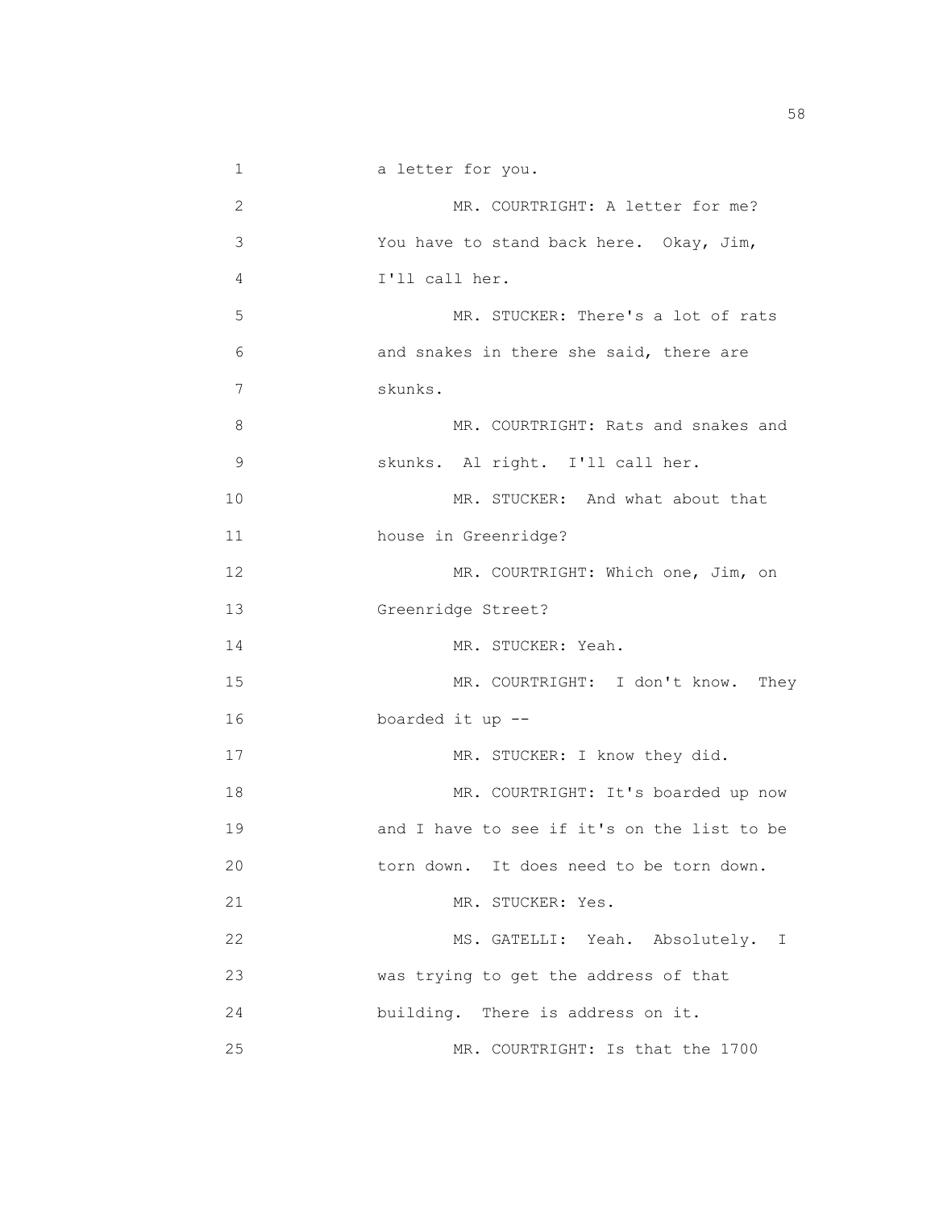a letter for you.

MR. COURTRIGHT: A letter for me? You have to stand back here. Okay, Jim, I'll call her.

MR. STUCKER: There's a lot of rats and snakes in there she said, there are skunks.

MR. COURTRIGHT: Rats and snakes and skunks. Al right. I'll call her.

MR. STUCKER: And what about that house in Greenridge?

MR. COURTRIGHT: Which one, Jim, on Greenridge Street?

MR. STUCKER: Yeah.

MR. COURTRIGHT: I don't know. They boarded it up --

MR. STUCKER: I know they did.

MR. COURTRIGHT: It's boarded up now and I have to see if it's on the list to be torn down. It does need to be torn down.

MR. STUCKER: Yes.

MS. GATELLI: Yeah. Absolutely. I was trying to get the address of that building. There is address on it.

MR. COURTRIGHT: Is that the 1700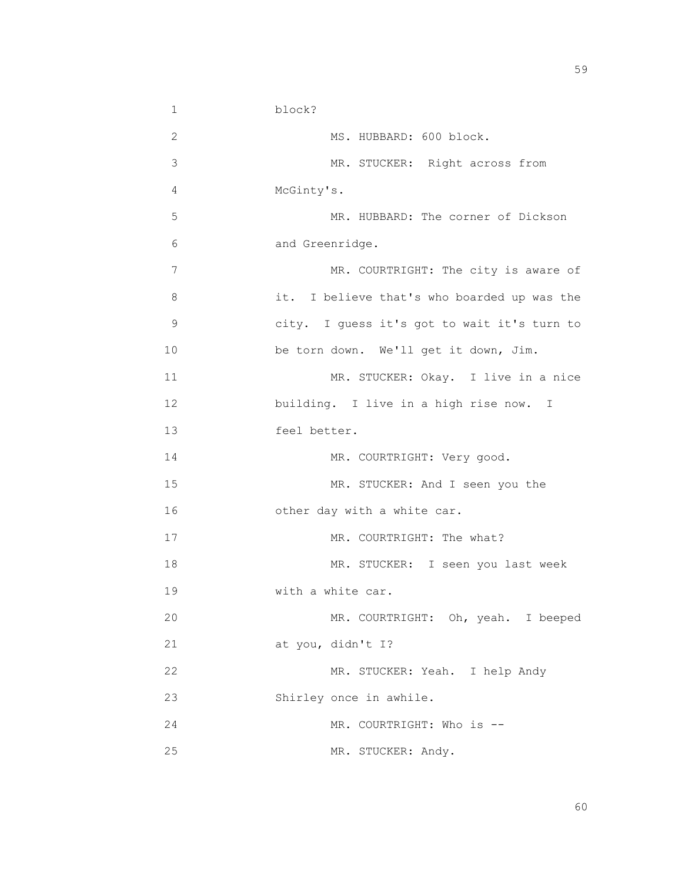1 block?

2 MS. HUBBARD: 600 block.

3 MR. STUCKER: Right across from

4 McGinty's.

5 MR. HUBBARD: The corner of Dickson

6 and Greenridge.

7 MR. COURTRIGHT: The city is aware of

8 it. I believe that's who boarded up was the

9 city. I guess it's got to wait it's turn to

10 be torn down. We'll get it down, Jim.

11 MR. STUCKER: Okay. I live in a nice

12 building. I live in a high rise now. I

13 feel better.

14 MR. COURTRIGHT: Very good.

15 MR. STUCKER: And I seen you the

16 other day with a white car.

17 MR. COURTRIGHT: The what?

18 MR. STUCKER: I seen you last week

19 with a white car.

20 MR. COURTRIGHT: Oh, yeah. I beeped

21 at you, didn't I?

22 MR. STUCKER: Yeah. I help Andy

23 Shirley once in awhile.

24 MR. COURTRIGHT: Who is --

25 MR. STUCKER: Andy.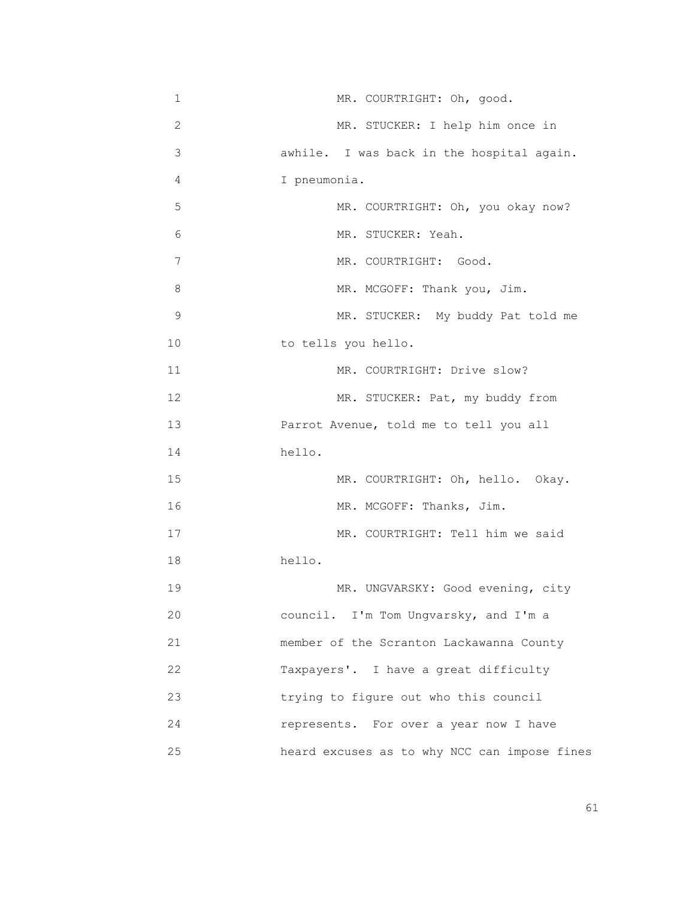1 MR. COURTRIGHT: Oh, good.

2 MR. STUCKER: I help him once in

3 awhile. I was back in the hospital again.

4 I pneumonia.

5 MR. COURTRIGHT: Oh, you okay now?

6 MR. STUCKER: Yeah.

7 MR. COURTRIGHT: Good.

8 MR. MCGOFF: Thank you, Jim.

9 MR. STUCKER: My buddy Pat told me

10 to tells you hello.

11 MR. COURTRIGHT: Drive slow?

12 MR. STUCKER: Pat, my buddy from

13 Parrot Avenue, told me to tell you all

14 hello.

15 MR. COURTRIGHT: Oh, hello. Okay.

16 MR. MCGOFF: Thanks, Jim.

17 MR. COURTRIGHT: Tell him we said

18 hello.

19 MR. UNGVARSKY: Good evening, city

20 council. I'm Tom Ungvarsky, and I'm a

21 member of the Scranton Lackawanna County

22 Taxpayers'. I have a great difficulty

23 trying to figure out who this council

24 represents. For over a year now I have

25 heard excuses as to why NCC can impose fines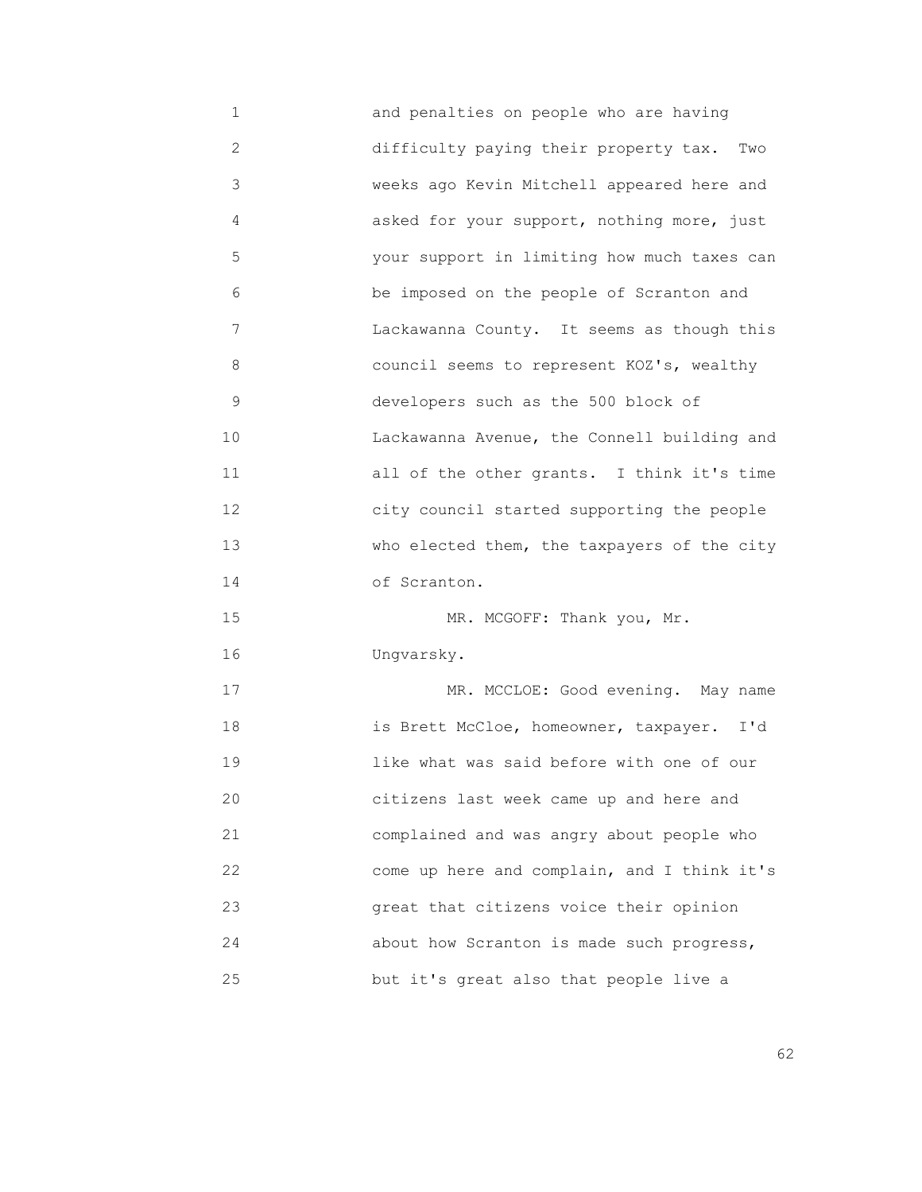and penalties on people who are having difficulty paying their property tax. Two weeks ago Kevin Mitchell appeared here and asked for your support, nothing more, just your support in limiting how much taxes can be imposed on the people of Scranton and Lackawanna County. It seems as though this council seems to represent KOZ's, wealthy developers such as the 500 block of Lackawanna Avenue, the Connell building and all of the other grants. I think it's time city council started supporting the people who elected them, the taxpayers of the city of Scranton.

MR. MCGOFF: Thank you, Mr. Ungvarsky.

MR. MCCLOE: Good evening. May name is Brett McCloe, homeowner, taxpayer. I'd like what was said before with one of our citizens last week came up and here and complained and was angry about people who come up here and complain, and I think it's great that citizens voice their opinion about how Scranton is made such progress, but it's great also that people live a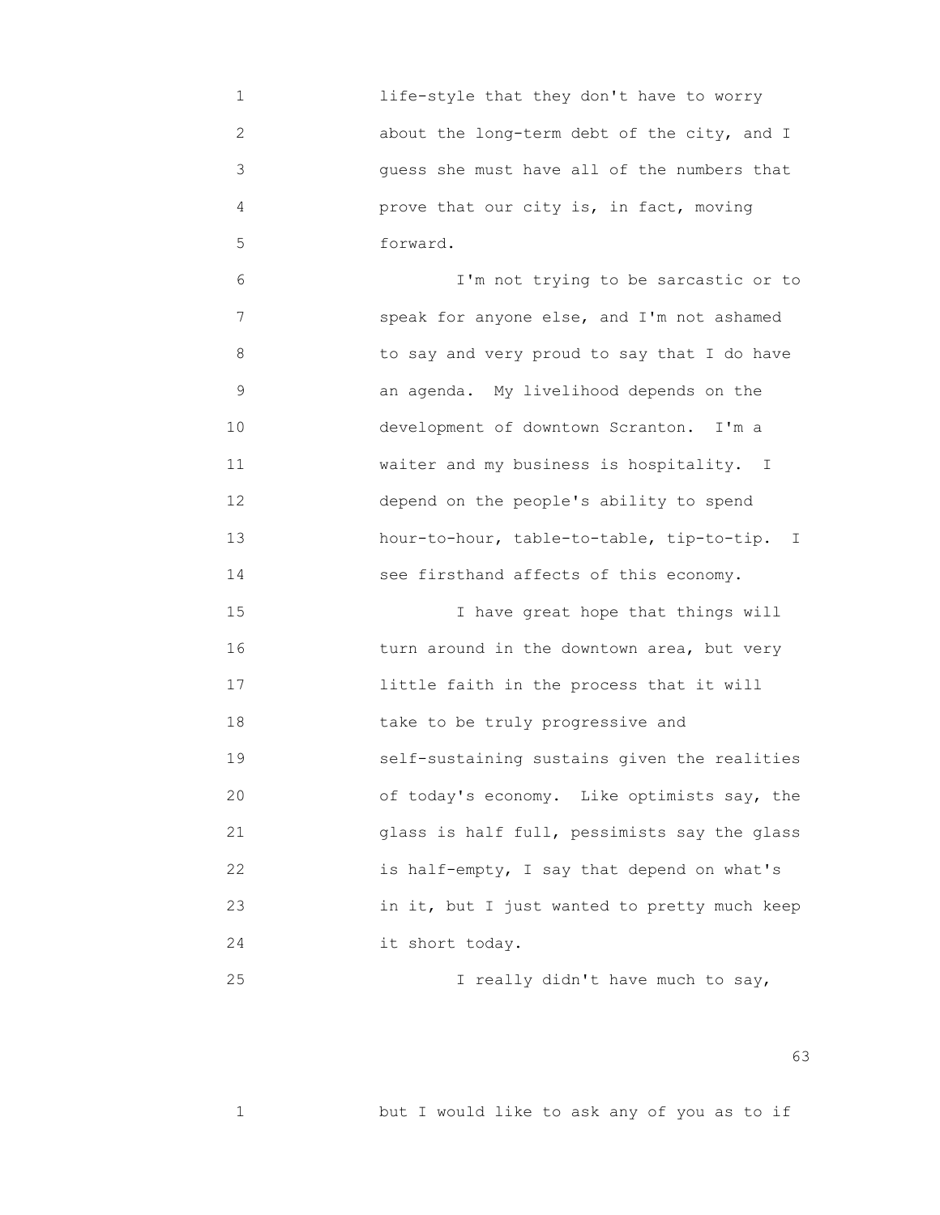life-style that they don't have to worry about the long-term debt of the city, and I guess she must have all of the numbers that prove that our city is, in fact, moving forward.

I'm not trying to be sarcastic or to speak for anyone else, and I'm not ashamed to say and very proud to say that I do have an agenda. My livelihood depends on the development of downtown Scranton. I'm a waiter and my business is hospitality. I depend on the people's ability to spend hour-to-hour, table-to-table, tip-to-tip. I see firsthand affects of this economy.

I have great hope that things will turn around in the downtown area, but very little faith in the process that it will take to be truly progressive and self-sustaining sustains given the realities of today's economy. Like optimists say, the glass is half full, pessimists say the glass is half-empty, I say that depend on what's in it, but I just wanted to pretty much keep it short today.

I really didn't have much to say,

but I would like to ask any of you as to if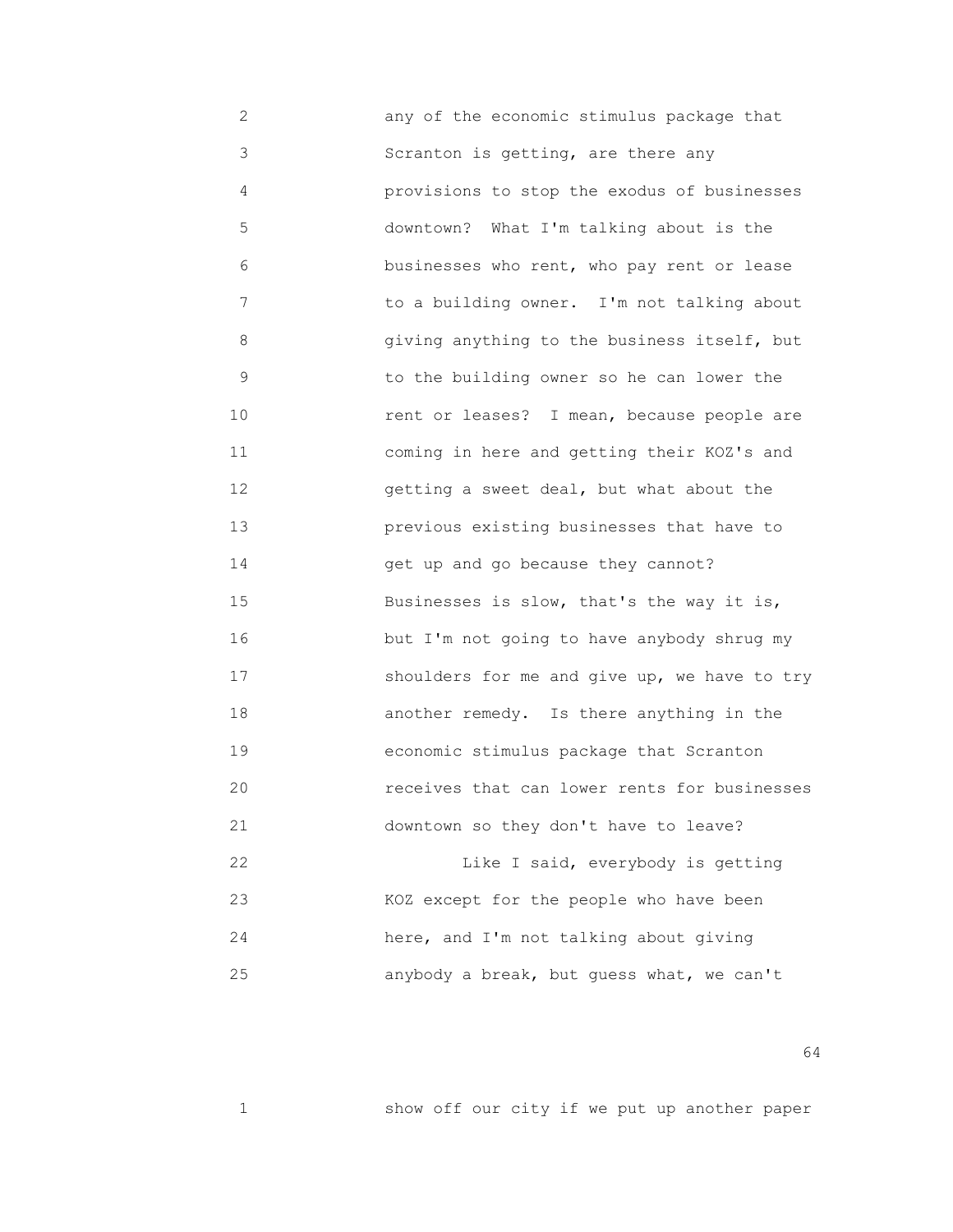any of the economic stimulus package that Scranton is getting, are there any provisions to stop the exodus of businesses downtown? What I'm talking about is the businesses who rent, who pay rent or lease to a building owner. I'm not talking about giving anything to the business itself, but to the building owner so he can lower the rent or leases? I mean, because people are coming in here and getting their KOZ's and getting a sweet deal, but what about the previous existing businesses that have to get up and go because they cannot? Businesses is slow, that's the way it is, but I'm not going to have anybody shrug my shoulders for me and give up, we have to try another remedy. Is there anything in the economic stimulus package that Scranton receives that can lower rents for businesses downtown so they don't have to leave?

Like I said, everybody is getting KOZ except for the people who have been here, and I'm not talking about giving anybody a break, but guess what, we can't

show off our city if we put up another paper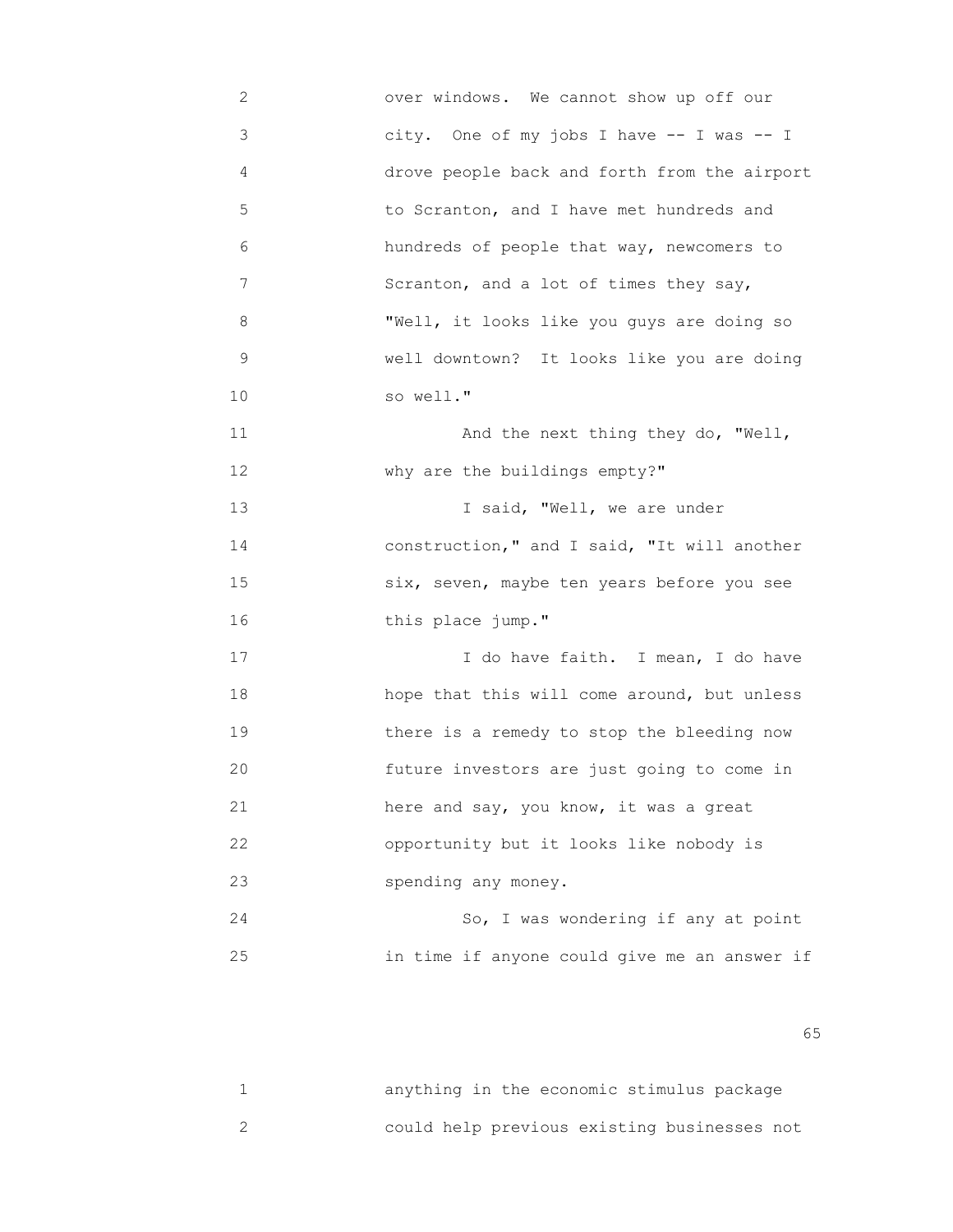over windows. We cannot show up off our city. One of my jobs I have -- I was -- I drove people back and forth from the airport to Scranton, and I have met hundreds and hundreds of people that way, newcomers to Scranton, and a lot of times they say, "Well, it looks like you guys are doing so well downtown? It looks like you are doing so well."

And the next thing they do, "Well, why are the buildings empty?"

I said, "Well, we are under construction," and I said, "It will another six, seven, maybe ten years before you see this place jump."

I do have faith. I mean, I do have hope that this will come around, but unless there is a remedy to stop the bleeding now future investors are just going to come in here and say, you know, it was a great opportunity but it looks like nobody is spending any money.

So, I was wondering if any at point in time if anyone could give me an answer if anything in the economic stimulus package could help previous existing businesses not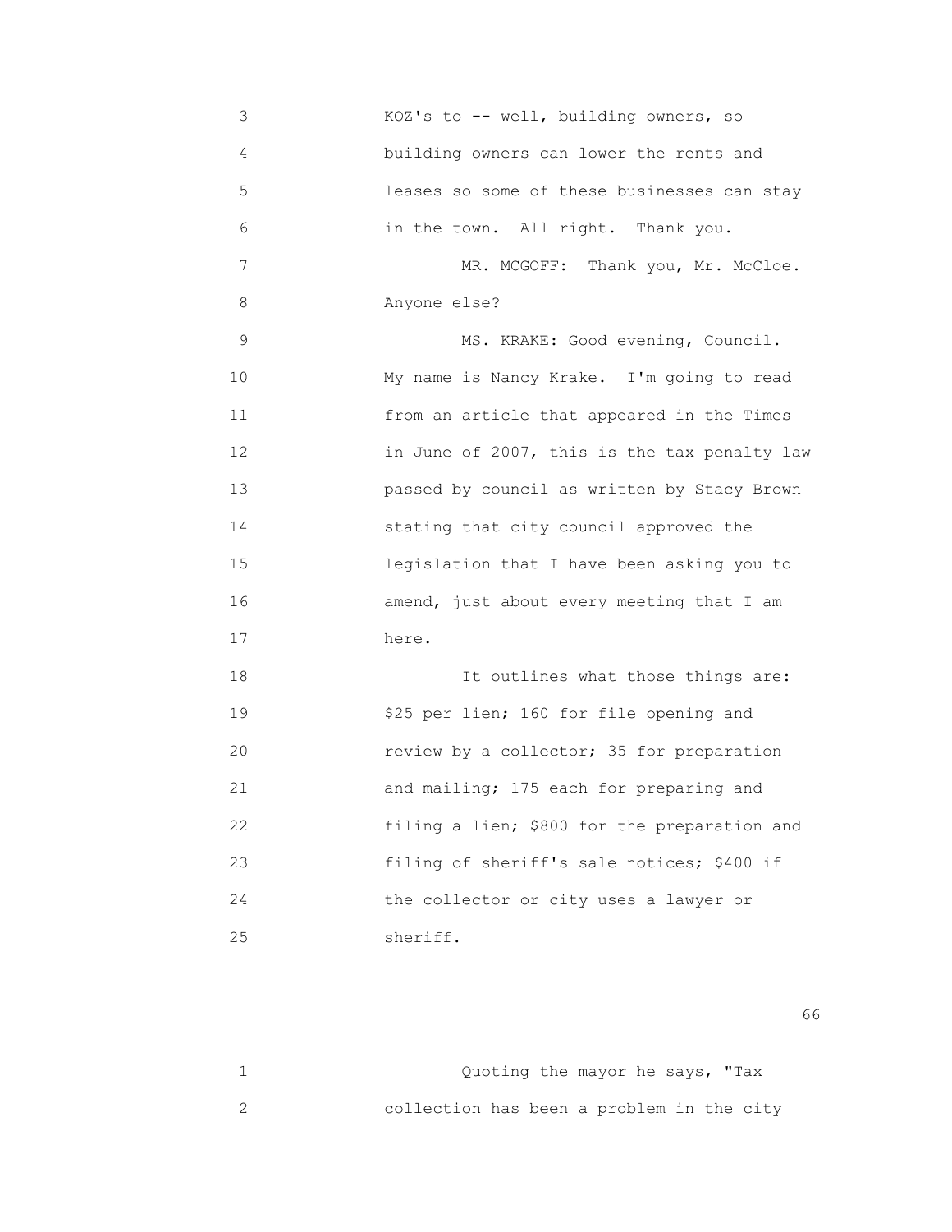KOZ's to -- well, building owners, so building owners can lower the rents and leases so some of these businesses can stay in the town. All right. Thank you.

MR. MCGOFF: Thank you, Mr. McCloe. Anyone else?

MS. KRAKE: Good evening, Council. My name is Nancy Krake. I'm going to read from an article that appeared in the Times in June of 2007, this is the tax penalty law passed by council as written by Stacy Brown stating that city council approved the legislation that I have been asking you to amend, just about every meeting that I am here.

It outlines what those things are: $25 per lien; 160 for file opening and review by a collector; 35 for preparation and mailing; 175 each for preparing and filing a lien; $800 for the preparation and filing of sheriff's sale notices; $400 if the collector or city uses a lawyer or sheriff.

Quoting the mayor he says, "Tax collection has been a problem in the city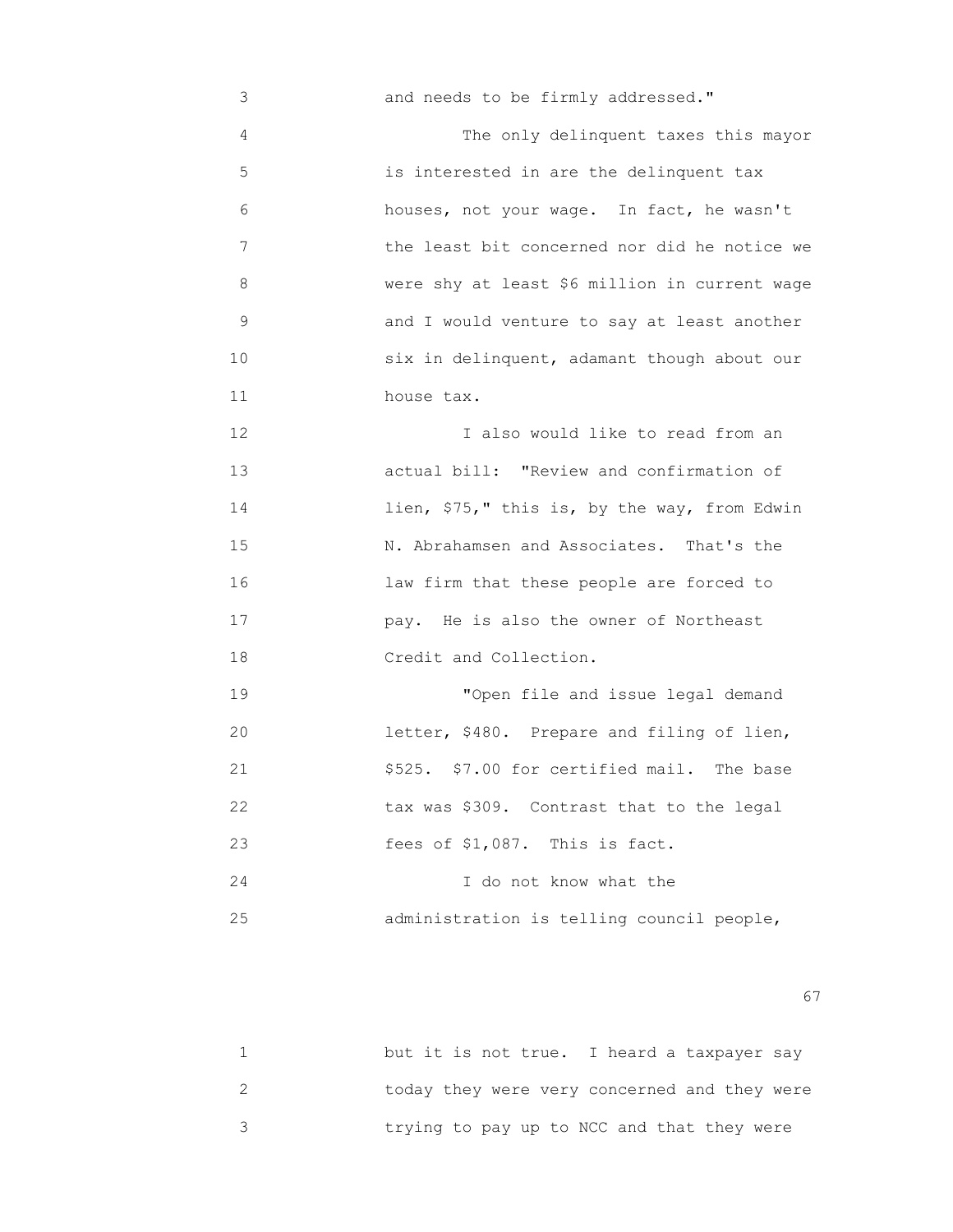and needs to be firmly addressed."

The only delinquent taxes this mayor is interested in are the delinquent tax houses, not your wage. In fact, he wasn't the least bit concerned nor did he notice we were shy at least $6 million in current wage and I would venture to say at least another six in delinquent, adamant though about our house tax.

I also would like to read from an actual bill: "Review and confirmation of lien, $75," this is, by the way, from Edwin N. Abrahamsen and Associates. That's the law firm that these people are forced to pay. He is also the owner of Northeast Credit and Collection.

"Open file and issue legal demand letter, $480. Prepare and filing of lien, $525. $7.00 for certified mail. The base tax was $309. Contrast that to the legal fees of $1,087. This is fact.

I do not know what the administration is telling council people, but it is not true. I heard a taxpayer say today they were very concerned and they were trying to pay up to NCC and that they were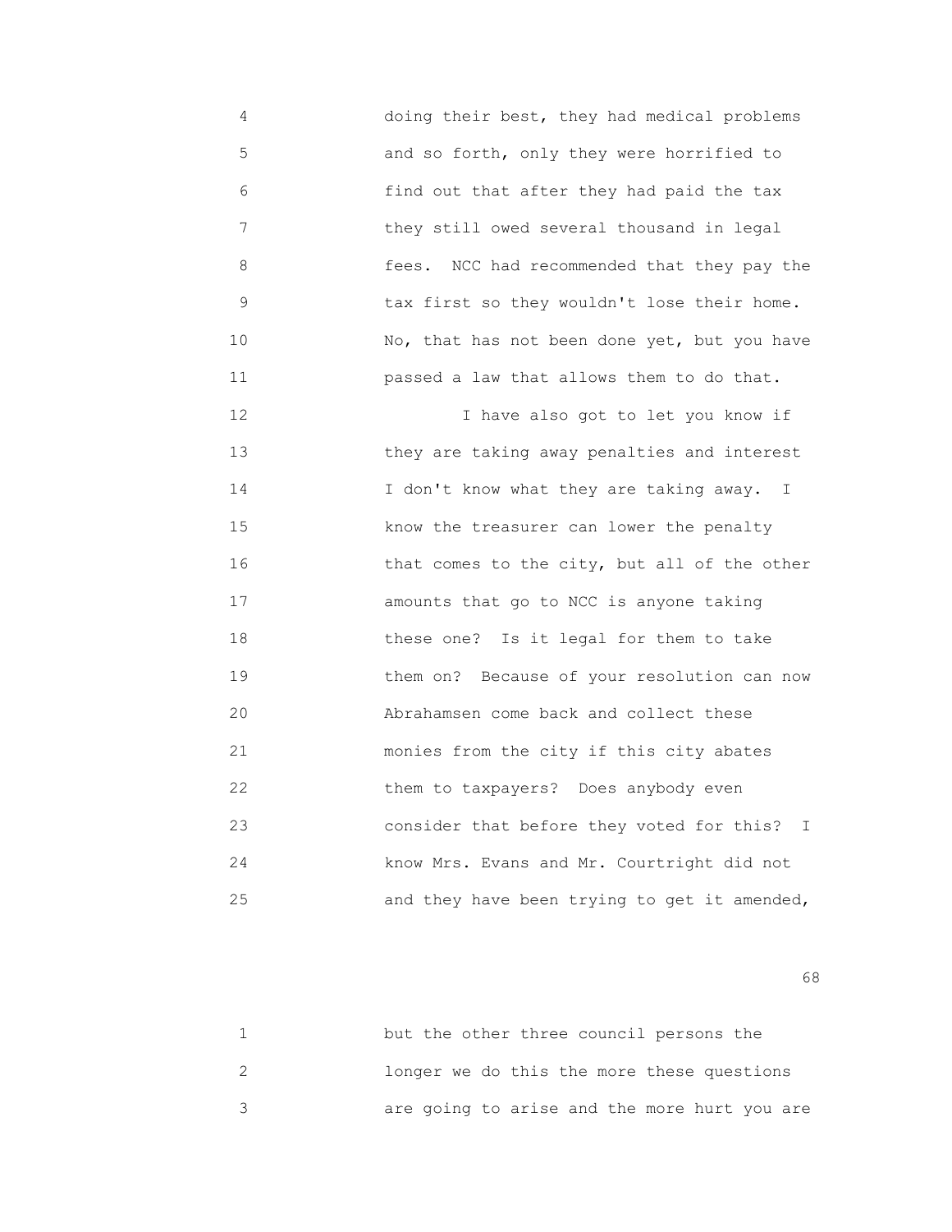doing their best, they had medical problems and so forth, only they were horrified to find out that after they had paid the tax they still owed several thousand in legal fees. NCC had recommended that they pay the tax first so they wouldn't lose their home. No, that has not been done yet, but you have passed a law that allows them to do that.

I have also got to let you know if they are taking away penalties and interest I don't know what they are taking away. I know the treasurer can lower the penalty that comes to the city, but all of the other amounts that go to NCC is anyone taking these one? Is it legal for them to take them on? Because of your resolution can now Abrahamsen come back and collect these monies from the city if this city abates them to taxpayers? Does anybody even consider that before they voted for this? I know Mrs. Evans and Mr. Courtright did not and they have been trying to get it amended,

but the other three council persons the longer we do this the more these questions are going to arise and the more hurt you are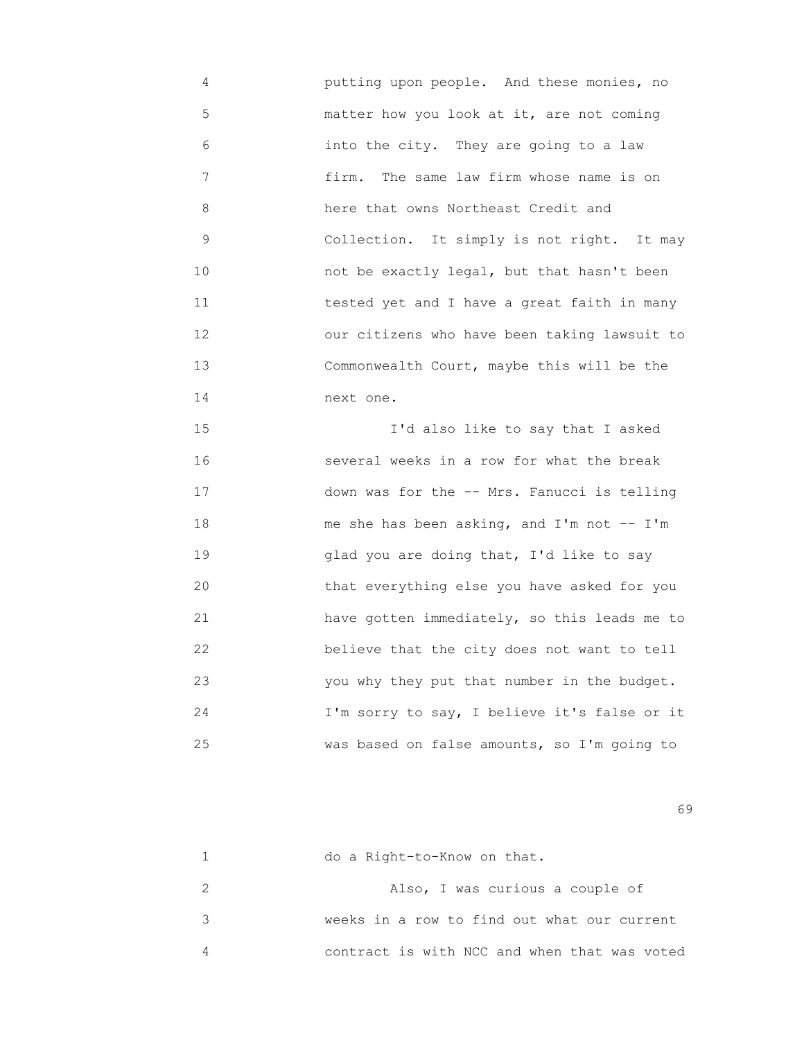4 putting upon people. And these monies, no
5 matter how you look at it, are not coming
6 into the city. They are going to a law
7 firm. The same law firm whose name is on
8 here that owns Northeast Credit and
9 Collection. It simply is not right. It may
10 not be exactly legal, but that hasn't been
11 tested yet and I have a great faith in many
12 our citizens who have been taking lawsuit to
13 Commonwealth Court, maybe this will be the
14 next one.

15 I'd also like to say that I asked
16 several weeks in a row for what the break
17 down was for the -- Mrs. Fanucci is telling
18 me she has been asking, and I'm not -- I'm
19 glad you are doing that, I'd like to say
20 that everything else you have asked for you
21 have gotten immediately, so this leads me to
22 believe that the city does not want to tell
23 you why they put that number in the budget.
24 I'm sorry to say, I believe it's false or it
25 was based on false amounts, so I'm going to

1 do a Right-to-Know on that.

2 Also, I was curious a couple of
3 weeks in a row to find out what our current
4 contract is with NCC and when that was voted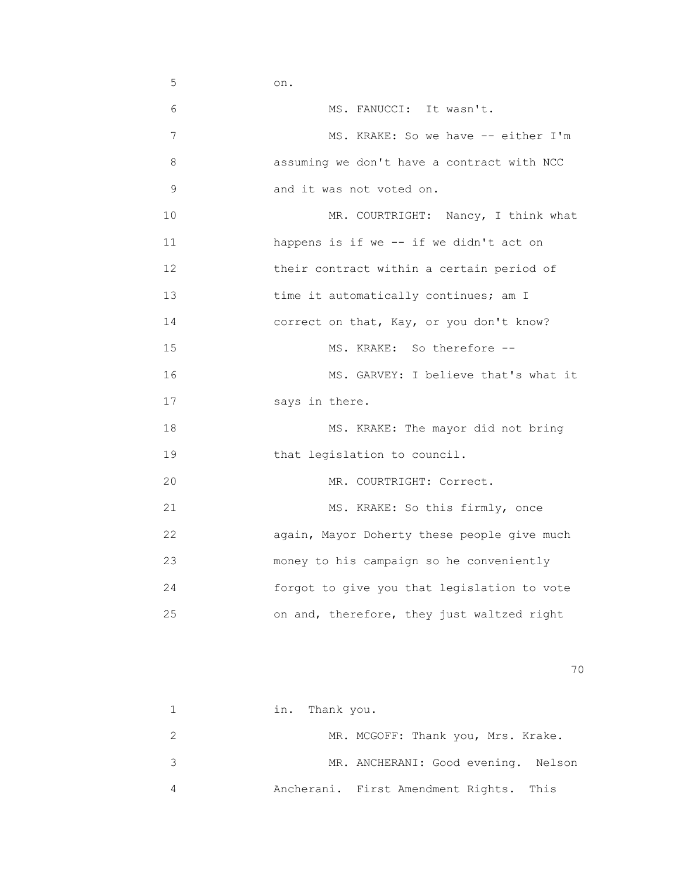on.

MS. FANUCCI: It wasn't.

MS. KRAKE: So we have -- either I'm assuming we don't have a contract with NCC and it was not voted on.

MR. COURTRIGHT: Nancy, I think what happens is if we -- if we didn't act on their contract within a certain period of time it automatically continues; am I correct on that, Kay, or you don't know?

MS. KRAKE: So therefore --

MS. GARVEY: I believe that's what it says in there.

MS. KRAKE: The mayor did not bring that legislation to council.

MR. COURTRIGHT: Correct.

MS. KRAKE: So this firmly, once again, Mayor Doherty these people give much money to his campaign so he conveniently forgot to give you that legislation to vote on and, therefore, they just waltzed right in. Thank you.

MR. MCGOFF: Thank you, Mrs. Krake.

MR. ANCHERANI: Good evening. Nelson Ancherani. First Amendment Rights. This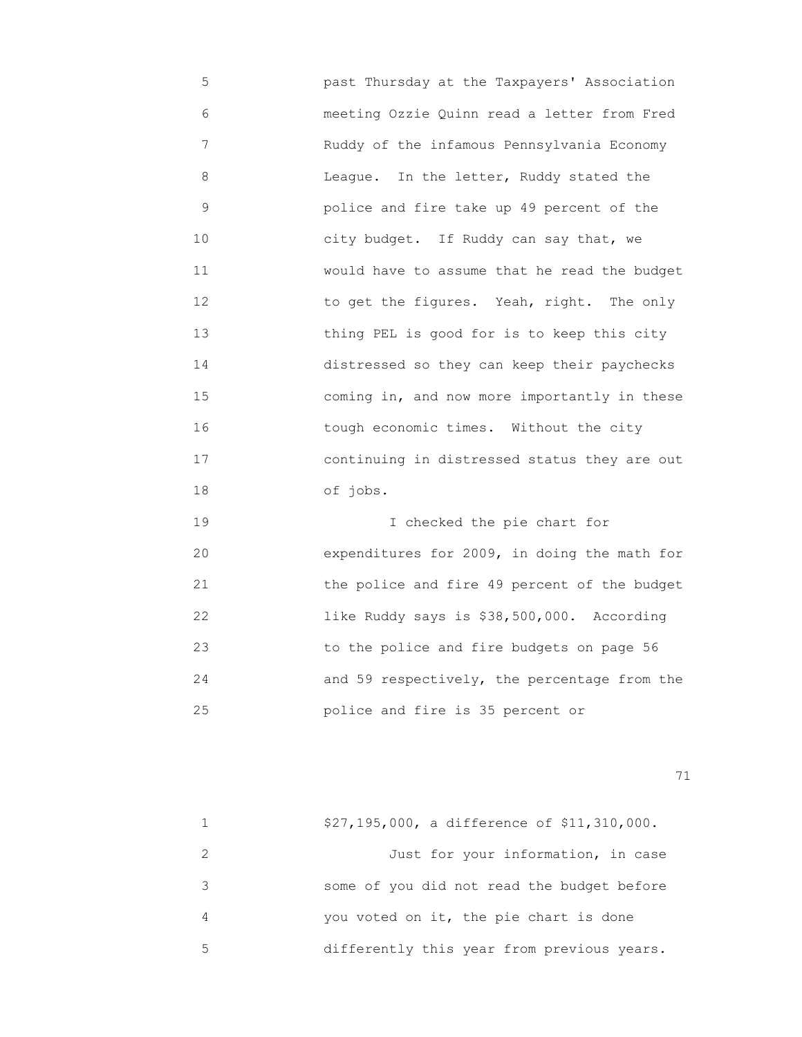past Thursday at the Taxpayers' Association meeting Ozzie Quinn read a letter from Fred Ruddy of the infamous Pennsylvania Economy League. In the letter, Ruddy stated the police and fire take up 49 percent of the city budget. If Ruddy can say that, we would have to assume that he read the budget to get the figures. Yeah, right. The only thing PEL is good for is to keep this city distressed so they can keep their paychecks coming in, and now more importantly in these tough economic times. Without the city continuing in distressed status they are out of jobs.

I checked the pie chart for expenditures for 2009, in doing the math for the police and fire 49 percent of the budget like Ruddy says is $38,500,000. According to the police and fire budgets on page 56 and 59 respectively, the percentage from the police and fire is 35 percent or $27,195,000, a difference of $11,310,000.

Just for your information, in case some of you did not read the budget before you voted on it, the pie chart is done differently this year from previous years.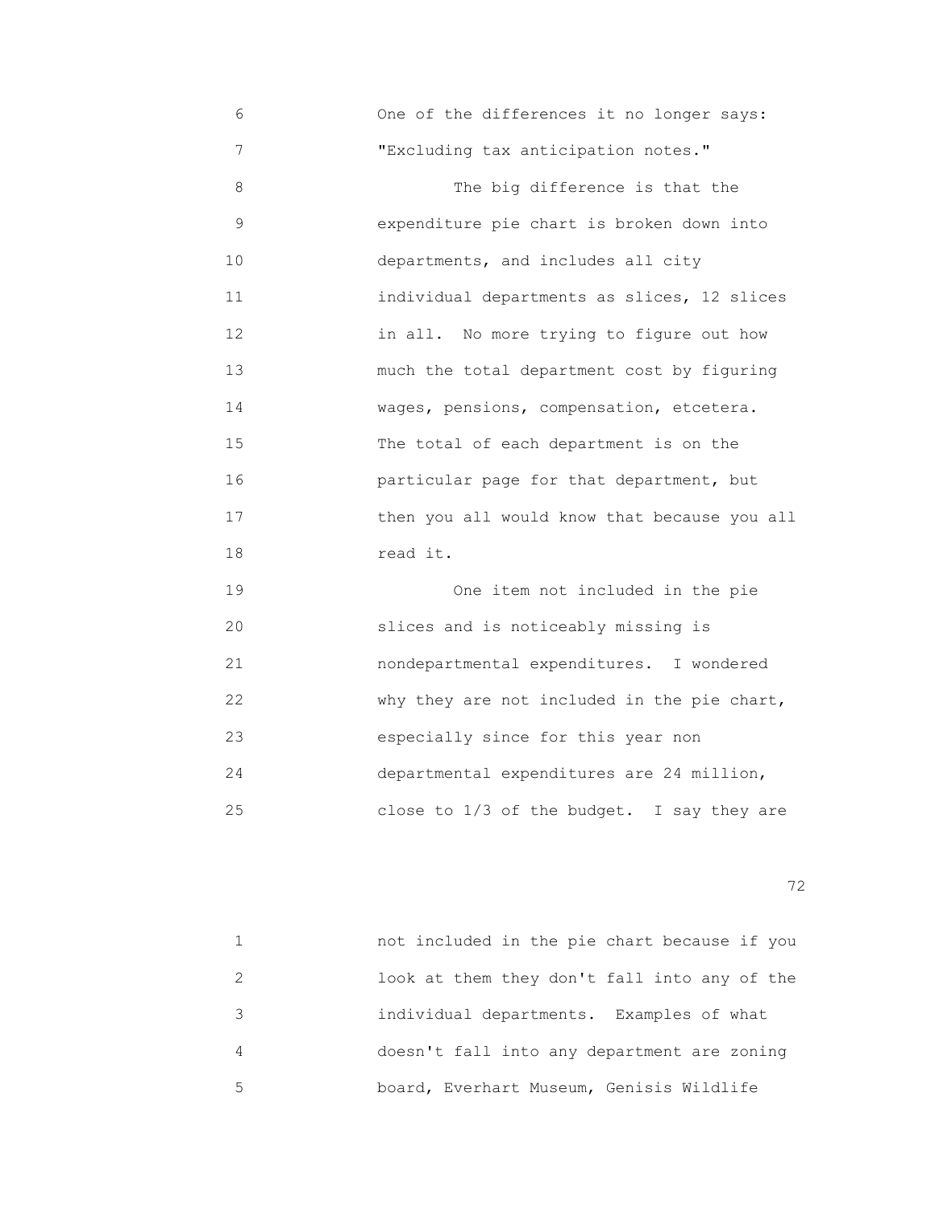One of the differences it no longer says: "Excluding tax anticipation notes."

The big difference is that the expenditure pie chart is broken down into departments, and includes all city individual departments as slices, 12 slices in all. No more trying to figure out how much the total department cost by figuring wages, pensions, compensation, etcetera. The total of each department is on the particular page for that department, but then you all would know that because you all read it.

One item not included in the pie slices and is noticeably missing is nondepartmental expenditures. I wondered why they are not included in the pie chart, especially since for this year non departmental expenditures are 24 million, close to 1/3 of the budget. I say they are not included in the pie chart because if you look at them they don't fall into any of the individual departments. Examples of what doesn't fall into any department are zoning board, Everhart Museum, Genisis Wildlife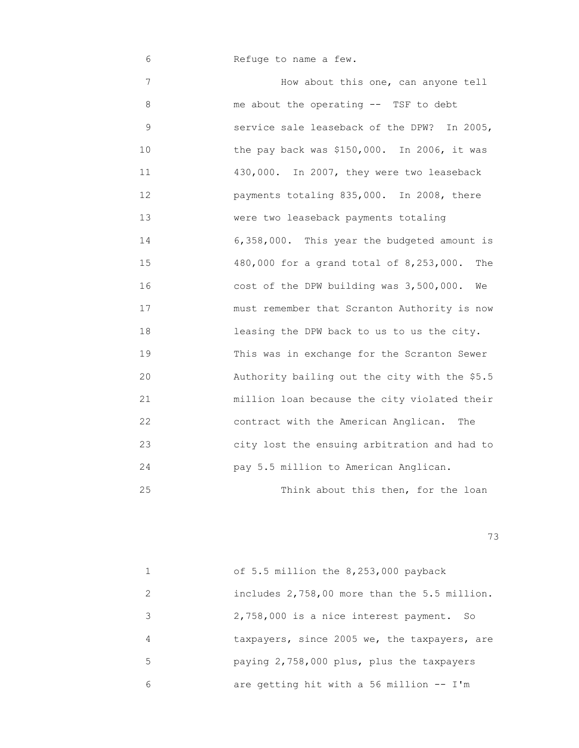Refuge to name a few.

How about this one, can anyone tell me about the operating -- TSF to debt service sale leaseback of the DPW? In 2005, the pay back was $150,000. In 2006, it was 430,000. In 2007, they were two leaseback payments totaling 835,000. In 2008, there were two leaseback payments totaling 6,358,000. This year the budgeted amount is 480,000 for a grand total of 8,253,000. The cost of the DPW building was 3,500,000. We must remember that Scranton Authority is now leasing the DPW back to us to us the city. This was in exchange for the Scranton Sewer Authority bailing out the city with the $5.5 million loan because the city violated their contract with the American Anglican. The city lost the ensuing arbitration and had to pay 5.5 million to American Anglican.

Think about this then, for the loan of 5.5 million the 8,253,000 payback includes 2,758,00 more than the 5.5 million. 2,758,000 is a nice interest payment. So taxpayers, since 2005 we, the taxpayers, are paying 2,758,000 plus, plus the taxpayers are getting hit with a 56 million -- I'm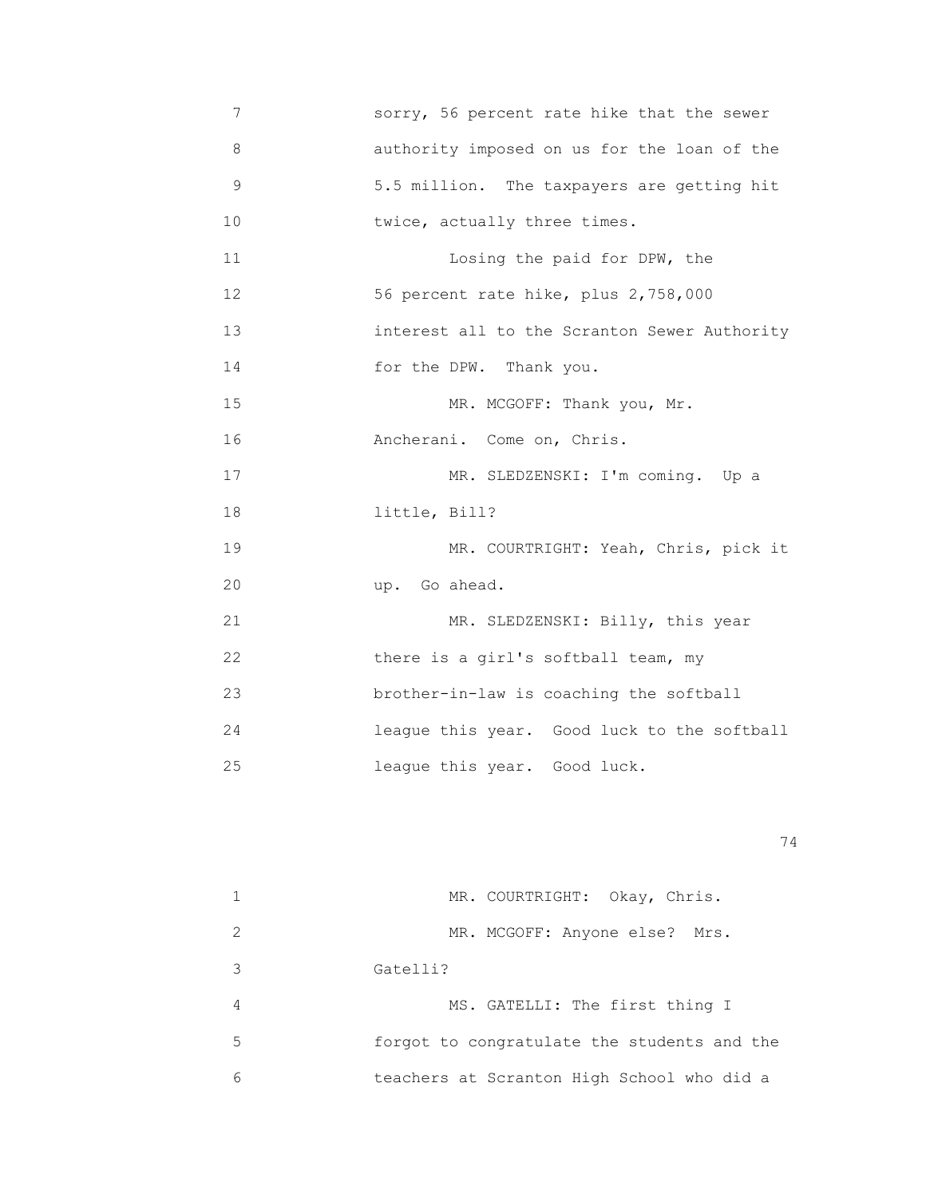sorry, 56 percent rate hike that the sewer authority imposed on us for the loan of the 5.5 million. The taxpayers are getting hit twice, actually three times.

Losing the paid for DPW, the 56 percent rate hike, plus 2,758,000 interest all to the Scranton Sewer Authority for the DPW. Thank you.

MR. MCGOFF: Thank you, Mr. Ancherani. Come on, Chris.

MR. SLEDZENSKI: I'm coming. Up a little, Bill?

MR. COURTRIGHT: Yeah, Chris, pick it up. Go ahead.

MR. SLEDZENSKI: Billy, this year there is a girl's softball team, my brother-in-law is coaching the softball league this year. Good luck to the softball league this year. Good luck.

MR. COURTRIGHT: Okay, Chris.

MR. MCGOFF: Anyone else? Mrs. Gatelli?

MS. GATELLI: The first thing I forgot to congratulate the students and the teachers at Scranton High School who did a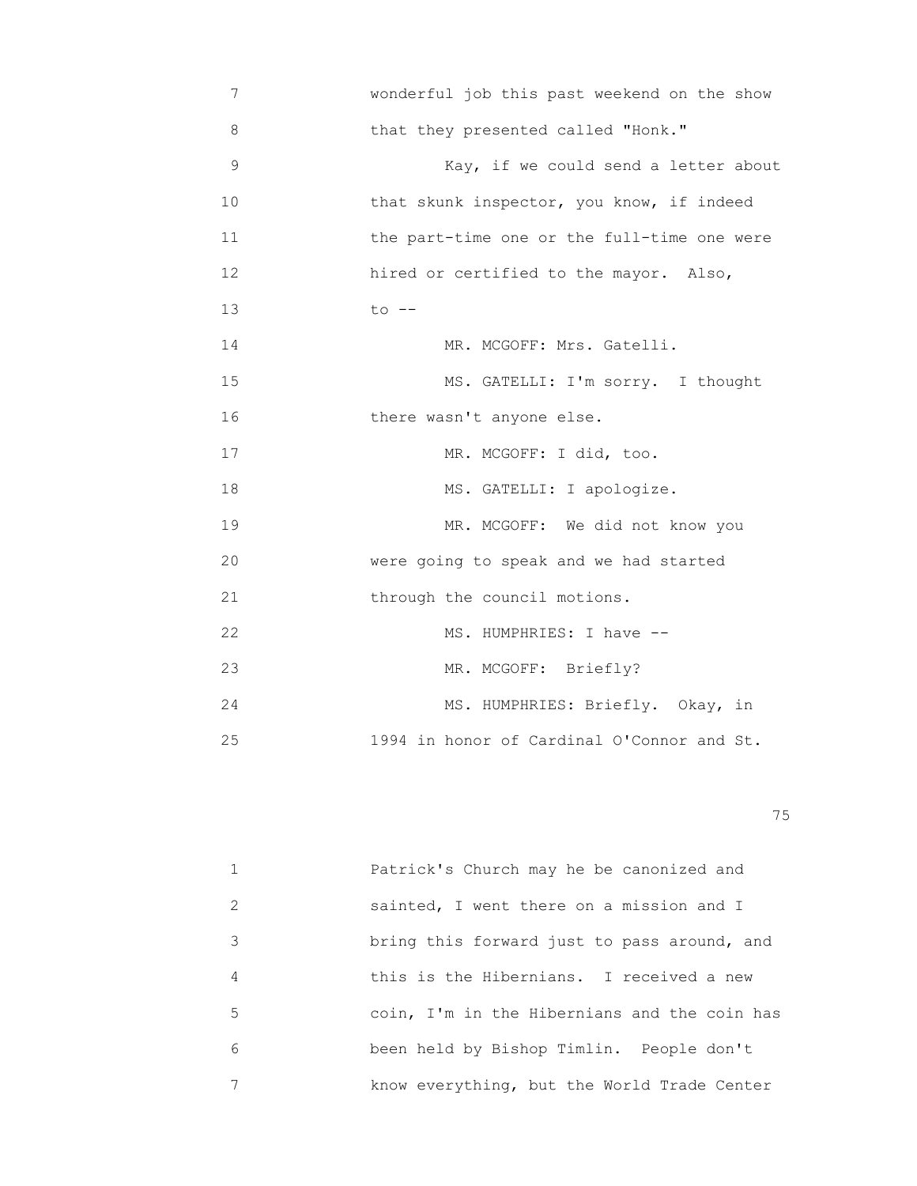7 wonderful job this past weekend on the show
8 that they presented called "Honk."
9 Kay, if we could send a letter about
10 that skunk inspector, you know, if indeed
11 the part-time one or the full-time one were
12 hired or certified to the mayor. Also,
13 to --
14 MR. MCGOFF: Mrs. Gatelli.
15 MS. GATELLI: I'm sorry. I thought
16 there wasn't anyone else.
17 MR. MCGOFF: I did, too.
18 MS. GATELLI: I apologize.
19 MR. MCGOFF: We did not know you
20 were going to speak and we had started
21 through the council motions.
22 MS. HUMPHRIES: I have --
23 MR. MCGOFF: Briefly?
24 MS. HUMPHRIES: Briefly. Okay, in
25 1994 in honor of Cardinal O'Connor and St.

1 Patrick's Church may he be canonized and
2 sainted, I went there on a mission and I
3 bring this forward just to pass around, and
4 this is the Hibernians. I received a new
5 coin, I'm in the Hibernians and the coin has
6 been held by Bishop Timlin. People don't
7 know everything, but the World Trade Center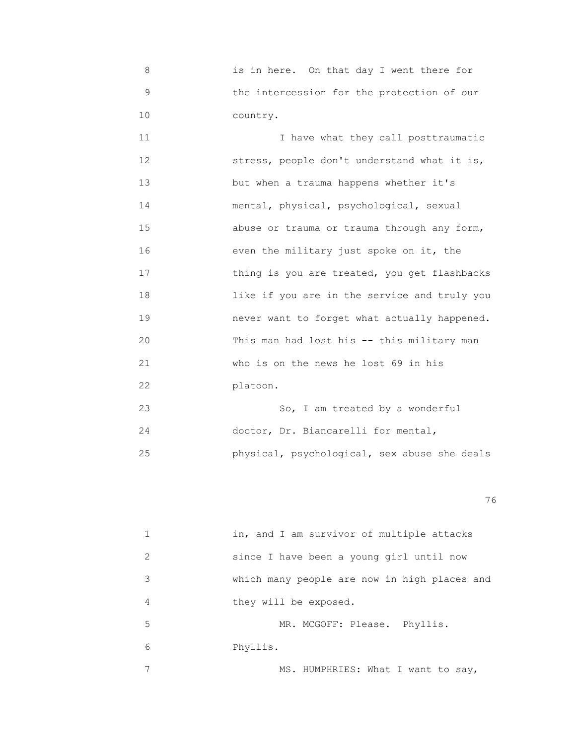is in here. On that day I went there for the intercession for the protection of our country.

I have what they call posttraumatic stress, people don't understand what it is, but when a trauma happens whether it's mental, physical, psychological, sexual abuse or trauma or trauma through any form, even the military just spoke on it, the thing is you are treated, you get flashbacks like if you are in the service and truly you never want to forget what actually happened. This man had lost his -- this military man who is on the news he lost 69 in his platoon.

So, I am treated by a wonderful doctor, Dr. Biancarelli for mental, physical, psychological, sex abuse she deals in, and I am survivor of multiple attacks since I have been a young girl until now which many people are now in high places and they will be exposed.

MR. MCGOFF: Please. Phyllis. Phyllis.

MS. HUMPHRIES: What I want to say,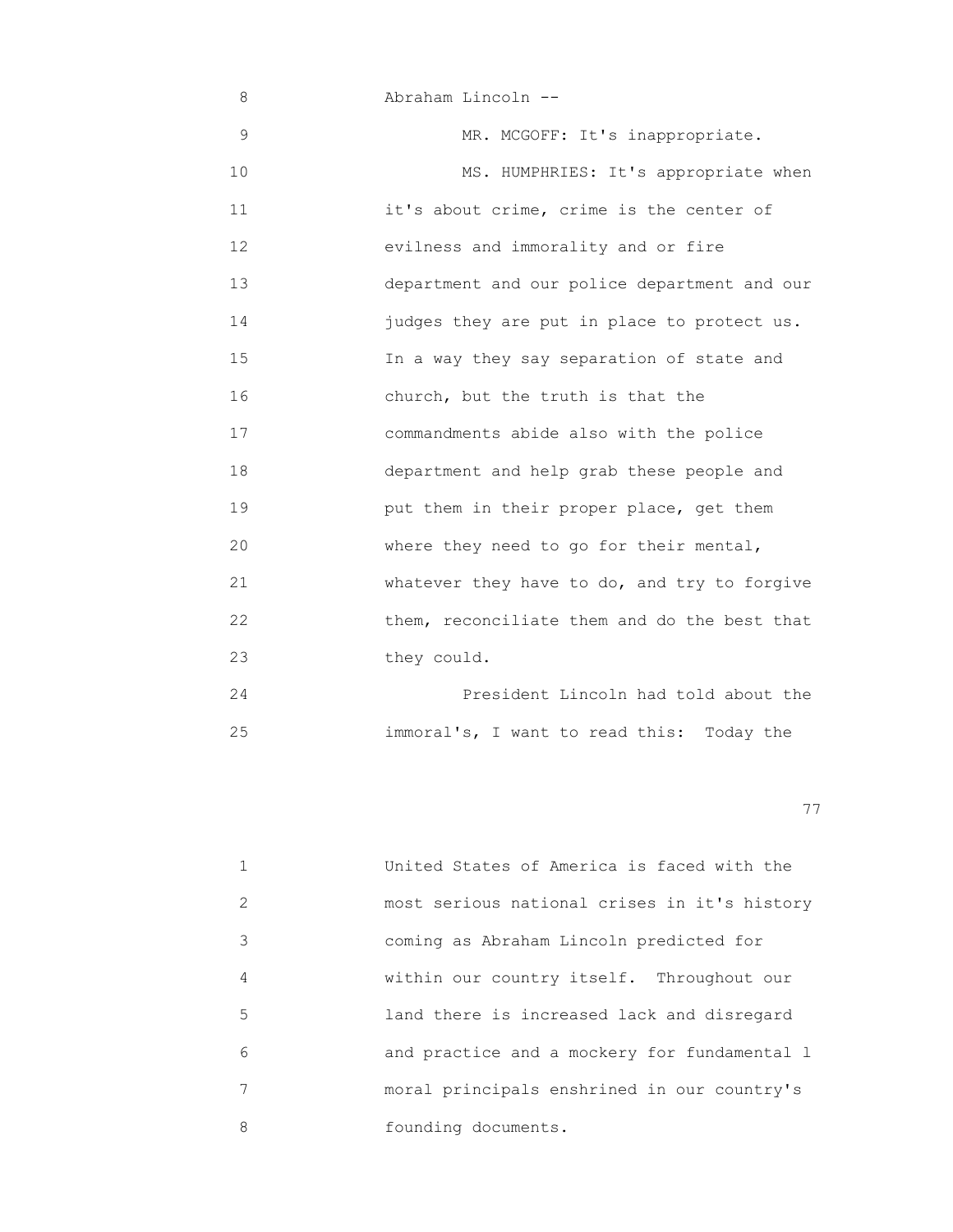Abraham Lincoln --

MR. MCGOFF: It's inappropriate.

MS. HUMPHRIES: It's appropriate when it's about crime, crime is the center of evilness and immorality and or fire department and our police department and our judges they are put in place to protect us. In a way they say separation of state and church, but the truth is that the commandments abide also with the police department and help grab these people and put them in their proper place, get them where they need to go for their mental, whatever they have to do, and try to forgive them, reconciliate them and do the best that they could.

President Lincoln had told about the immoral's, I want to read this: Today the United States of America is faced with the most serious national crises in it's history coming as Abraham Lincoln predicted for within our country itself. Throughout our land there is increased lack and disregard and practice and a mockery for fundamental l moral principals enshrined in our country's founding documents.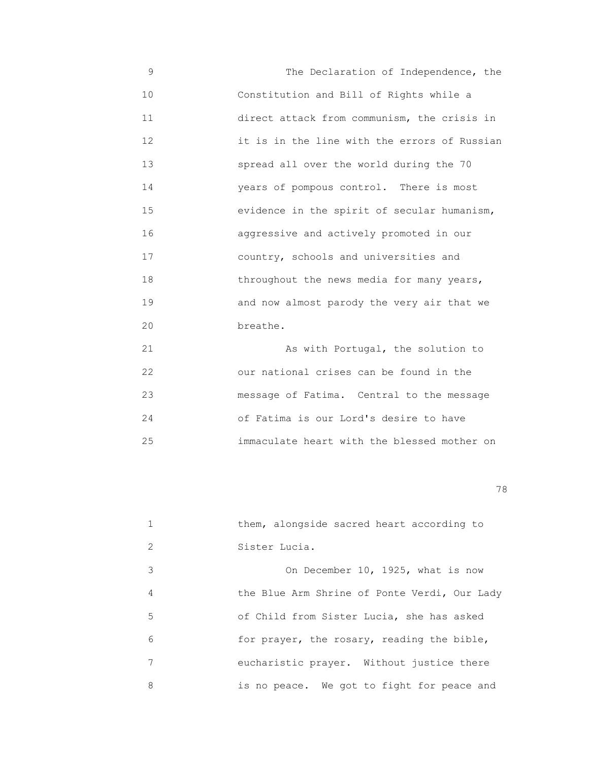The Declaration of Independence, the Constitution and Bill of Rights while a direct attack from communism, the crisis in it is in the line with the errors of Russian spread all over the world during the 70 years of pompous control. There is most evidence in the spirit of secular humanism, aggressive and actively promoted in our country, schools and universities and throughout the news media for many years, and now almost parody the very air that we breathe.

As with Portugal, the solution to our national crises can be found in the message of Fatima. Central to the message of Fatima is our Lord's desire to have immaculate heart with the blessed mother on them, alongside sacred heart according to Sister Lucia.

On December 10, 1925, what is now the Blue Arm Shrine of Ponte Verdi, Our Lady of Child from Sister Lucia, she has asked for prayer, the rosary, reading the bible, eucharistic prayer. Without justice there is no peace. We got to fight for peace and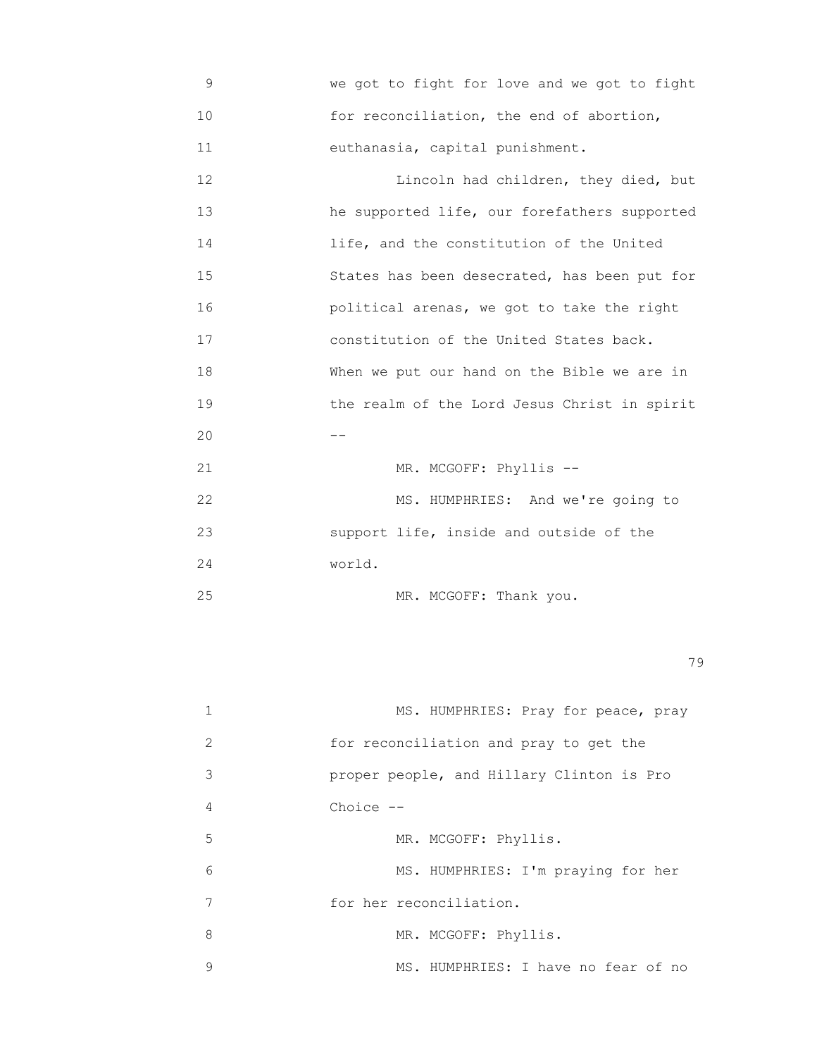9 we got to fight for love and we got to fight
10 for reconciliation, the end of abortion,
11 euthanasia, capital punishment.
12 Lincoln had children, they died, but
13 he supported life, our forefathers supported
14 life, and the constitution of the United
15 States has been desecrated, has been put for
16 political arenas, we got to take the right
17 constitution of the United States back.
18 When we put our hand on the Bible we are in
19 the realm of the Lord Jesus Christ in spirit
20 --
21 MR. MCGOFF: Phyllis --
22 MS. HUMPHRIES: And we're going to
23 support life, inside and outside of the
24 world.
25 MR. MCGOFF: Thank you.

1 MS. HUMPHRIES: Pray for peace, pray
2 for reconciliation and pray to get the
3 proper people, and Hillary Clinton is Pro
4 Choice --
5 MR. MCGOFF: Phyllis.
6 MS. HUMPHRIES: I'm praying for her
7 for her reconciliation.
8 MR. MCGOFF: Phyllis.
9 MS. HUMPHRIES: I have no fear of no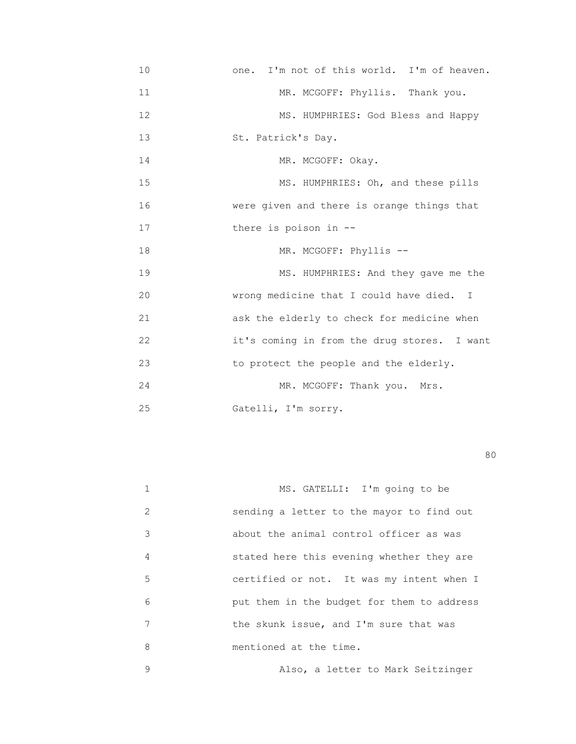10 one. I'm not of this world. I'm of heaven.

11 MR. MCGOFF: Phyllis. Thank you.

12 MS. HUMPHRIES: God Bless and Happy

13 St. Patrick's Day.

14 MR. MCGOFF: Okay.

15 MS. HUMPHRIES: Oh, and these pills

16 were given and there is orange things that

17 there is poison in --

18 MR. MCGOFF: Phyllis --

19 MS. HUMPHRIES: And they gave me the

20 wrong medicine that I could have died. I

21 ask the elderly to check for medicine when

22 it's coming in from the drug stores. I want

23 to protect the people and the elderly.

24 MR. MCGOFF: Thank you. Mrs.

25 Gatelli, I'm sorry.

1 MS. GATELLI: I'm going to be

2 sending a letter to the mayor to find out

3 about the animal control officer as was

4 stated here this evening whether they are

5 certified or not. It was my intent when I

6 put them in the budget for them to address

7 the skunk issue, and I'm sure that was

8 mentioned at the time.

9 Also, a letter to Mark Seitzinger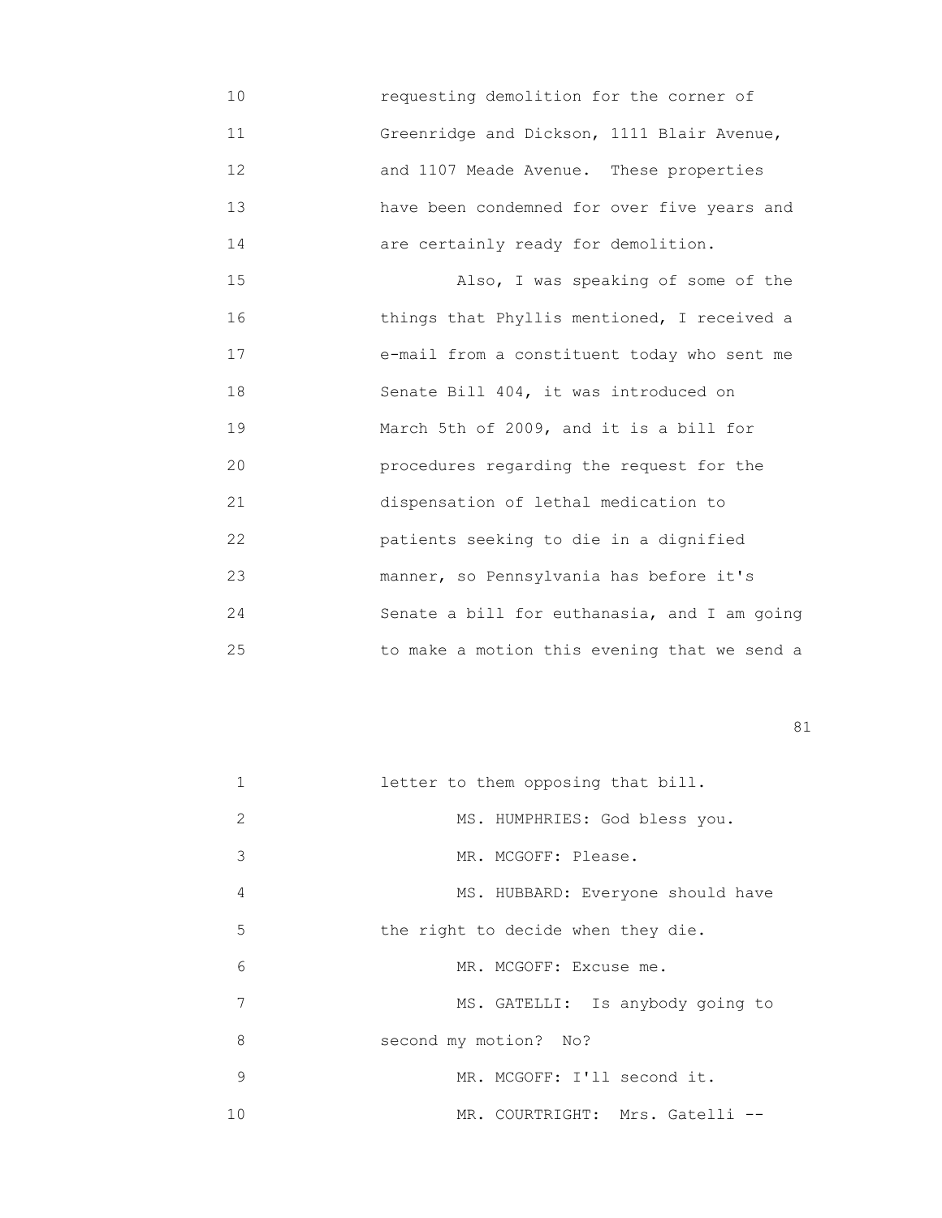10 requesting demolition for the corner of
11 Greenridge and Dickson, 1111 Blair Avenue,
12 and 1107 Meade Avenue. These properties
13 have been condemned for over five years and
14 are certainly ready for demolition.
15 Also, I was speaking of some of the
16 things that Phyllis mentioned, I received a
17 e-mail from a constituent today who sent me
18 Senate Bill 404, it was introduced on
19 March 5th of 2009, and it is a bill for
20 procedures regarding the request for the
21 dispensation of lethal medication to
22 patients seeking to die in a dignified
23 manner, so Pennsylvania has before it's
24 Senate a bill for euthanasia, and I am going
25 to make a motion this evening that we send a

1 letter to them opposing that bill.
2 MS. HUMPHRIES: God bless you.
3 MR. MCGOFF: Please.
4 MS. HUBBARD: Everyone should have
5 the right to decide when they die.
6 MR. MCGOFF: Excuse me.
7 MS. GATELLI: Is anybody going to
8 second my motion? No?
9 MR. MCGOFF: I'll second it.
10 MR. COURTRIGHT: Mrs. Gatelli --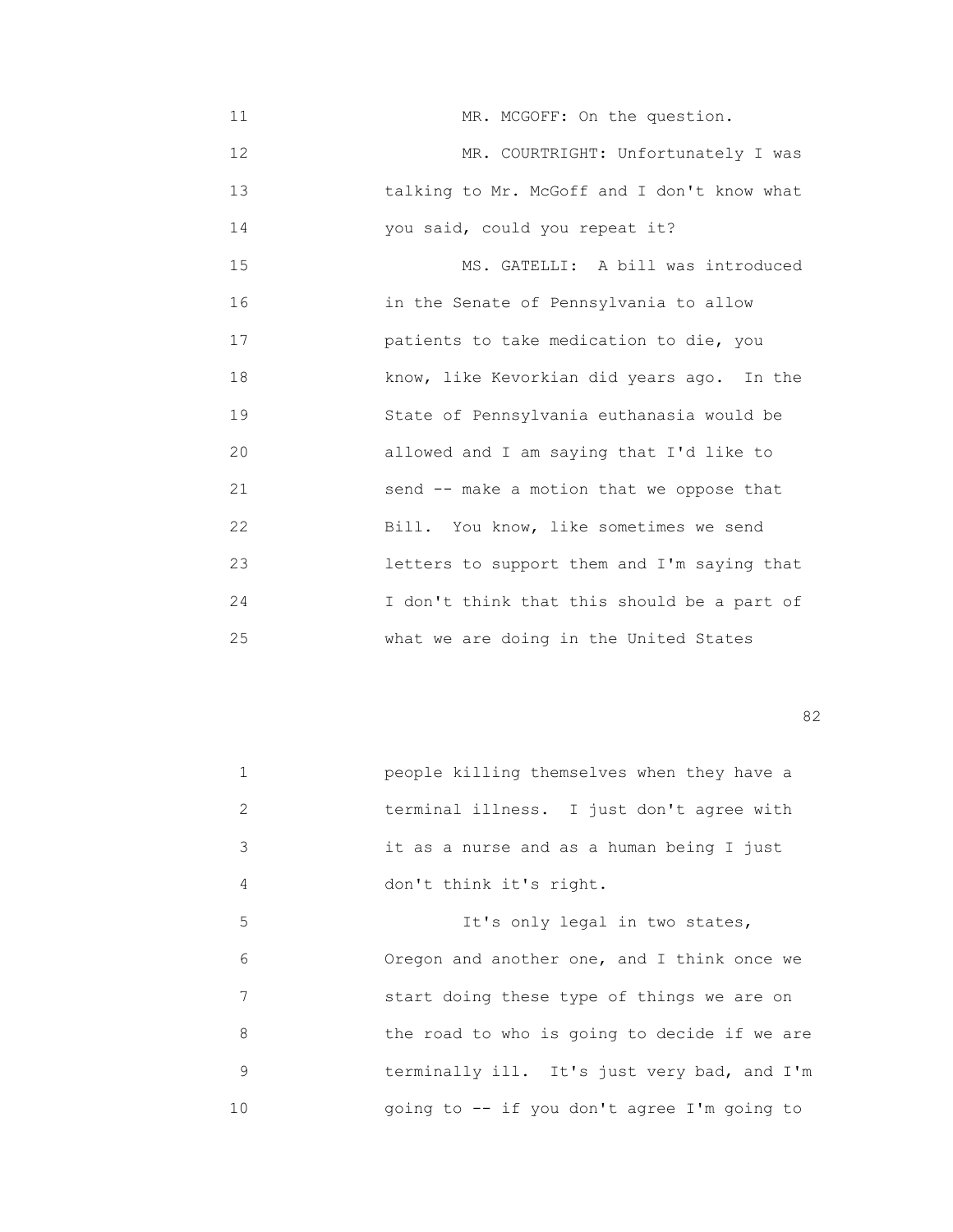11 MR. MCGOFF: On the question.

12 MR. COURTRIGHT: Unfortunately I was

13 talking to Mr. McGoff and I don't know what

14 you said, could you repeat it?

15 MS. GATELLI: A bill was introduced

16 in the Senate of Pennsylvania to allow

17 patients to take medication to die, you

18 know, like Kevorkian did years ago. In the

19 State of Pennsylvania euthanasia would be

20 allowed and I am saying that I'd like to

21 send -- make a motion that we oppose that

22 Bill. You know, like sometimes we send

23 letters to support them and I'm saying that

24 I don't think that this should be a part of

25 what we are doing in the United States

1 people killing themselves when they have a

2 terminal illness. I just don't agree with

3 it as a nurse and as a human being I just

4 don't think it's right.

5 It's only legal in two states,

6 Oregon and another one, and I think once we

7 start doing these type of things we are on

8 the road to who is going to decide if we are

9 terminally ill. It's just very bad, and I'm

10 going to -- if you don't agree I'm going to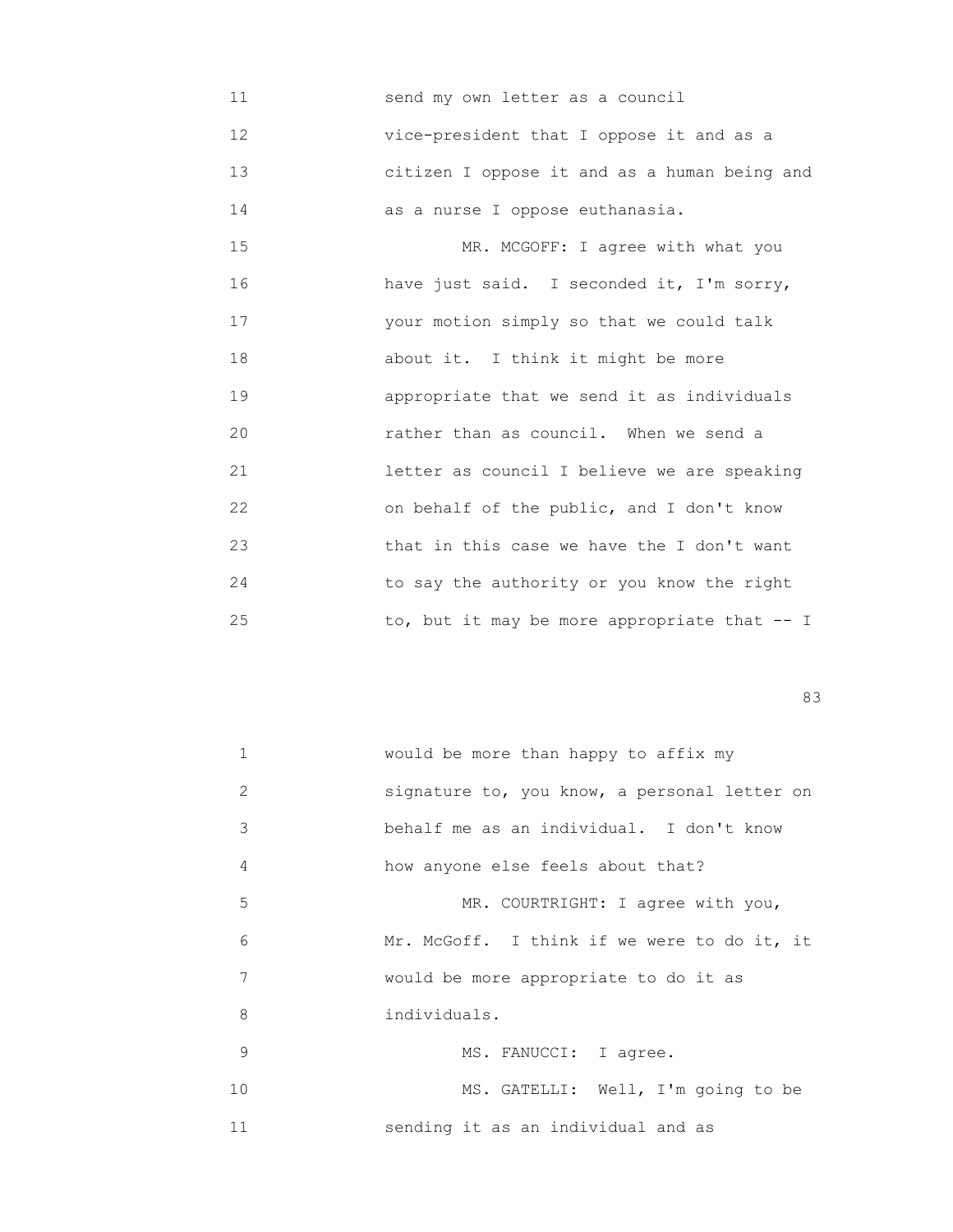send my own letter as a council vice-president that I oppose it and as a citizen I oppose it and as a human being and as a nurse I oppose euthanasia.

MR. MCGOFF: I agree with what you have just said. I seconded it, I'm sorry, your motion simply so that we could talk about it. I think it might be more appropriate that we send it as individuals rather than as council. When we send a letter as council I believe we are speaking on behalf of the public, and I don't know that in this case we have the I don't want to say the authority or you know the right to, but it may be more appropriate that -- I would be more than happy to affix my signature to, you know, a personal letter on behalf me as an individual. I don't know how anyone else feels about that?

MR. COURTRIGHT: I agree with you, Mr. McGoff. I think if we were to do it, it would be more appropriate to do it as individuals.

MS. FANUCCI: I agree.

MS. GATELLI: Well, I'm going to be sending it as an individual and as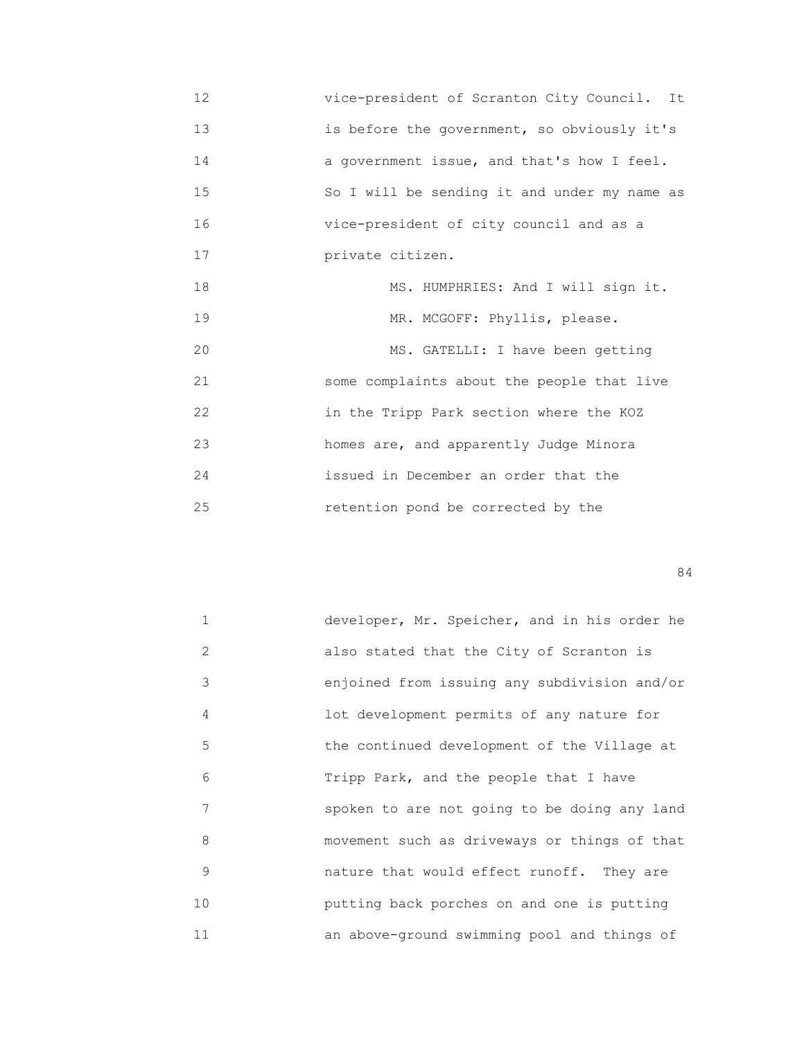vice-president of Scranton City Council. It is before the government, so obviously it's a government issue, and that's how I feel. So I will be sending it and under my name as vice-president of city council and as a private citizen.

MS. HUMPHRIES: And I will sign it.

MR. MCGOFF: Phyllis, please.

MS. GATELLI: I have been getting some complaints about the people that live in the Tripp Park section where the KOZ homes are, and apparently Judge Minora issued in December an order that the retention pond be corrected by the developer, Mr. Speicher, and in his order he also stated that the City of Scranton is enjoined from issuing any subdivision and/or lot development permits of any nature for the continued development of the Village at Tripp Park, and the people that I have spoken to are not going to be doing any land movement such as driveways or things of that nature that would effect runoff. They are putting back porches on and one is putting an above-ground swimming pool and things of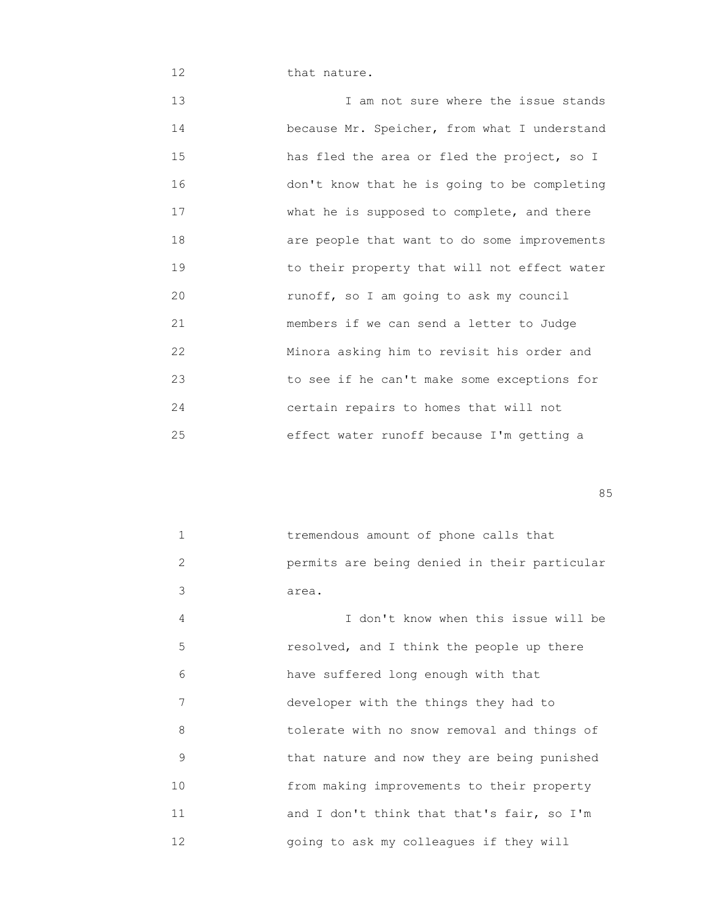12 that nature.

13 I am not sure where the issue stands
14 because Mr. Speicher, from what I understand
15 has fled the area or fled the project, so I
16 don't know that he is going to be completing
17 what he is supposed to complete, and there
18 are people that want to do some improvements
19 to their property that will not effect water
20 runoff, so I am going to ask my council
21 members if we can send a letter to Judge
22 Minora asking him to revisit his order and
23 to see if he can't make some exceptions for
24 certain repairs to homes that will not
25 effect water runoff because I'm getting a

1 tremendous amount of phone calls that
2 permits are being denied in their particular
3 area.

4 I don't know when this issue will be
5 resolved, and I think the people up there
6 have suffered long enough with that
7 developer with the things they had to
8 tolerate with no snow removal and things of
9 that nature and now they are being punished
10 from making improvements to their property
11 and I don't think that that's fair, so I'm
12 going to ask my colleagues if they will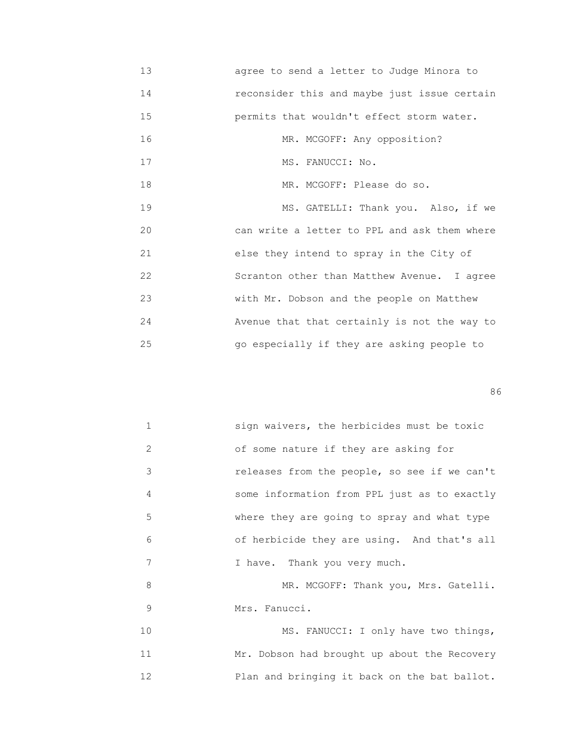13 agree to send a letter to Judge Minora to
14 reconsider this and maybe just issue certain
15 permits that wouldn't effect storm water.
16 MR. MCGOFF: Any opposition?
17 MS. FANUCCI: No.
18 MR. MCGOFF: Please do so.
19 MS. GATELLI: Thank you. Also, if we
20 can write a letter to PPL and ask them where
21 else they intend to spray in the City of
22 Scranton other than Matthew Avenue. I agree
23 with Mr. Dobson and the people on Matthew
24 Avenue that that certainly is not the way to
25 go especially if they are asking people to

1 sign waivers, the herbicides must be toxic
2 of some nature if they are asking for
3 releases from the people, so see if we can't
4 some information from PPL just as to exactly
5 where they are going to spray and what type
6 of herbicide they are using. And that's all
7 I have. Thank you very much.
8 MR. MCGOFF: Thank you, Mrs. Gatelli.
9 Mrs. Fanucci.
10 MS. FANUCCI: I only have two things,
11 Mr. Dobson had brought up about the Recovery
12 Plan and bringing it back on the bat ballot.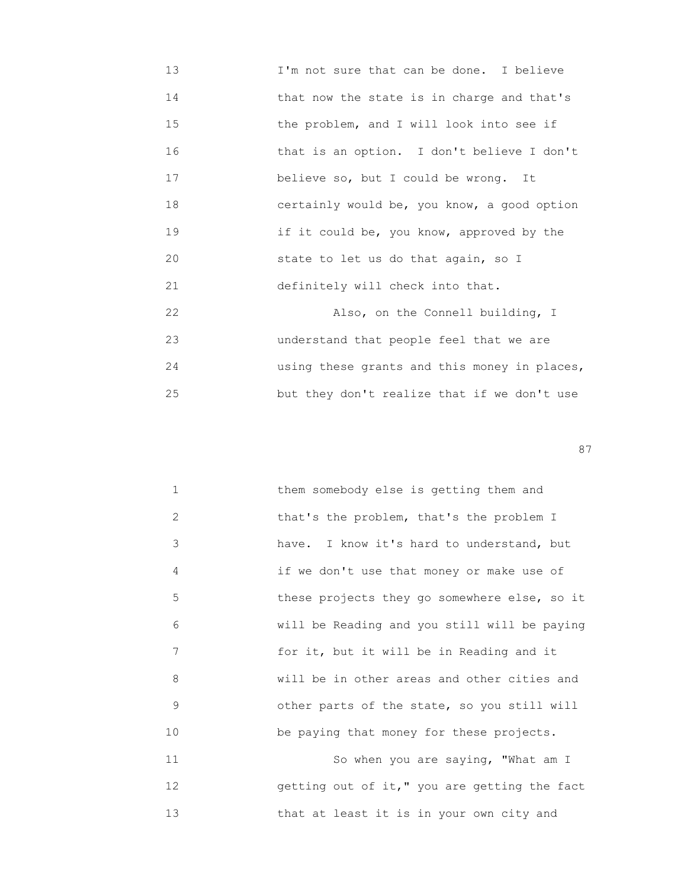13 I'm not sure that can be done. I believe
14 that now the state is in charge and that's
15 the problem, and I will look into see if
16 that is an option. I don't believe I don't
17 believe so, but I could be wrong. It
18 certainly would be, you know, a good option
19 if it could be, you know, approved by the
20 state to let us do that again, so I
21 definitely will check into that.
22 Also, on the Connell building, I
23 understand that people feel that we are
24 using these grants and this money in places,
25 but they don't realize that if we don't use

1 them somebody else is getting them and
2 that's the problem, that's the problem I
3 have. I know it's hard to understand, but
4 if we don't use that money or make use of
5 these projects they go somewhere else, so it
6 will be Reading and you still will be paying
7 for it, but it will be in Reading and it
8 will be in other areas and other cities and
9 other parts of the state, so you still will
10 be paying that money for these projects.
11 So when you are saying, "What am I
12 getting out of it," you are getting the fact
13 that at least it is in your own city and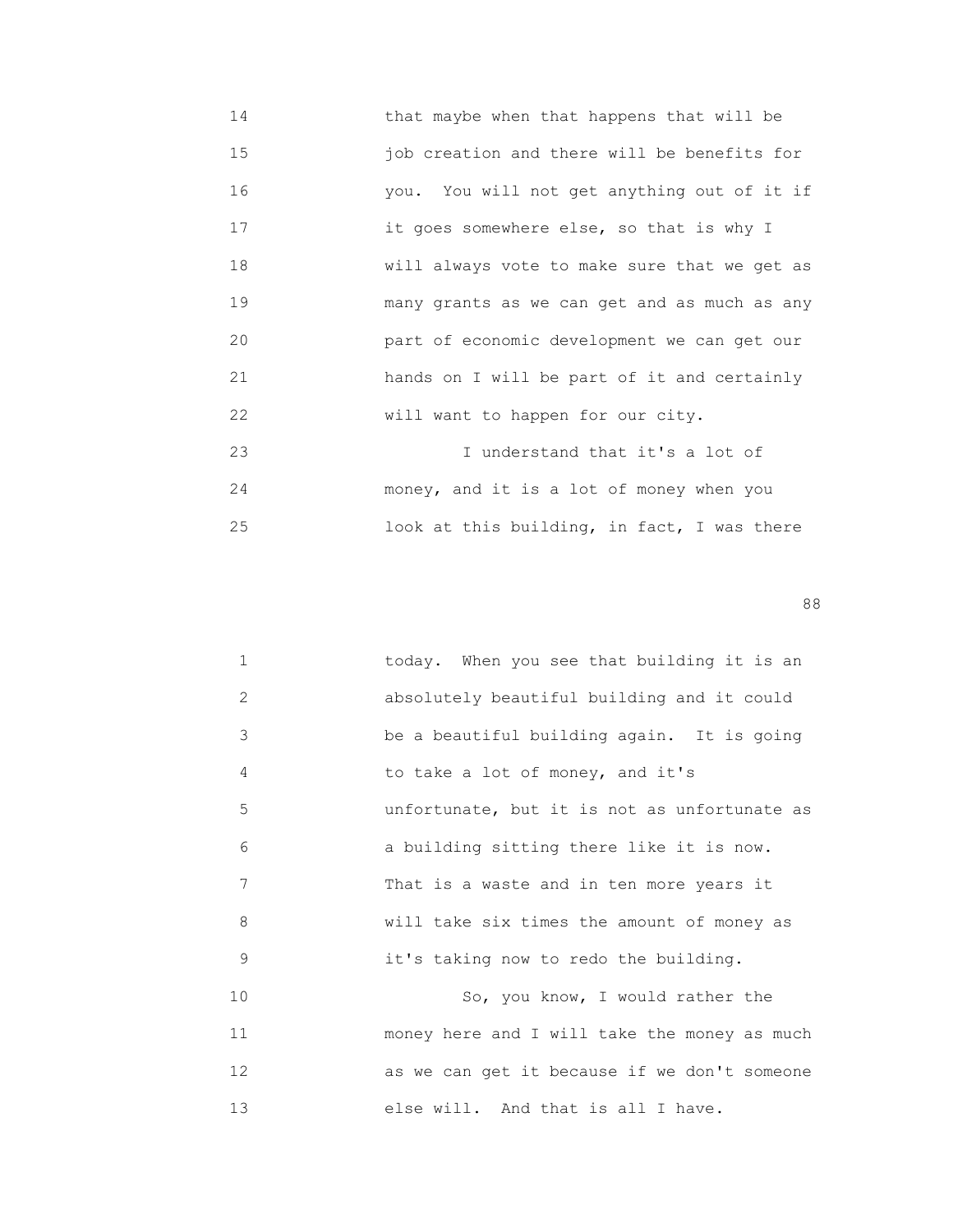that maybe when that happens that will be job creation and there will be benefits for you. You will not get anything out of it if it goes somewhere else, so that is why I will always vote to make sure that we get as many grants as we can get and as much as any part of economic development we can get our hands on I will be part of it and certainly will want to happen for our city.

I understand that it's a lot of money, and it is a lot of money when you look at this building, in fact, I was there today. When you see that building it is an absolutely beautiful building and it could be a beautiful building again. It is going to take a lot of money, and it's unfortunate, but it is not as unfortunate as a building sitting there like it is now. That is a waste and in ten more years it will take six times the amount of money as it's taking now to redo the building.

So, you know, I would rather the money here and I will take the money as much as we can get it because if we don't someone else will. And that is all I have.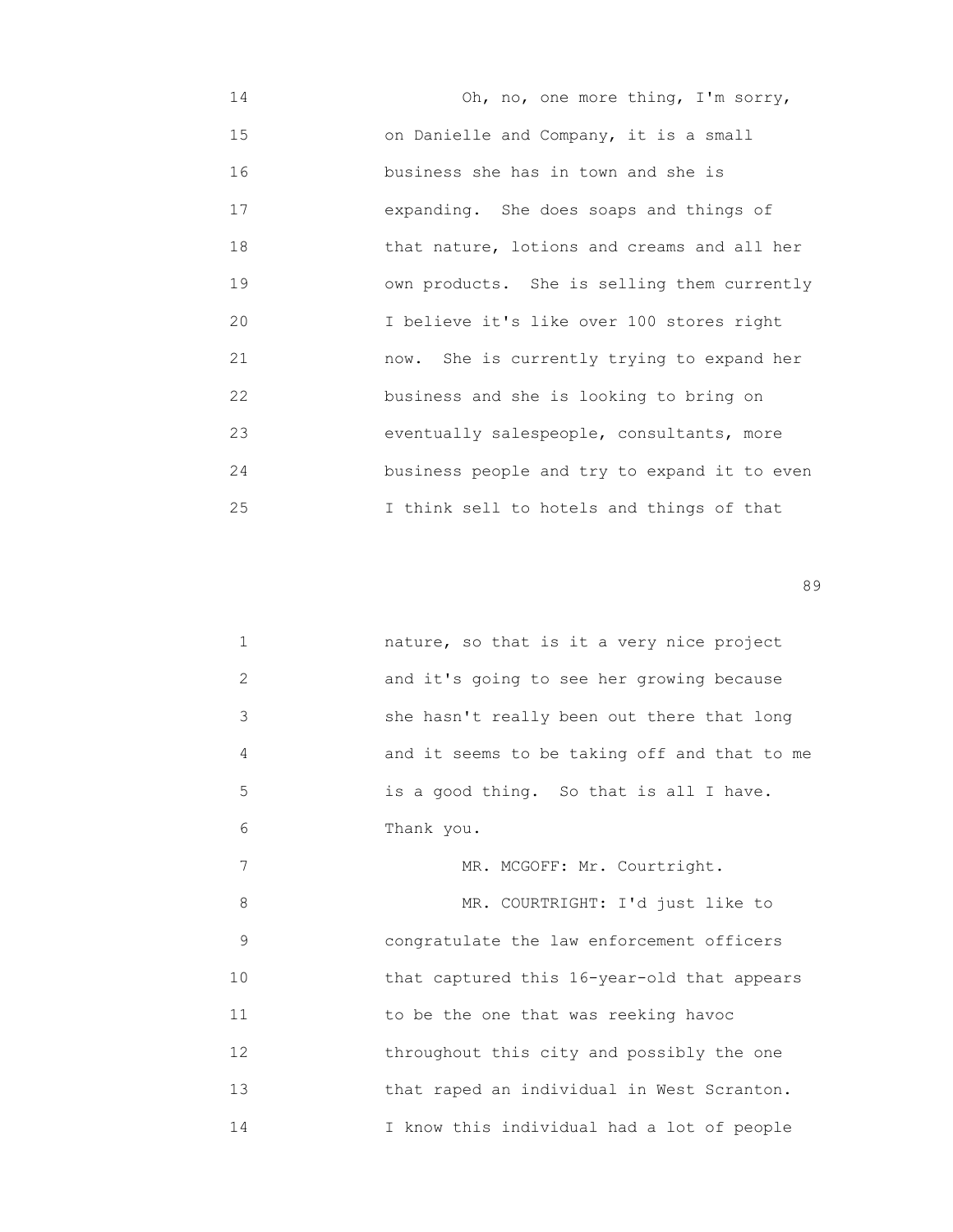14 Oh, no, one more thing, I'm sorry,
15 on Danielle and Company, it is a small
16 business she has in town and she is
17 expanding. She does soaps and things of
18 that nature, lotions and creams and all her
19 own products. She is selling them currently
20 I believe it's like over 100 stores right
21 now. She is currently trying to expand her
22 business and she is looking to bring on
23 eventually salespeople, consultants, more
24 business people and try to expand it to even
25 I think sell to hotels and things of that

1 nature, so that is it a very nice project
2 and it's going to see her growing because
3 she hasn't really been out there that long
4 and it seems to be taking off and that to me
5 is a good thing. So that is all I have.
6 Thank you.
7 MR. MCGOFF: Mr. Courtright.
8 MR. COURTRIGHT: I'd just like to
9 congratulate the law enforcement officers
10 that captured this 16-year-old that appears
11 to be the one that was reeking havoc
12 throughout this city and possibly the one
13 that raped an individual in West Scranton.
14 I know this individual had a lot of people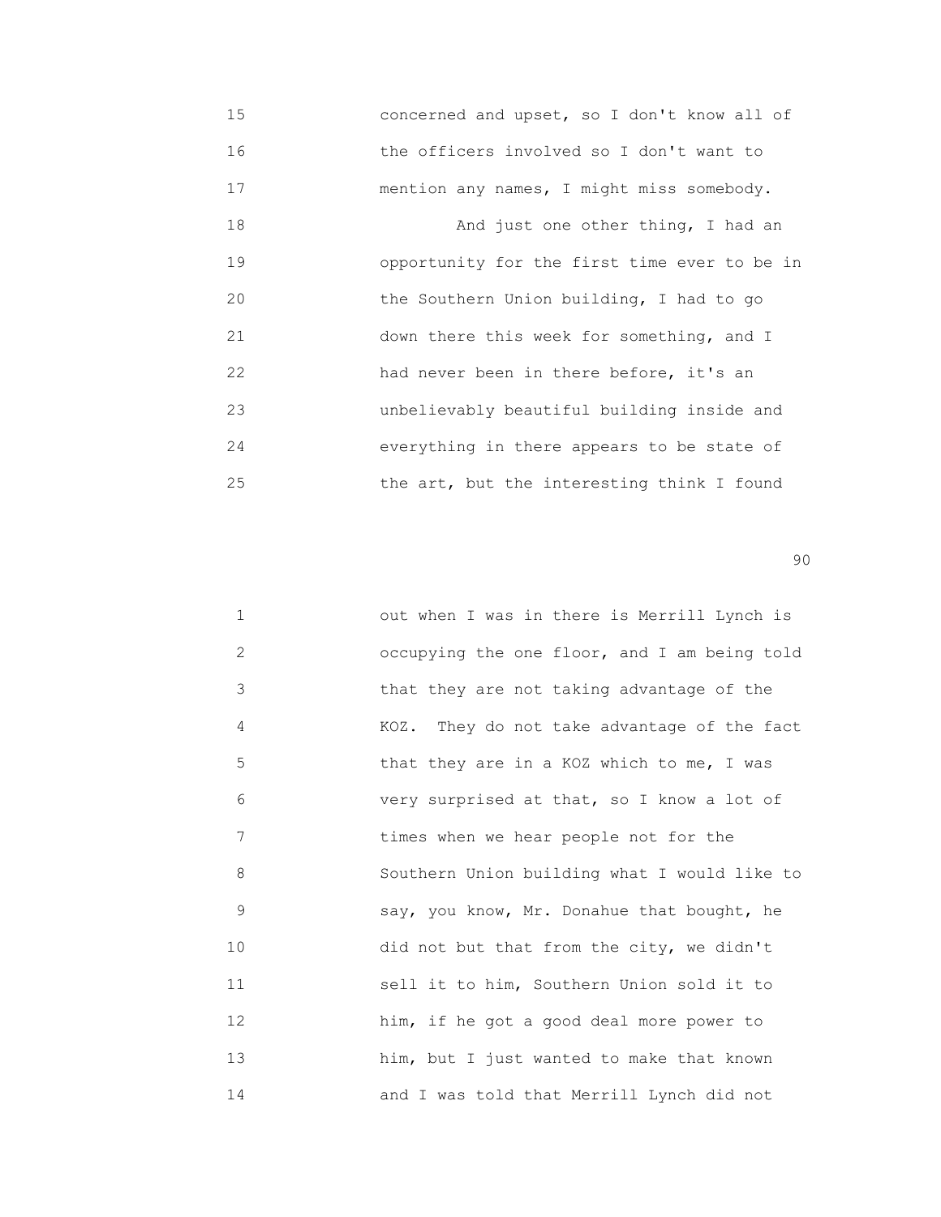concerned and upset, so I don't know all of the officers involved so I don't want to mention any names, I might miss somebody.

And just one other thing, I had an opportunity for the first time ever to be in the Southern Union building, I had to go down there this week for something, and I had never been in there before, it's an unbelievably beautiful building inside and everything in there appears to be state of the art, but the interesting think I found out when I was in there is Merrill Lynch is occupying the one floor, and I am being told that they are not taking advantage of the KOZ. They do not take advantage of the fact that they are in a KOZ which to me, I was very surprised at that, so I know a lot of times when we hear people not for the Southern Union building what I would like to say, you know, Mr. Donahue that bought, he did not but that from the city, we didn't sell it to him, Southern Union sold it to him, if he got a good deal more power to him, but I just wanted to make that known and I was told that Merrill Lynch did not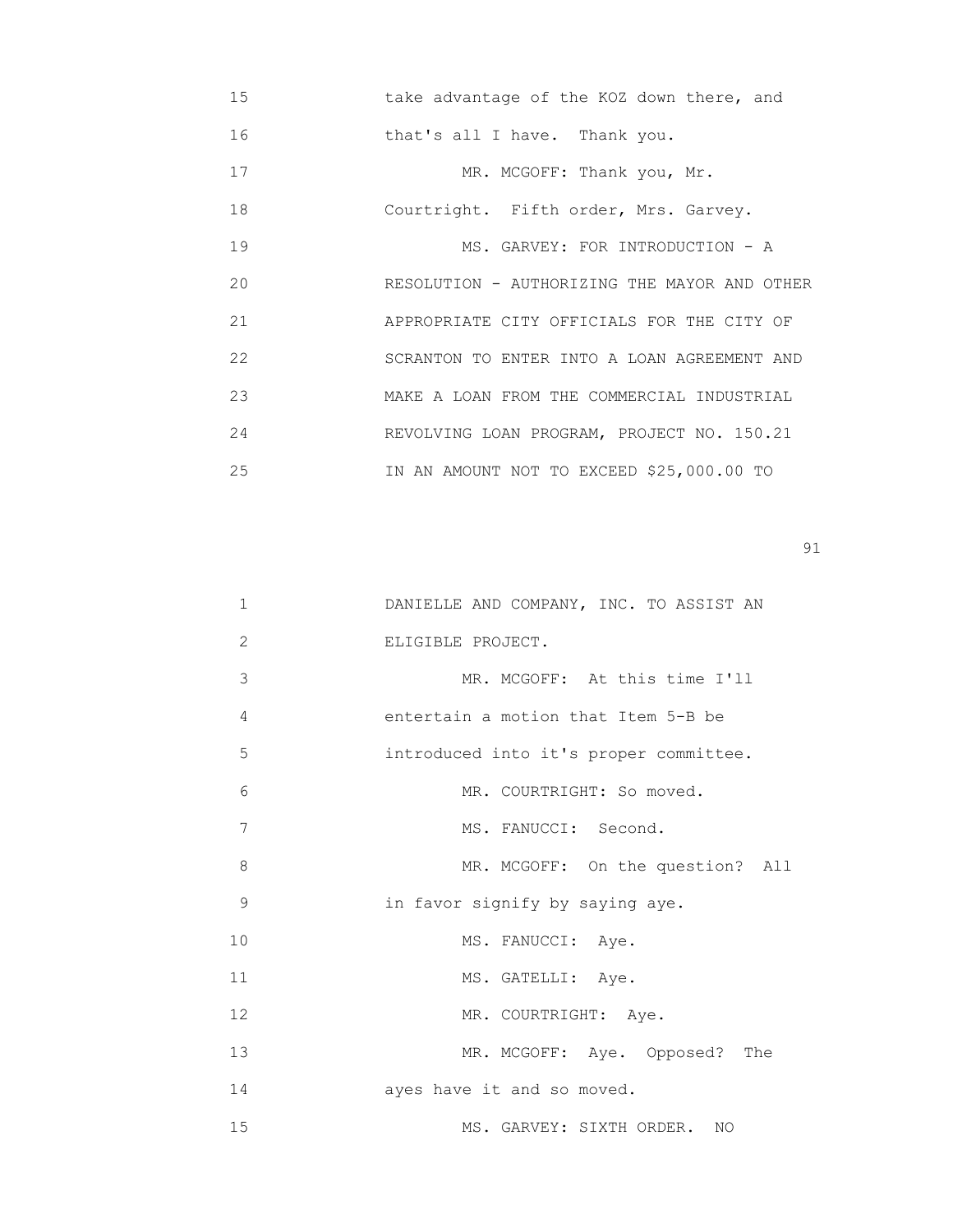15 take advantage of the KOZ down there, and
16 that's all I have. Thank you.
17 MR. MCGOFF: Thank you, Mr.
18 Courtright. Fifth order, Mrs. Garvey.
19 MS. GARVEY: FOR INTRODUCTION - A
20 RESOLUTION - AUTHORIZING THE MAYOR AND OTHER
21 APPROPRIATE CITY OFFICIALS FOR THE CITY OF
22 SCRANTON TO ENTER INTO A LOAN AGREEMENT AND
23 MAKE A LOAN FROM THE COMMERCIAL INDUSTRIAL
24 REVOLVING LOAN PROGRAM, PROJECT NO. 150.21
25 IN AN AMOUNT NOT TO EXCEED $25,000.00 TO

1 DANIELLE AND COMPANY, INC. TO ASSIST AN
2 ELIGIBLE PROJECT.
3 MR. MCGOFF: At this time I'll
4 entertain a motion that Item 5-B be
5 introduced into it's proper committee.
6 MR. COURTRIGHT: So moved.
7 MS. FANUCCI: Second.
8 MR. MCGOFF: On the question? All
9 in favor signify by saying aye.
10 MS. FANUCCI: Aye.
11 MS. GATELLI: Aye.
12 MR. COURTRIGHT: Aye.
13 MR. MCGOFF: Aye. Opposed? The
14 ayes have it and so moved.
15 MS. GARVEY: SIXTH ORDER. NO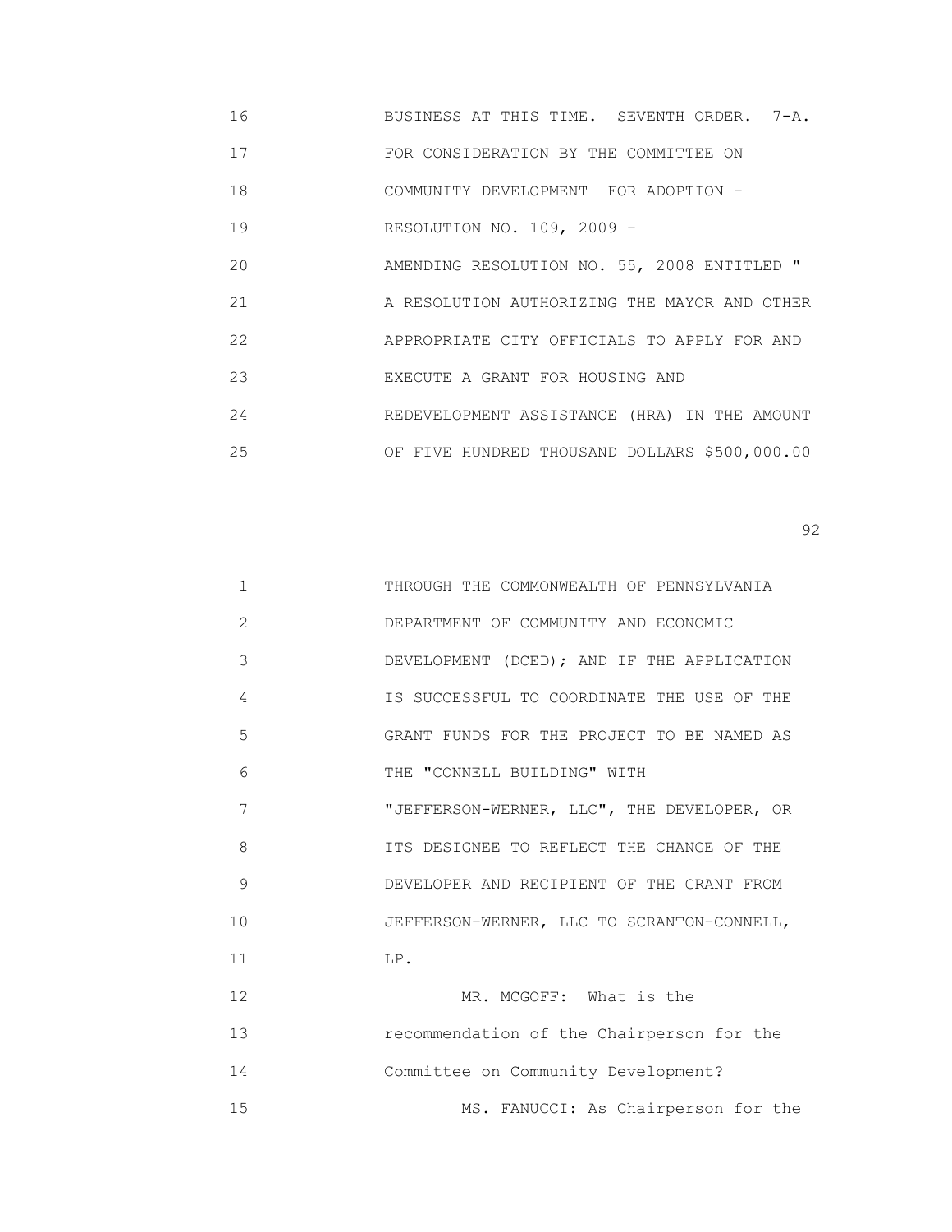BUSINESS AT THIS TIME. SEVENTH ORDER. 7-A.
FOR CONSIDERATION BY THE COMMITTEE ON
COMMUNITY DEVELOPMENT FOR ADOPTION -
RESOLUTION NO. 109, 2009 -
AMENDING RESOLUTION NO. 55, 2008 ENTITLED "
A RESOLUTION AUTHORIZING THE MAYOR AND OTHER
APPROPRIATE CITY OFFICIALS TO APPLY FOR AND
EXECUTE A GRANT FOR HOUSING AND
REDEVELOPMENT ASSISTANCE (HRA) IN THE AMOUNT
OF FIVE HUNDRED THOUSAND DOLLARS $500,000.00
THROUGH THE COMMONWEALTH OF PENNSYLVANIA
DEPARTMENT OF COMMUNITY AND ECONOMIC
DEVELOPMENT (DCED); AND IF THE APPLICATION
IS SUCCESSFUL TO COORDINATE THE USE OF THE
GRANT FUNDS FOR THE PROJECT TO BE NAMED AS
THE "CONNELL BUILDING" WITH
"JEFFERSON-WERNER, LLC", THE DEVELOPER, OR
ITS DESIGNEE TO REFLECT THE CHANGE OF THE
DEVELOPER AND RECIPIENT OF THE GRANT FROM
JEFFERSON-WERNER, LLC TO SCRANTON-CONNELL,
LP.

MR. MCGOFF: What is the
recommendation of the Chairperson for the
Committee on Community Development?

MS. FANUCCI: As Chairperson for the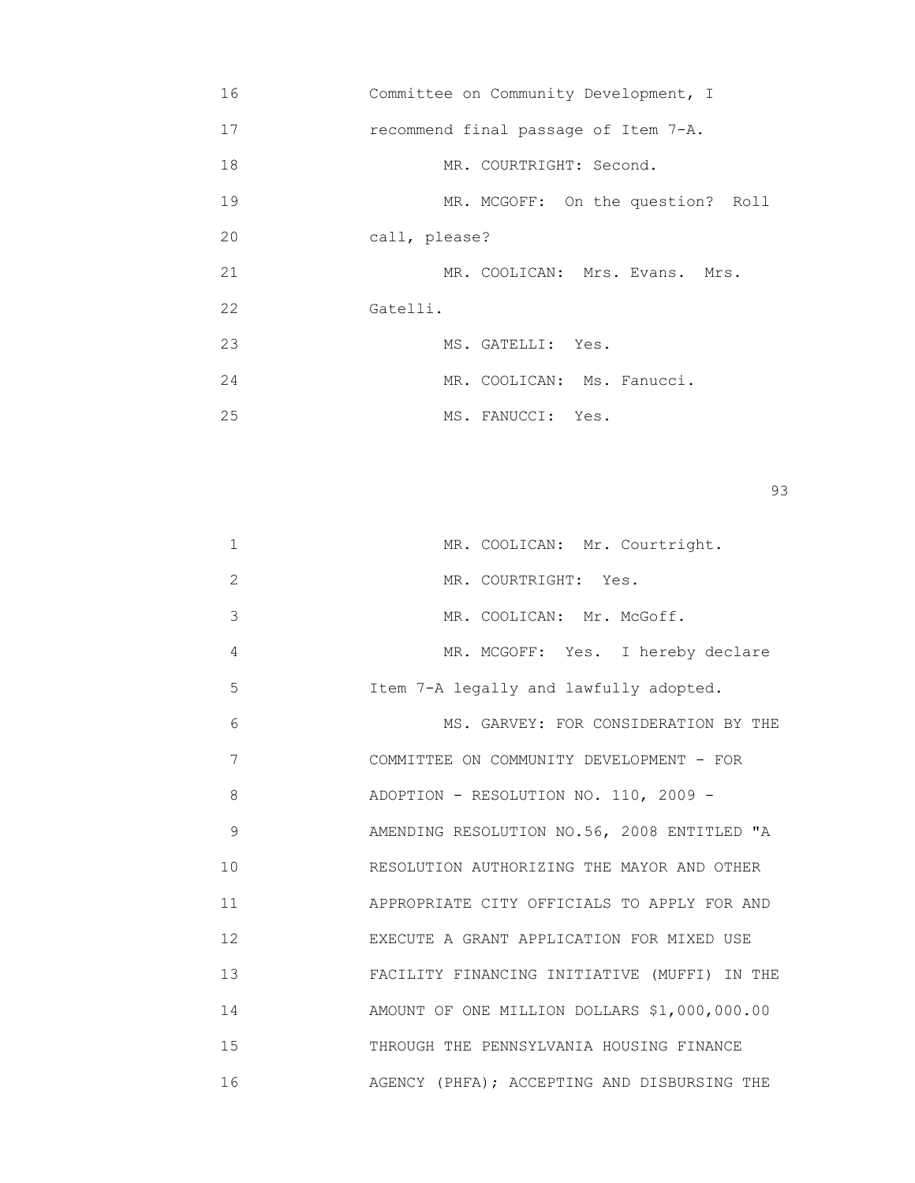16 Committee on Community Development, I
17 recommend final passage of Item 7-A.
18 MR. COURTRIGHT: Second.
19 MR. MCGOFF: On the question? Roll
20 call, please?
21 MR. COOLICAN: Mrs. Evans. Mrs.
22 Gatelli.
23 MS. GATELLI: Yes.
24 MR. COOLICAN: Ms. Fanucci.
25 MS. FANUCCI: Yes.

1 MR. COOLICAN: Mr. Courtright.
2 MR. COURTRIGHT: Yes.
3 MR. COOLICAN: Mr. McGoff.
4 MR. MCGOFF: Yes. I hereby declare
5 Item 7-A legally and lawfully adopted.
6 MS. GARVEY: FOR CONSIDERATION BY THE
7 COMMITTEE ON COMMUNITY DEVELOPMENT - FOR
8 ADOPTION - RESOLUTION NO. 110, 2009 -
9 AMENDING RESOLUTION NO.56, 2008 ENTITLED "A
10 RESOLUTION AUTHORIZING THE MAYOR AND OTHER
11 APPROPRIATE CITY OFFICIALS TO APPLY FOR AND
12 EXECUTE A GRANT APPLICATION FOR MIXED USE
13 FACILITY FINANCING INITIATIVE (MUFFI) IN THE
14 AMOUNT OF ONE MILLION DOLLARS $1,000,000.00
15 THROUGH THE PENNSYLVANIA HOUSING FINANCE
16 AGENCY (PHFA); ACCEPTING AND DISBURSING THE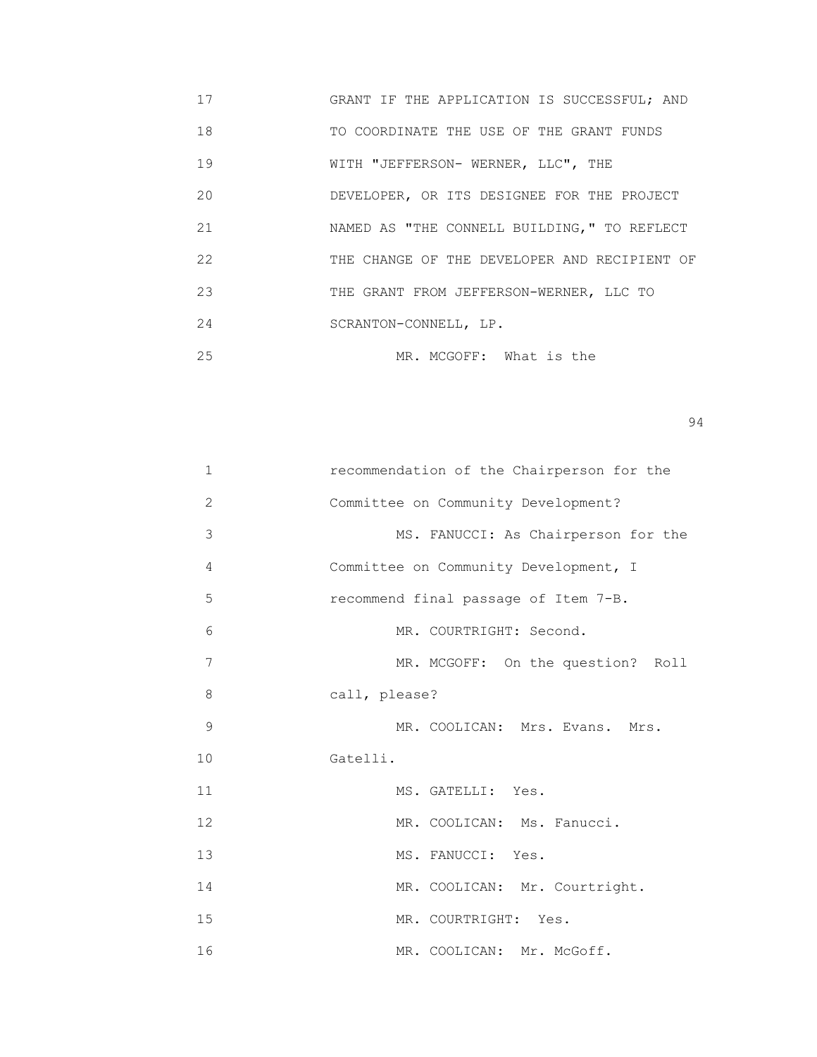17 GRANT IF THE APPLICATION IS SUCCESSFUL; AND
18 TO COORDINATE THE USE OF THE GRANT FUNDS
19 WITH "JEFFERSON- WERNER, LLC", THE
20 DEVELOPER, OR ITS DESIGNEE FOR THE PROJECT
21 NAMED AS "THE CONNELL BUILDING," TO REFLECT
22 THE CHANGE OF THE DEVELOPER AND RECIPIENT OF
23 THE GRANT FROM JEFFERSON-WERNER, LLC TO
24 SCRANTON-CONNELL, LP.
25 MR. MCGOFF: What is the

1 recommendation of the Chairperson for the
2 Committee on Community Development?
3 MS. FANUCCI: As Chairperson for the
4 Committee on Community Development, I
5 recommend final passage of Item 7-B.
6 MR. COURTRIGHT: Second.
7 MR. MCGOFF: On the question? Roll
8 call, please?
9 MR. COOLICAN: Mrs. Evans. Mrs.
10 Gatelli.
11 MS. GATELLI: Yes.
12 MR. COOLICAN: Ms. Fanucci.
13 MS. FANUCCI: Yes.
14 MR. COOLICAN: Mr. Courtright.
15 MR. COURTRIGHT: Yes.
16 MR. COOLICAN: Mr. McGoff.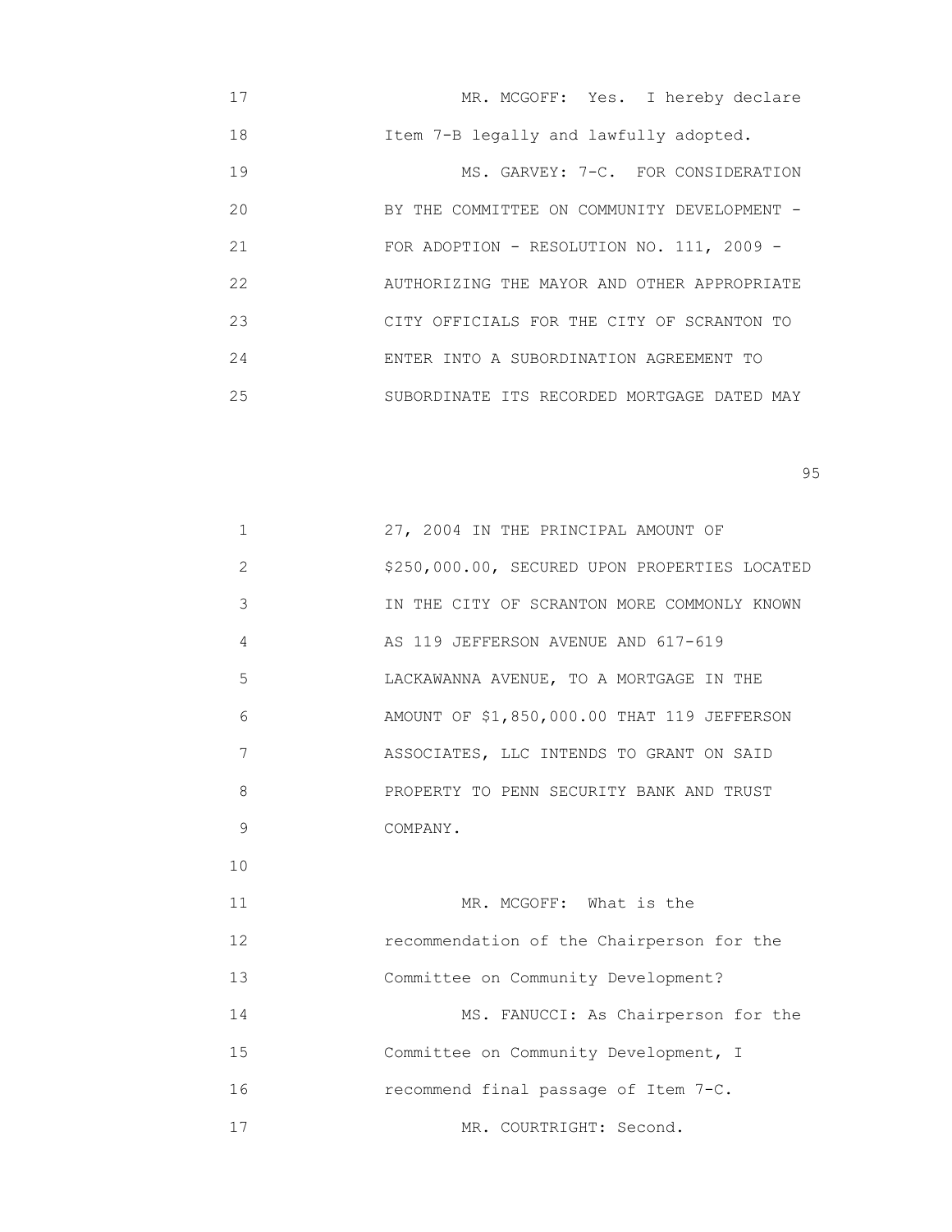MR. MCGOFF: Yes. I hereby declare Item 7-B legally and lawfully adopted.

MS. GARVEY: 7-C. FOR CONSIDERATION BY THE COMMITTEE ON COMMUNITY DEVELOPMENT - FOR ADOPTION - RESOLUTION NO. 111, 2009 - AUTHORIZING THE MAYOR AND OTHER APPROPRIATE CITY OFFICIALS FOR THE CITY OF SCRANTON TO ENTER INTO A SUBORDINATION AGREEMENT TO SUBORDINATE ITS RECORDED MORTGAGE DATED MAY 27, 2004 IN THE PRINCIPAL AMOUNT OF $250,000.00, SECURED UPON PROPERTIES LOCATED IN THE CITY OF SCRANTON MORE COMMONLY KNOWN AS 119 JEFFERSON AVENUE AND 617-619 LACKAWANNA AVENUE, TO A MORTGAGE IN THE AMOUNT OF $1,850,000.00 THAT 119 JEFFERSON ASSOCIATES, LLC INTENDS TO GRANT ON SAID PROPERTY TO PENN SECURITY BANK AND TRUST COMPANY.

MR. MCGOFF: What is the recommendation of the Chairperson for the Committee on Community Development?

MS. FANUCCI: As Chairperson for the Committee on Community Development, I recommend final passage of Item 7-C.

MR. COURTRIGHT: Second.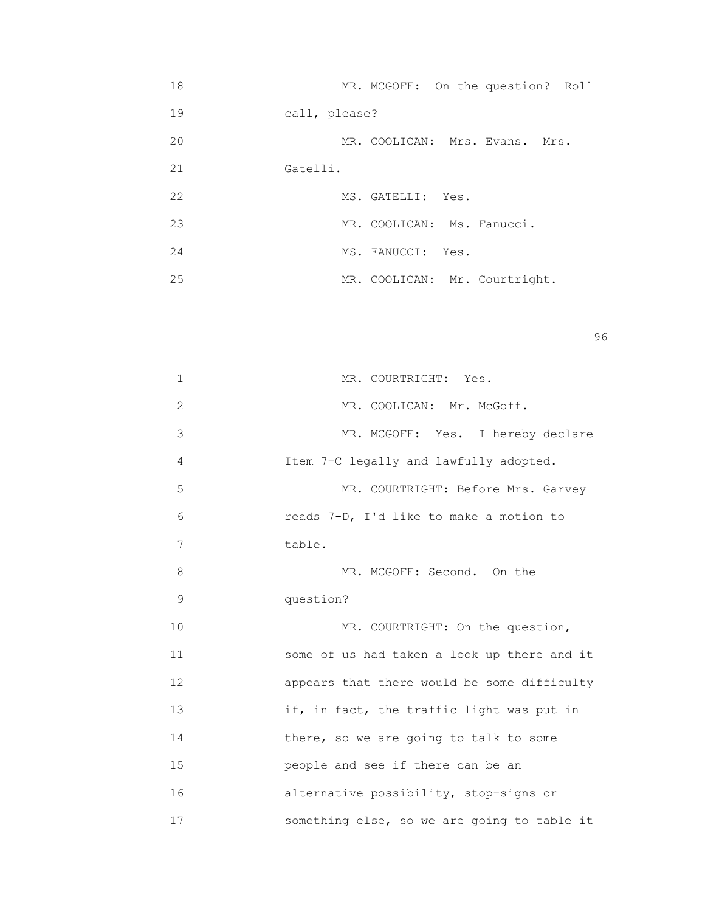18 MR. MCGOFF: On the question? Roll

19 call, please?

20 MR. COOLICAN: Mrs. Evans. Mrs.

21 Gatelli.

22 MS. GATELLI: Yes.

23 MR. COOLICAN: Ms. Fanucci.

24 MS. FANUCCI: Yes.

25 MR. COOLICAN: Mr. Courtright.

1 MR. COURTRIGHT: Yes.

2 MR. COOLICAN: Mr. McGoff.

3 MR. MCGOFF: Yes. I hereby declare

4 Item 7-C legally and lawfully adopted.

5 MR. COURTRIGHT: Before Mrs. Garvey

6 reads 7-D, I'd like to make a motion to

7 table.

8 MR. MCGOFF: Second. On the

9 question?

10 MR. COURTRIGHT: On the question,

11 some of us had taken a look up there and it

12 appears that there would be some difficulty

13 if, in fact, the traffic light was put in

14 there, so we are going to talk to some

15 people and see if there can be an

16 alternative possibility, stop-signs or

17 something else, so we are going to table it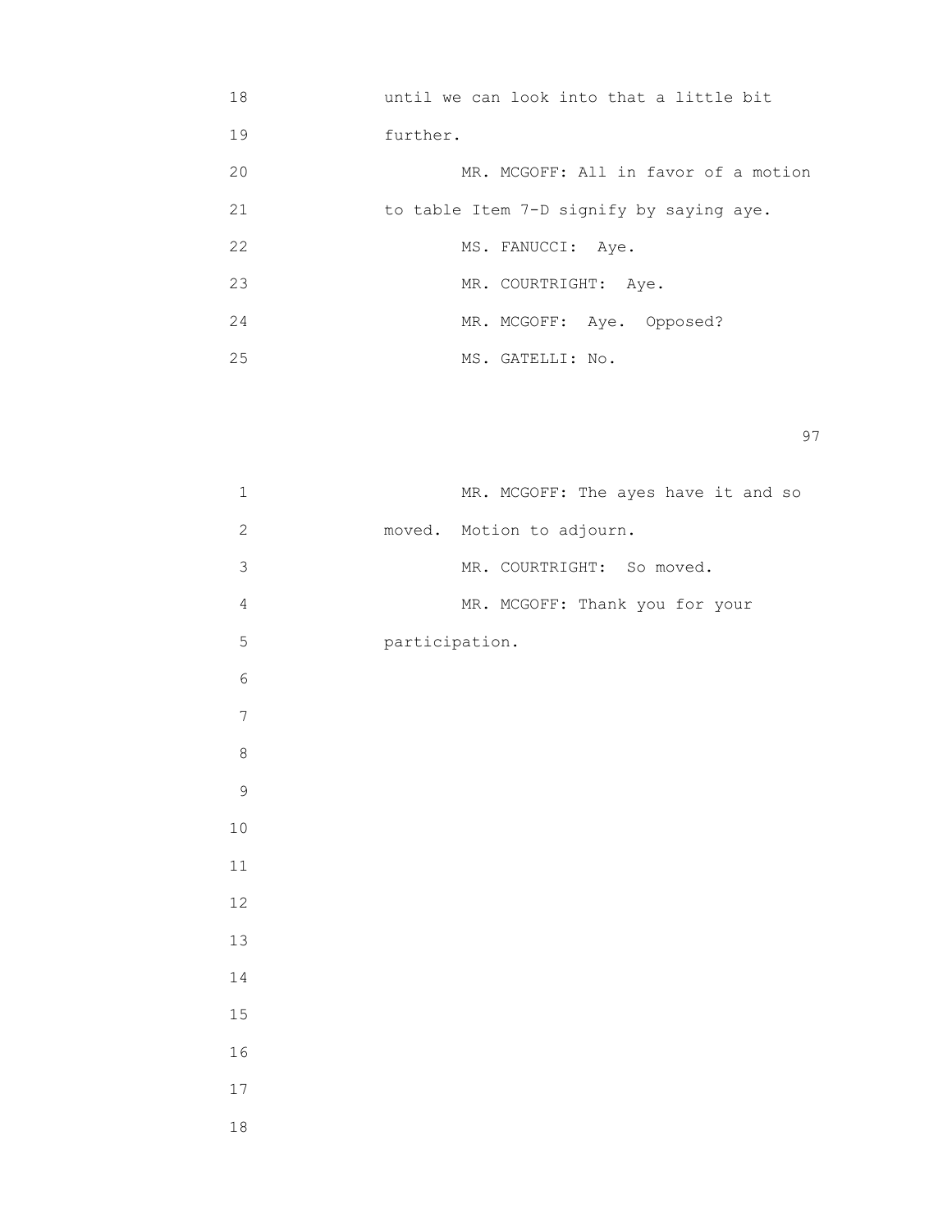18 until we can look into that a little bit

19 further.

20 MR. MCGOFF: All in favor of a motion

21 to table Item 7-D signify by saying aye.

22 MS. FANUCCI: Aye.

23 MR. COURTRIGHT: Aye.

24 MR. MCGOFF: Aye. Opposed?

25 MS. GATELLI: No.

1 MR. MCGOFF: The ayes have it and so

2 moved. Motion to adjourn.

3 MR. COURTRIGHT: So moved.

4 MR. MCGOFF: Thank you for your

5 participation.

6

7

8

9

10

11

12

13

14

15

16

17

18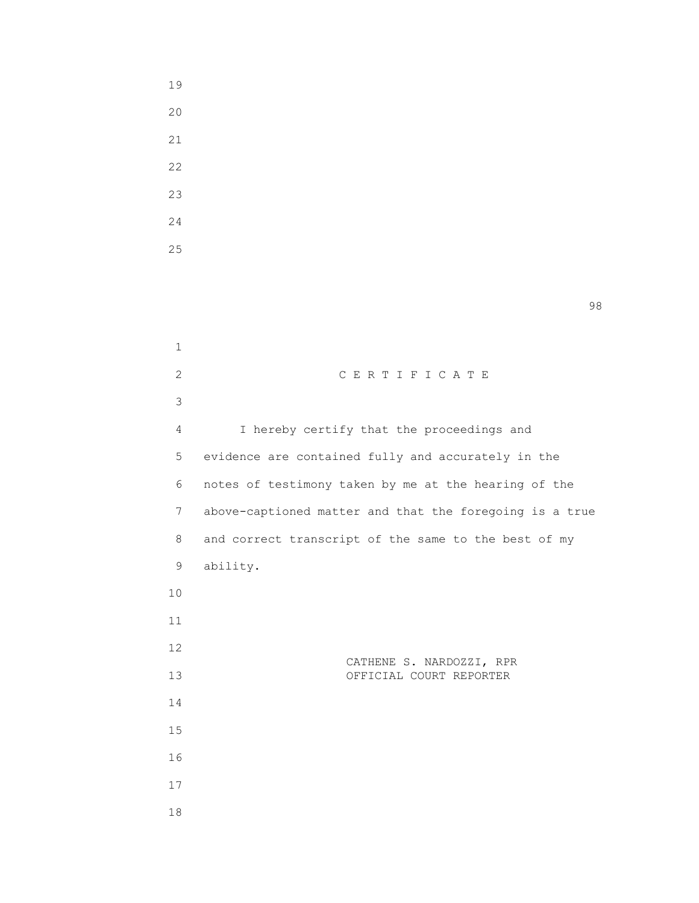# C E R T I F I C A T E

I hereby certify that the proceedings and evidence are contained fully and accurately in the notes of testimony taken by me at the hearing of the above-captioned matter and that the foregoing is a true and correct transcript of the same to the best of my ability.

CATHENE S. NARDOZZI, RPR
OFFICIAL COURT REPORTER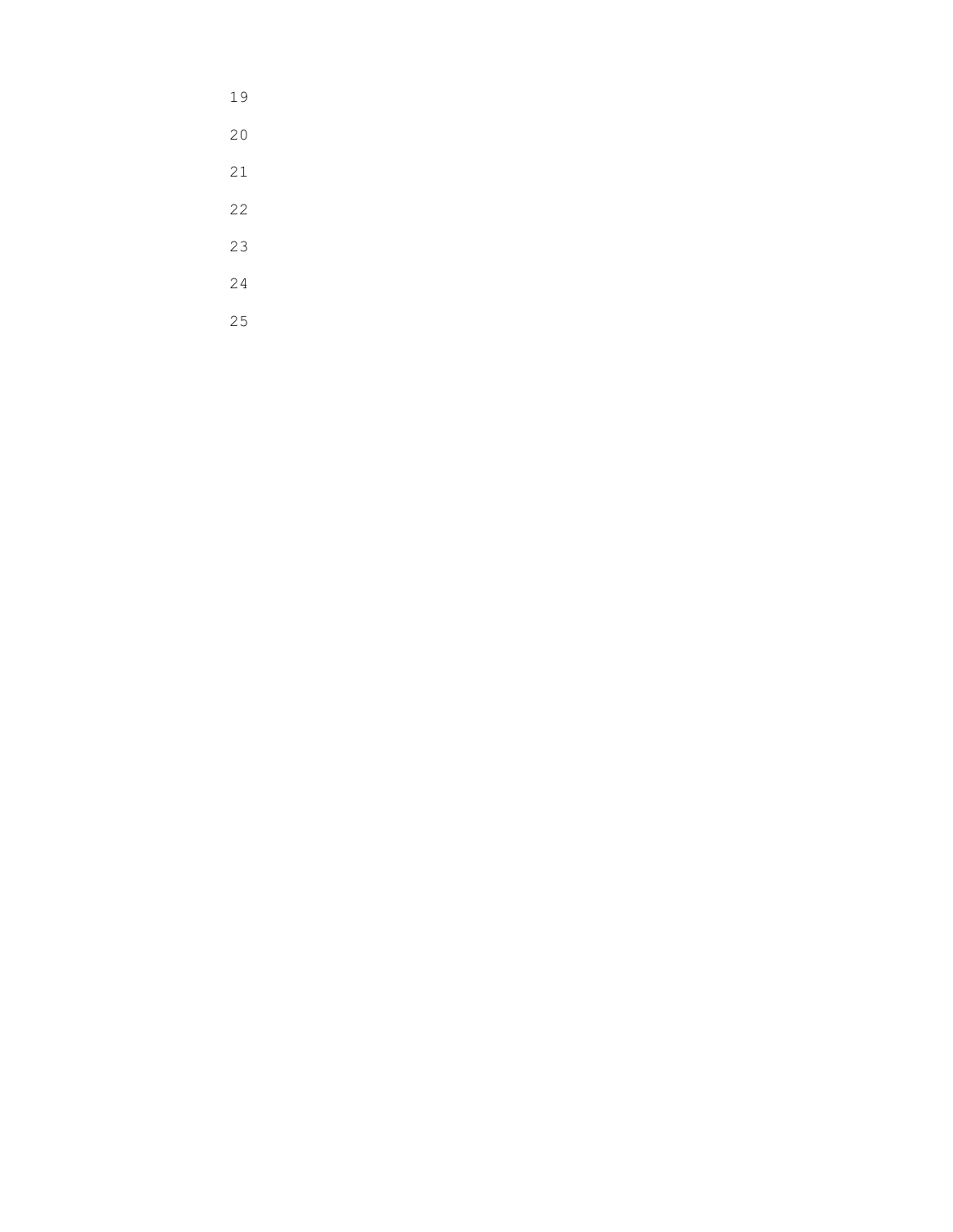19

20

21

22

23

24

25